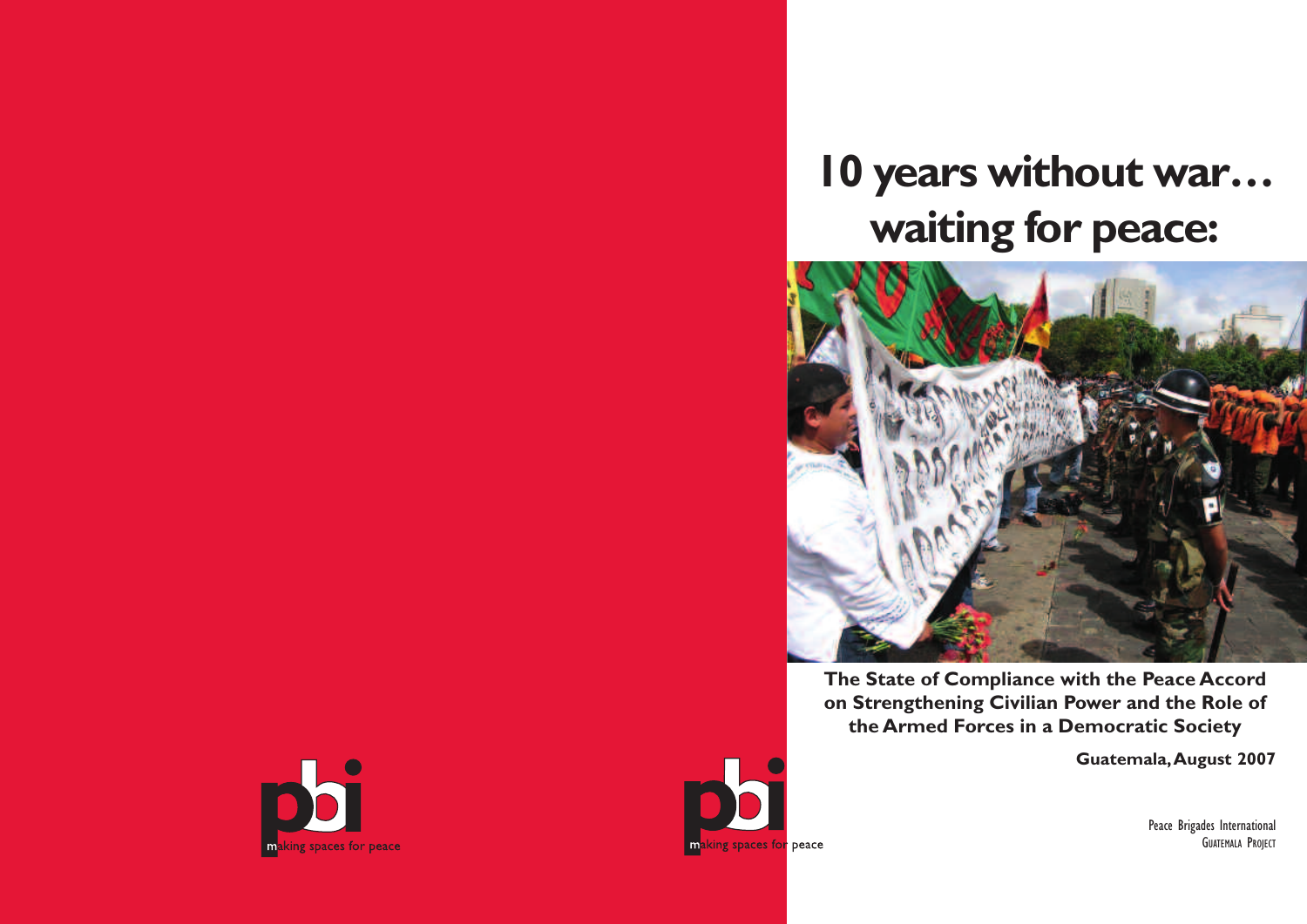# 10 years without war… waiting for peace:

**The State of Compliance with the Peace Accord on Strengthening Civilian Power and the Role of the Armed Forces in a Democratic Society**

**Guatemala, August 2007**

making spaces for peace

Peace Brigades International
GUATEMALA PROJECT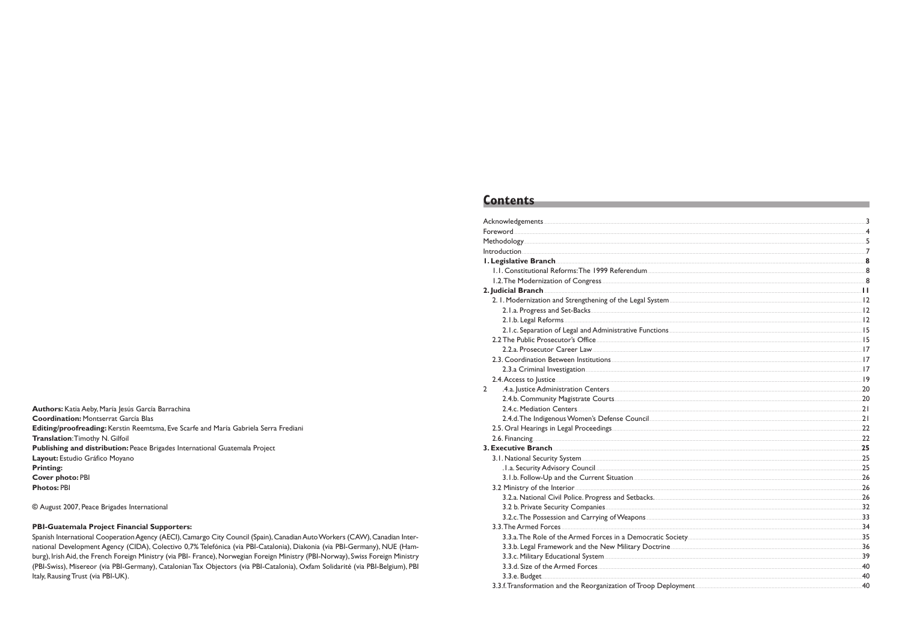**Authors:** Katia Aeby, María Jesús García Barrachina
**Coordination:** Montserrat García Blas
**Editing/proofreading:** Kerstin Reemtsma, Eve Scarfe and María Gabriela Serra Frediani
**Translation**: Timothy N. Gilfoil
**Publishing and distribution:** Peace Brigades International Guatemala Project
**Layout:** Estudio Gráfico Moyano
**Printing:**
**Cover photo:** PBI
**Photos:** PBI

© August 2007, Peace Brigades International

**PBI-Guatemala Project Financial Supporters:**
Spanish International Cooperation Agency (AECI), Camargo City Council (Spain), Canadian Auto Workers (CAW), Canadian International Development Agency (CIDA), Colectivo 0,7% Telefónica (via PBI-Catalonia), Diakonia (via PBI-Germany), NUE (Hamburg), Irish Aid, the French Foreign Ministry (via PBI- France), Norwegian Foreign Ministry (PBI-Norway), Swiss Foreign Ministry (PBI-Swiss), Misereor (via PBI-Germany), Catalonian Tax Objectors (via PBI-Catalonia), Oxfam Solidarité (via PBI-Belgium), PBI Italy, Rausing Trust (via PBI-UK).

## Contents

Acknowledgements ..... 3
Foreword ..... 4
Methodology ..... 5
Introduction ..... 7
**1. Legislative Branch ..... 8**
 1.1. Constitutional Reforms: The 1999 Referendum ..... 8
 1.2. The Modernization of Congress ..... 8
**2. Judicial Branch ..... 11**
 2. 1. Modernization and Strengthening of the Legal System ..... 12
  2.1.a. Progress and Set-Backs ..... 12
  2.1.b. Legal Reforms ..... 12
  2.1.c. Separation of Legal and Administrative Functions ..... 15
 2.2 The Public Prosecutor's Office ..... 15
  2.2.a. Prosecutor Career Law ..... 17
 2.3. Coordination Between Institutions ..... 17
  2.3.a Criminal Investigation ..... 17
 2.4. Access to Justice ..... 19
 2 .4.a. Justice Administration Centers ..... 20
  2.4.b. Community Magistrate Courts ..... 20
  2.4.c. Mediation Centers ..... 21
  2.4.d. The Indigenous Women's Defense Council ..... 21
 2.5. Oral Hearings in Legal Proceedings ..... 22
 2.6. Financing ..... 22
**3. Executive Branch ..... 25**
 3.1. National Security System ..... 25
  .1.a. Security Advisory Council ..... 25
  3.1.b. Follow-Up and the Current Situation ..... 26
 3.2 Ministry of the Interior ..... 26
  3.2.a. National Civil Police. Progress and Setbacks. ..... 26
  3.2 b. Private Security Companies ..... 32
  3.2.c. The Possession and Carrying of Weapons ..... 33
 3.3. The Armed Forces ..... 34
  3.3.a. The Role of the Armed Forces in a Democratic Society ..... 35
  3.3.b. Legal Framework and the New Military Doctrine ..... 36
  3.3.c. Military Educational System ..... 39
  3.3.d. Size of the Armed Forces ..... 40
  3.3.e. Budget ..... 40
 3.3.f. Transformation and the Reorganization of Troop Deployment ..... 40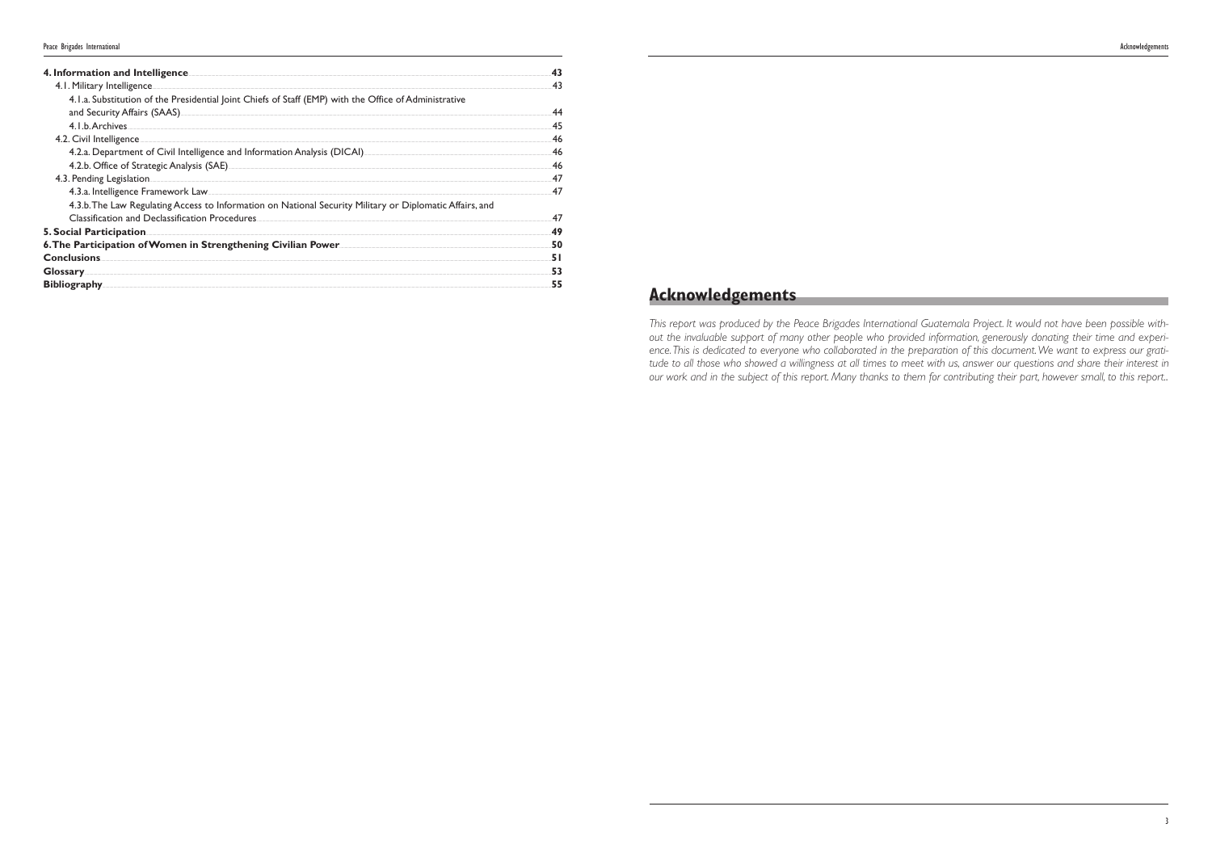| | |
|---|---|
| **4. Information and Intelligence** | **43** |
| 4.1. Military Intelligence | 43 |
| 4.1.a. Substitution of the Presidential Joint Chiefs of Staff (EMP) with the Office of Administrative and Security Affairs (SAAS) | 44 |
| 4.1.b. Archives | 45 |
| 4.2. Civil Intelligence | 46 |
| 4.2.a. Department of Civil Intelligence and Information Analysis (DICAI) | 46 |
| 4.2.b. Office of Strategic Analysis (SAE) | 46 |
| 4.3. Pending Legislation | 47 |
| 4.3.a. Intelligence Framework Law | 47 |
| 4.3.b. The Law Regulating Access to Information on National Security Military or Diplomatic Affairs, and Classification and Declassification Procedures | 47 |
| **5. Social Participation** | **49** |
| **6. The Participation of Women in Strengthening Civilian Power** | **50** |
| **Conclusions** | **51** |
| **Glossary** | **53** |
| **Bibliography** | **55** |

# Acknowledgements

*This report was produced by the Peace Brigades International Guatemala Project. It would not have been possible without the invaluable support of many other people who provided information, generously donating their time and experience. This is dedicated to everyone who collaborated in the preparation of this document. We want to express our gratitude to all those who showed a willingness at all times to meet with us, answer our questions and share their interest in our work and in the subject of this report. Many thanks to them for contributing their part, however small, to this report..*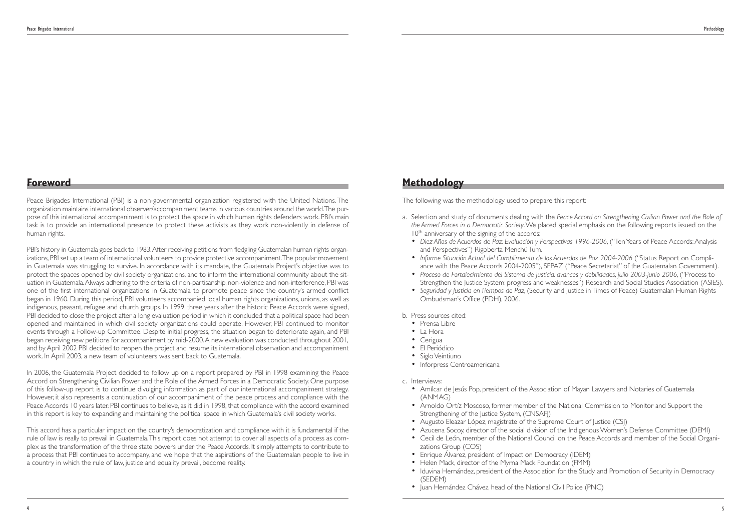## Foreword

Peace Brigades International (PBI) is a non-governmental organization registered with the United Nations. The organization maintains international observer/accompaniment teams in various countries around the world. The purpose of this international accompaniment is to protect the space in which human rights defenders work. PBI's main task is to provide an international presence to protect these activists as they work non-violently in defense of human rights.

PBI's history in Guatemala goes back to 1983. After receiving petitions from fledgling Guatemalan human rights organizations, PBI set up a team of international volunteers to provide protective accompaniment. The popular movement in Guatemala was struggling to survive. In accordance with its mandate, the Guatemala Project's objective was to protect the spaces opened by civil society organizations, and to inform the international community about the situation in Guatemala. Always adhering to the criteria of non-partisanship, non-violence and non-interference, PBI was one of the first international organizations in Guatemala to promote peace since the country's armed conflict began in 1960. During this period, PBI volunteers accompanied local human rights organizations, unions, as well as indigenous, peasant, refugee and church groups. In 1999, three years after the historic Peace Accords were signed, PBI decided to close the project after a long evaluation period in which it concluded that a political space had been opened and maintained in which civil society organizations could operate. However, PBI continued to monitor events through a Follow-up Committee. Despite initial progress, the situation began to deteriorate again, and PBI began receiving new petitions for accompaniment by mid-2000. A new evaluation was conducted throughout 2001, and by April 2002 PBI decided to reopen the project and resume its international observation and accompaniment work. In April 2003, a new team of volunteers was sent back to Guatemala.

In 2006, the Guatemala Project decided to follow up on a report prepared by PBI in 1998 examining the Peace Accord on Strengthening Civilian Power and the Role of the Armed Forces in a Democratic Society. One purpose of this follow-up report is to continue divulging information as part of our international accompaniment strategy. However, it also represents a continuation of our accompaniment of the peace process and compliance with the Peace Accords 10 years later. PBI continues to believe, as it did in 1998, that compliance with the accord examined in this report is key to expanding and maintaining the political space in which Guatemala's civil society works.

This accord has a particular impact on the country's democratization, and compliance with it is fundamental if the rule of law is really to prevail in Guatemala. This report does not attempt to cover all aspects of a process as complex as the transformation of the three state powers under the Peace Accords. It simply attempts to contribute to a process that PBI continues to accompany, and we hope that the aspirations of the Guatemalan people to live in a country in which the rule of law, justice and equality prevail, become reality.

## Methodology

The following was the methodology used to prepare this report:

a. Selection and study of documents dealing with the *Peace Accord on Strengthening Civilian Power and the Role of the Armed Forces in a Democratic Society*. We placed special emphasis on the following reports issued on the 10th anniversary of the signing of the accords:
   - *Diez Años de Acuerdos de Paz: Evaluación y Perspectivas 1996-2006*, ("Ten Years of Peace Accords: Analysis and Perspectives") Rigoberta Menchú Tum.
   - *Informe Situación Actual del Cumplimiento de los Acuerdos de Paz 2004-2006* ("Status Report on Compliance with the Peace Accords 2004-2005"), SEPAZ ("Peace Secretariat" of the Guatemalan Government).
   - *Proceso de Fortalecimiento del Sistema de Justicia: avances y debilidades, julio 2003-junio 2006*, ("Process to Strengthen the Justice System: progress and weaknesses") Research and Social Studies Association (ASIES).
   - *Seguridad y Justicia en Tiempos de Paz*, (Security and Justice in Times of Peace) Guatemalan Human Rights Ombudsman's Office (PDH), 2006.

b. Press sources cited:
   - Prensa Libre
   - La Hora
   - Cerigua
   - El Periódico
   - Siglo Veintiuno
   - Inforpress Centroamericana

c. Interviews:
   - Amílcar de Jesús Pop, president of the Association of Mayan Lawyers and Notaries of Guatemala (ANMAG)
   - Arnoldo Ortíz Moscoso, former member of the National Commission to Monitor and Support the Strengthening of the Justice System, (CNSAFJ)
   - Augusto Eleazar López, magistrate of the Supreme Court of Justice (CSJ)
   - Azucena Socoy, director of the social division of the Indigenous Women's Defense Committee (DEMI)
   - Cecil de León, member of the National Council on the Peace Accords and member of the Social Organizations Group (COS)
   - Enrique Álvarez, president of Impact on Democracy (IDEM)
   - Helen Mack, director of the Myrna Mack Foundation (FMM)
   - Iduvina Hernández, president of the Association for the Study and Promotion of Security in Democracy (SEDEM)
   - Juan Hernández Chávez, head of the National Civil Police (PNC)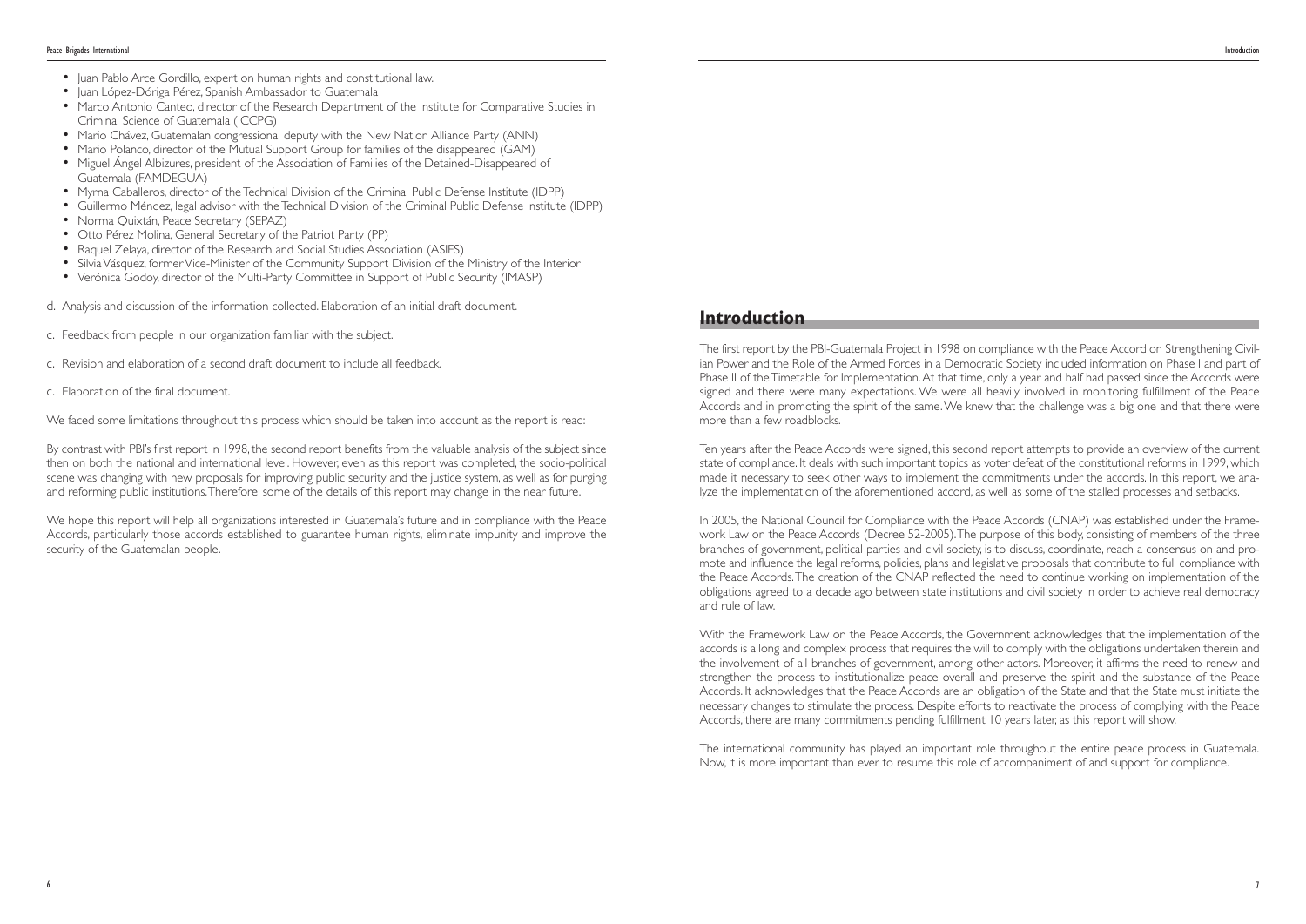- Juan Pablo Arce Gordillo, expert on human rights and constitutional law.
- Juan López-Dóriga Pérez, Spanish Ambassador to Guatemala
- Marco Antonio Canteo, director of the Research Department of the Institute for Comparative Studies in Criminal Science of Guatemala (ICCPG)
- Mario Chávez, Guatemalan congressional deputy with the New Nation Alliance Party (ANN)
- Mario Polanco, director of the Mutual Support Group for families of the disappeared (GAM)
- Miguel Ángel Albizures, president of the Association of Families of the Detained-Disappeared of Guatemala (FAMDEGUA)
- Myrna Caballeros, director of the Technical Division of the Criminal Public Defense Institute (IDPP)
- Guillermo Méndez, legal advisor with the Technical Division of the Criminal Public Defense Institute (IDPP)
- Norma Quixtán, Peace Secretary (SEPAZ)
- Otto Pérez Molina, General Secretary of the Patriot Party (PP)
- Raquel Zelaya, director of the Research and Social Studies Association (ASIES)
- Silvia Vásquez, former Vice-Minister of the Community Support Division of the Ministry of the Interior
- Verónica Godoy, director of the Multi-Party Committee in Support of Public Security (IMASP)

d. Analysis and discussion of the information collected. Elaboration of an initial draft document.

c. Feedback from people in our organization familiar with the subject.

c. Revision and elaboration of a second draft document to include all feedback.

c. Elaboration of the final document.

We faced some limitations throughout this process which should be taken into account as the report is read:

By contrast with PBI's first report in 1998, the second report benefits from the valuable analysis of the subject since then on both the national and international level. However, even as this report was completed, the socio-political scene was changing with new proposals for improving public security and the justice system, as well as for purging and reforming public institutions. Therefore, some of the details of this report may change in the near future.

We hope this report will help all organizations interested in Guatemala's future and in compliance with the Peace Accords, particularly those accords established to guarantee human rights, eliminate impunity and improve the security of the Guatemalan people.

## Introduction

The first report by the PBI-Guatemala Project in 1998 on compliance with the Peace Accord on Strengthening Civilian Power and the Role of the Armed Forces in a Democratic Society included information on Phase I and part of Phase II of the Timetable for Implementation. At that time, only a year and half had passed since the Accords were signed and there were many expectations. We were all heavily involved in monitoring fulfillment of the Peace Accords and in promoting the spirit of the same. We knew that the challenge was a big one and that there were more than a few roadblocks.

Ten years after the Peace Accords were signed, this second report attempts to provide an overview of the current state of compliance. It deals with such important topics as voter defeat of the constitutional reforms in 1999, which made it necessary to seek other ways to implement the commitments under the accords. In this report, we analyze the implementation of the aforementioned accord, as well as some of the stalled processes and setbacks.

In 2005, the National Council for Compliance with the Peace Accords (CNAP) was established under the Framework Law on the Peace Accords (Decree 52-2005). The purpose of this body, consisting of members of the three branches of government, political parties and civil society, is to discuss, coordinate, reach a consensus on and promote and influence the legal reforms, policies, plans and legislative proposals that contribute to full compliance with the Peace Accords. The creation of the CNAP reflected the need to continue working on implementation of the obligations agreed to a decade ago between state institutions and civil society in order to achieve real democracy and rule of law.

With the Framework Law on the Peace Accords, the Government acknowledges that the implementation of the accords is a long and complex process that requires the will to comply with the obligations undertaken therein and the involvement of all branches of government, among other actors. Moreover, it affirms the need to renew and strengthen the process to institutionalize peace overall and preserve the spirit and the substance of the Peace Accords. It acknowledges that the Peace Accords are an obligation of the State and that the State must initiate the necessary changes to stimulate the process. Despite efforts to reactivate the process of complying with the Peace Accords, there are many commitments pending fulfillment 10 years later, as this report will show.

The international community has played an important role throughout the entire peace process in Guatemala. Now, it is more important than ever to resume this role of accompaniment of and support for compliance.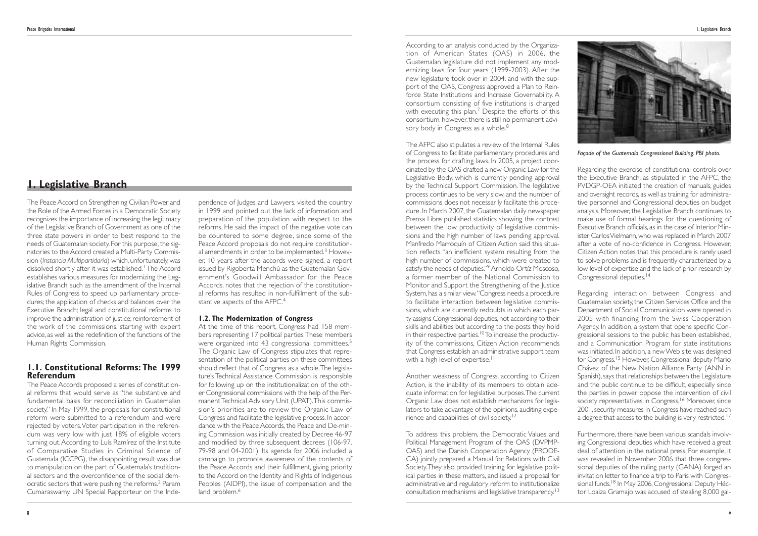# 1. Legislative Branch

The Peace Accord on Strengthening Civilian Power and the Role of the Armed Forces in a Democratic Society recognizes the importance of increasing the legitimacy of the Legislative Branch of Government as one of the three state powers in order to best respond to the needs of Guatemalan society. For this purpose, the signatories to the Accord created a Multi-Party Commission (*Instancia Multipartidaria*) which, unfortunately, was dissolved shortly after it was established.[1] The Accord establishes various measures for modernizing the Legislative Branch, such as the amendment of the Internal Rules of Congress to speed up parliamentary procedures; the application of checks and balances over the Executive Branch; legal and constitutional reforms to improve the administration of justice; reinforcement of the work of the commissions, starting with expert advice, as well as the redefinition of the functions of the Human Rights Commission.

## 1.1. Constitutional Reforms: The 1999 Referendum

The Peace Accords proposed a series of constitutional reforms that would serve as "the substantive and fundamental basis for reconciliation in Guatemalan society." In May 1999, the proposals for constitutional reform were submitted to a referendum and were rejected by voters. Voter participation in the referendum was very low with just 18% of eligible voters turning out. According to Luís Ramírez of the Institute of Comparative Studies in Criminal Science of Guatemala (ICCPG), the disappointing result was due to manipulation on the part of Guatemala's traditional sectors and the overconfidence of the social democratic sectors that were pushing the reforms.[2] Param Cumaraswamy, UN Special Rapporteur on the Independence of Judges and Lawyers, visited the country in 1999 and pointed out the lack of information and preparation of the population with respect to the reforms. He said the impact of the negative vote can be countered to some degree, since some of the Peace Accord proposals do not require constitutional amendments in order to be implemented.[3] However, 10 years after the accords were signed, a report issued by Rigoberta Menchú as the Guatemalan Government's Goodwill Ambassador for the Peace Accords, notes that the rejection of the constitutional reforms has resulted in non-fulfillment of the substantive aspects of the AFPC.[4]

## 1.2. The Modernization of Congress

At the time of this report, Congress had 158 members representing 17 political parties. These members were organized into 43 congressional committees.[5] The Organic Law of Congress stipulates that representation of the political parties on these committees should reflect that of Congress as a whole. The legislature's Technical Assistance Commission is responsible for following up on the institutionalization of the other Congressional commissions with the help of the Permanent Technical Advisory Unit (UPAT). This commission's priorities are to review the Organic Law of Congress and facilitate the legislative process. In accordance with the Peace Accords, the Peace and De-mining Commission was initially created by Decree 46-97 and modified by three subsequent decrees (106-97, 79-98 and 04-2001). Its agenda for 2006 included a campaign to promote awareness of the contents of the Peace Accords and their fulfillment, giving priority to the Accord on the Identity and Rights of Indigenous Peoples (AIDPI), the issue of compensation and the land problem.[6]

According to an analysis conducted by the Organization of American States (OAS) in 2006, the Guatemalan legislature did not implement any modernizing laws for four years (1999-2003). After the new legislature took over in 2004, and with the support of the OAS, Congress approved a Plan to Reinforce State Institutions and Increase Governability. A consortium consisting of five institutions is charged with executing this plan.[7] Despite the efforts of this consortium, however, there is still no permanent advisory body in Congress as a whole.[8]

The AFPC also stipulates a review of the Internal Rules of Congress to facilitate parliamentary procedures and the process for drafting laws. In 2005, a project coordinated by the OAS drafted a new Organic Law for the Legislative Body, which is currently pending approval by the Technical Support Commission. The legislative process continues to be very slow, and the number of commissions does not necessarily facilitate this procedure. In March 2007, the Guatemalan daily newspaper Prensa Libre published statistics showing the contrast between the low productivity of legislative commissions and the high number of laws pending approval. Manfredo Marroquín of Citizen Action said this situation reflects "an inefficient system resulting from the high number of commissions, which were created to satisfy the needs of deputies."[9] Arnoldo Ortíz Moscoso, a former member of the National Commission to Monitor and Support the Strengthening of the Justice System, has a similar view. "Congress needs a procedure to facilitate interaction between legislative commissions, which are currently redoubts in which each party assigns Congressional deputies, not according to their skills and abilities but according to the posts they hold in their respective parties.[10] To increase the productivity of the commissions, Citizen Action recommends that Congress establish an administrative support team with a high level of expertise.[11]

Another weakness of Congress, according to Citizen Action, is the inability of its members to obtain adequate information for legislative purposes. The current Organic Law does not establish mechanisms for legislators to take advantage of the opinions, auditing experience and capabilities of civil society.[12]

To address this problem, the Democratic Values and Political Management Program of the OAS (DVPMP-OAS) and the Danish Cooperation Agency (PRODECA) jointly prepared a Manual for Relations with Civil Society. They also provided training for legislative political parties in these matters, and issued a proposal for administrative and regulatory reform to institutionalize consultation mechanisms and legislative transparency.[13]

*Façade of the Guatemala Congressional Building. PBI photo.*

Regarding the exercise of constitutional controls over the Executive Branch, as stipulated in the AFPC, the PVDGP-OEA initiated the creation of manuals, guides and oversight records, as well as training for administrative personnel and Congressional deputies on budget analysis. Moreover, the Legislative Branch continues to make use of formal hearings for the questioning of Executive Branch officials, as in the case of Interior Minister Carlos Vielmann, who was replaced in March 2007 after a vote of no-confidence in Congress. However, Citizen Action notes that this procedure is rarely used to solve problems and is frequently characterized by a low level of expertise and the lack of prior research by Congressional deputies.[14]

Regarding interaction between Congress and Guatemalan society, the Citizen Services Office and the Department of Social Communication were opened in 2005 with financing from the Swiss Cooperation Agency. In addition, a system that opens specific Congressional sessions to the public has been established, and a Communication Program for state institutions was initiated. In addition, a new Web site was designed for Congress.[15] However, Congressional deputy Mario Chávez of the New Nation Alliance Party (ANN in Spanish), says that relationships between the Legislature and the public continue to be difficult, especially since the parties in power oppose the intervention of civil society representatives in Congress.[16] Moreover, since 2001, security measures in Congress have reached such a degree that access to the building is very restricted.[17]

Furthermore, there have been various scandals involving Congressional deputies which have received a great deal of attention in the national press. For example, it was revealed in November 2006 that three congressional deputies of the ruling party (GANA) forged an invitation letter to finance a trip to Paris with Congressional funds.[18] In May 2006, Congressional Deputy Héctor Loaiza Gramajo was accused of stealing 8,000 gal-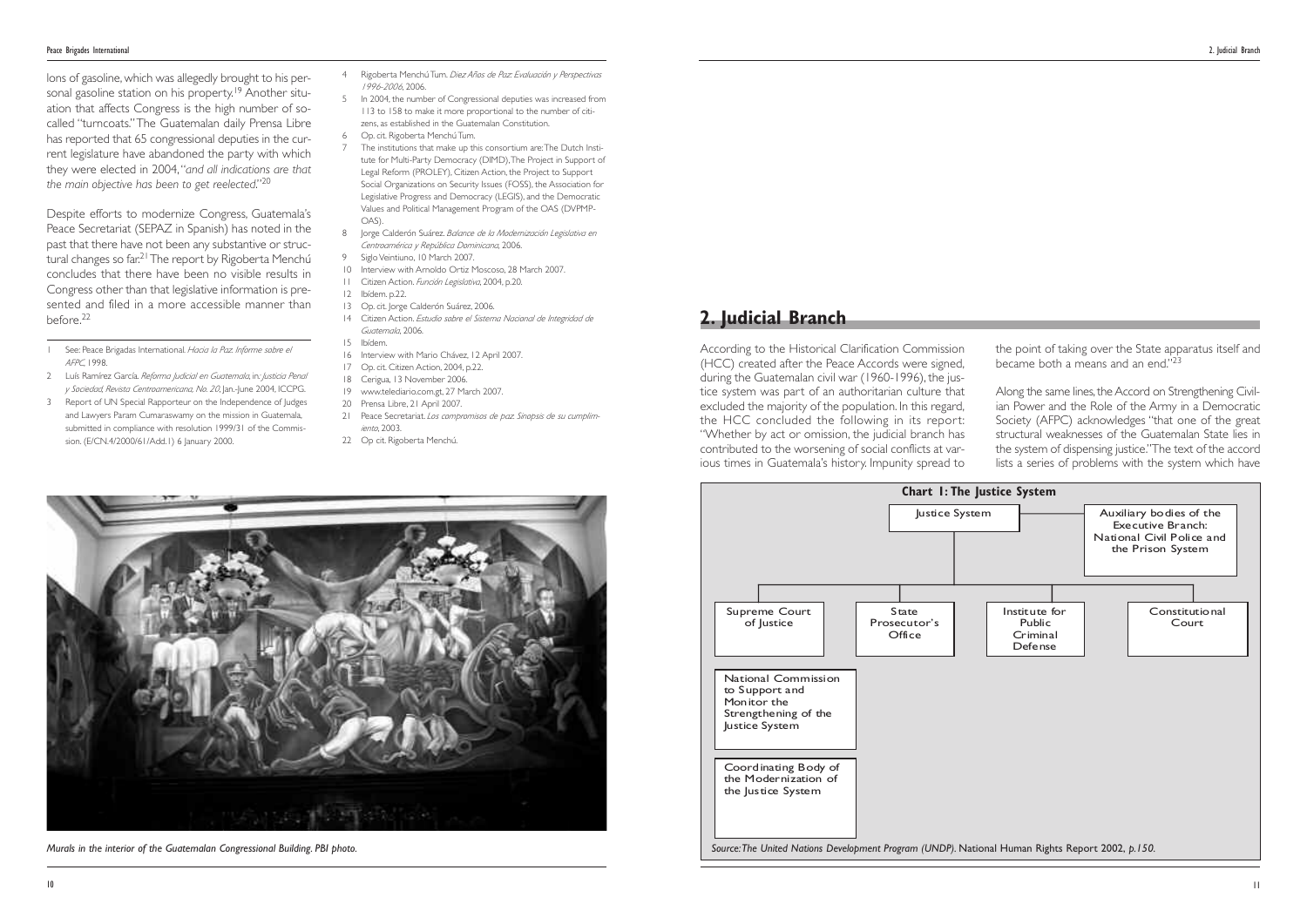lons of gasoline, which was allegedly brought to his personal gasoline station on his property.[19] Another situation that affects Congress is the high number of so-called "turncoats." The Guatemalan daily Prensa Libre has reported that 65 congressional deputies in the current legislature have abandoned the party with which they were elected in 2004, "*and all indications are that the main objective has been to get reelected*."[20]

Despite efforts to modernize Congress, Guatemala's Peace Secretariat (SEPAZ in Spanish) has noted in the past that there have not been any substantive or structural changes so far.[21] The report by Rigoberta Menchú concludes that there have been no visible results in Congress other than that legislative information is presented and filed in a more accessible manner than before.[22]

1 See: Peace Brigades International. *Hacia la Paz. Informe sobre el AFPC*. 1998.
2 Luís Ramírez García. *Reforma Judicial en Guatemala*, in: *Justicia Penal y Sociedad, Revista Centroamericana, No. 20*, Jan.-June 2004, ICCPG.
3 Report of UN Special Rapporteur on the Independence of Judges and Lawyers Param Cumaraswamy on the mission in Guatemala, submitted in compliance with resolution 1999/31 of the Commission. (E/CN.4/2000/61/Add.1) 6 January 2000.
4 Rigoberta Menchú Tum. *Diez Años de Paz: Evaluación y Perspectivas 1996-2006*, 2006.
5 In 2004, the number of Congressional deputies was increased from 113 to 158 to make it more proportional to the number of citizens, as established in the Guatemalan Constitution.
6 Op. cit. Rigoberta Menchú Tum.
7 The institutions that make up this consortium are: The Dutch Institute for Multi-Party Democracy (DIMD), The Project in Support of Legal Reform (PROLEY), Citizen Action, the Project to Support Social Organizations on Security Issues (FOSS), the Association for Legislative Progress and Democracy (LEGIS), and the Democratic Values and Political Management Program of the OAS (DVPMP-OAS).
8 Jorge Calderón Suárez. *Balance de la Modernización Legislativa en Centroamérica y República Dominicana*, 2006.
9 Siglo Veintiuno, 10 March 2007.
10 Interview with Arnoldo Ortiz Moscoso, 28 March 2007.
11 Citizen Action. *Función Legislativa*, 2004, p.20.
12 Ibídem. p.22.
13 Op. cit. Jorge Calderón Suárez, 2006.
14 Citizen Action. *Estudio sobre el Sistema Nacional de Integridad de Guatemala*, 2006.
15 Ibídem.
16 Interview with Mario Chávez, 12 April 2007.
17 Op. cit. Citizen Action, 2004, p.22.
18 Cerigua, 13 November 2006.
19 www.telediario.com.gt, 27 March 2007.
20 Prensa Libre, 21 April 2007.
21 Peace Secretariat. *Los compromisos de paz. Sinopsis de su cumplimiento*, 2003.
22 Op cit. Rigoberta Menchú.

*Murals in the interior of the Guatemalan Congressional Building. PBI photo.*

## 2. Judicial Branch

According to the Historical Clarification Commission (HCC) created after the Peace Accords were signed, during the Guatemalan civil war (1960-1996), the justice system was part of an authoritarian culture that excluded the majority of the population. In this regard, the HCC concluded the following in its report: "Whether by act or omission, the judicial branch has contributed to the worsening of social conflicts at various times in Guatemala's history. Impunity spread to the point of taking over the State apparatus itself and became both a means and an end."[23]

Along the same lines, the Accord on Strengthening Civilian Power and the Role of the Army in a Democratic Society (AFPC) acknowledges "that one of the great structural weaknesses of the Guatemalan State lies in the system of dispensing justice." The text of the accord lists a series of problems with the system which have

**Chart 1: The Justice System**

- Justice System
  - Auxiliary bodies of the Executive Branch: National Civil Police and the Prison System
  - Supreme Court of Justice
  - State Prosecutor's Office
  - Institute for Public Criminal Defense
  - Constitutional Court
- National Commission to Support and Monitor the Strengthening of the Justice System
- Coordinating Body of the Modernization of the Justice System

*Source: The United Nations Development Program (UNDP).* National Human Rights Report 2002, *p.150.*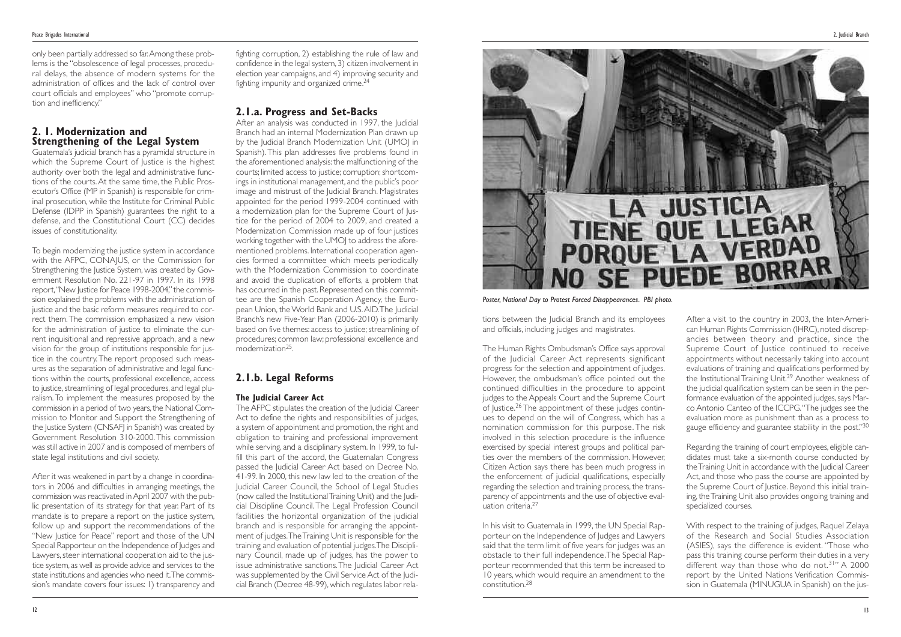only been partially addressed so far. Among these problems is the "obsolescence of legal processes, procedural delays, the absence of modern systems for the administration of offices and the lack of control over court officials and employees" who "promote corruption and inefficiency."

## 2. 1. Modernization and Strengthening of the Legal System

Guatemala's judicial branch has a pyramidal structure in which the Supreme Court of Justice is the highest authority over both the legal and administrative functions of the courts. At the same time, the Public Prosecutor's Office (MP in Spanish) is responsible for criminal prosecution, while the Institute for Criminal Public Defense (IDPP in Spanish) guarantees the right to a defense, and the Constitutional Court (CC) decides issues of constitutionality.

To begin modernizing the justice system in accordance with the AFPC, CONAJUS, or the Commission for Strengthening the Justice System, was created by Government Resolution No. 221-97 in 1997. In its 1998 report, "New Justice for Peace 1998-2004," the commission explained the problems with the administration of justice and the basic reform measures required to correct them. The commission emphasized a new vision for the administration of justice to eliminate the current inquisitional and repressive approach, and a new vision for the group of institutions responsible for justice in the country. The report proposed such measures as the separation of administrative and legal functions within the courts, professional excellence, access to justice, streamlining of legal procedures, and legal pluralism. To implement the measures proposed by the commission in a period of two years, the National Commission to Monitor and Support the Strengthening of the Justice System (CNSAFJ in Spanish) was created by Government Resolution 310-2000. This commission was still active in 2007 and is composed of members of state legal institutions and civil society.

After it was weakened in part by a change in coordinators in 2006 and difficulties in arranging meetings, the commission was reactivated in April 2007 with the public presentation of its strategy for that year. Part of its mandate is to prepare a report on the justice system, follow up and support the recommendations of the "New Justice for Peace" report and those of the UN Special Rapporteur on the Independence of Judges and Lawyers, steer international cooperation aid to the justice system, as well as provide advice and services to the state institutions and agencies who need it. The commission's mandate covers four issues: 1) transparency and fighting corruption, 2) establishing the rule of law and confidence in the legal system, 3) citizen involvement in election year campaigns, and 4) improving security and fighting impunity and organized crime.[24]

### 2.1.a. Progress and Set-Backs

After an analysis was conducted in 1997, the Judicial Branch had an internal Modernization Plan drawn up by the Judicial Branch Modernization Unit (UMOJ in Spanish). This plan addresses five problems found in the aforementioned analysis: the malfunctioning of the courts; limited access to justice; corruption; shortcomings in institutional management, and the public's poor image and mistrust of the Judicial Branch. Magistrates appointed for the period 1999-2004 continued with a modernization plan for the Supreme Court of Justice for the period of 2004 to 2009, and created a Modernization Commission made up of four justices working together with the UMOJ to address the aforementioned problems. International cooperation agencies formed a committee which meets periodically with the Modernization Commission to coordinate and avoid the duplication of efforts, a problem that has occurred in the past. Represented on this committee are the Spanish Cooperation Agency, the European Union, the World Bank and U.S. AID. The Judicial Branch's new Five-Year Plan (2006-2010) is primarily based on five themes: access to justice; streamlining of procedures; common law; professional excellence and modernization[25].

### 2.1.b. Legal Reforms

#### The Judicial Career Act

The AFPC stipulates the creation of the Judicial Career Act to define the rights and responsibilities of judges, a system of appointment and promotion, the right and obligation to training and professional improvement while serving, and a disciplinary system. In 1999, to fulfill this part of the accord, the Guatemalan Congress passed the Judicial Career Act based on Decree No. 41-99. In 2000, this new law led to the creation of the Judicial Career Council, the School of Legal Studies (now called the Institutional Training Unit) and the Judicial Discipline Council. The Legal Profession Council facilities the horizontal organization of the judicial branch and is responsible for arranging the appointment of judges. The Training Unit is responsible for the training and evaluation of potential judges. The Disciplinary Council, made up of judges, has the power to issue administrative sanctions. The Judicial Career Act was supplemented by the Civil Service Act of the Judicial Branch (Decree 48-99), which regulates labor relations between the Judicial Branch and its employees and officials, including judges and magistrates.

*Poster, National Day to Protest Forced Disappearances. PBI photo.*

The Human Rights Ombudsman's Office says approval of the Judicial Career Act represents significant progress for the selection and appointment of judges. However, the ombudsman's office pointed out the continued difficulties in the procedure to appoint judges to the Appeals Court and the Supreme Court of Justice.[26] The appointment of these judges continues to depend on the will of Congress, which has a nomination commission for this purpose. The risk involved in this selection procedure is the influence exercised by special interest groups and political parties over the members of the commission. However, Citizen Action says there has been much progress in the enforcement of judicial qualifications, especially regarding the selection and training process, the transparency of appointments and the use of objective evaluation criteria.[27]

In his visit to Guatemala in 1999, the UN Special Rapporteur on the Independence of Judges and Lawyers said that the term limit of five years for judges was an obstacle to their full independence. The Special Rapporteur recommended that this term be increased to 10 years, which would require an amendment to the constitution.[28]

After a visit to the country in 2003, the Inter-American Human Rights Commission (IHRC), noted discrepancies between theory and practice, since the Supreme Court of Justice continued to receive appointments without necessarily taking into account evaluations of training and qualifications performed by the Institutional Training Unit.[29] Another weakness of the judicial qualification system can be seen in the performance evaluation of the appointed judges, says Marco Antonio Canteo of the ICCPG. "The judges see the evaluation more as punishment than as a process to gauge efficiency and guarantee stability in the post."[30]

Regarding the training of court employees, eligible candidates must take a six-month course conducted by the Training Unit in accordance with the Judicial Career Act, and those who pass the course are appointed by the Supreme Court of Justice. Beyond this initial training, the Training Unit also provides ongoing training and specialized courses.

With respect to the training of judges, Raquel Zelaya of the Research and Social Studies Association (ASIES), says the difference is evident. "Those who pass this training course perform their duties in a very different way than those who do not.[31]" A 2000 report by the United Nations Verification Commission in Guatemala (MINUGUA in Spanish) on the jus-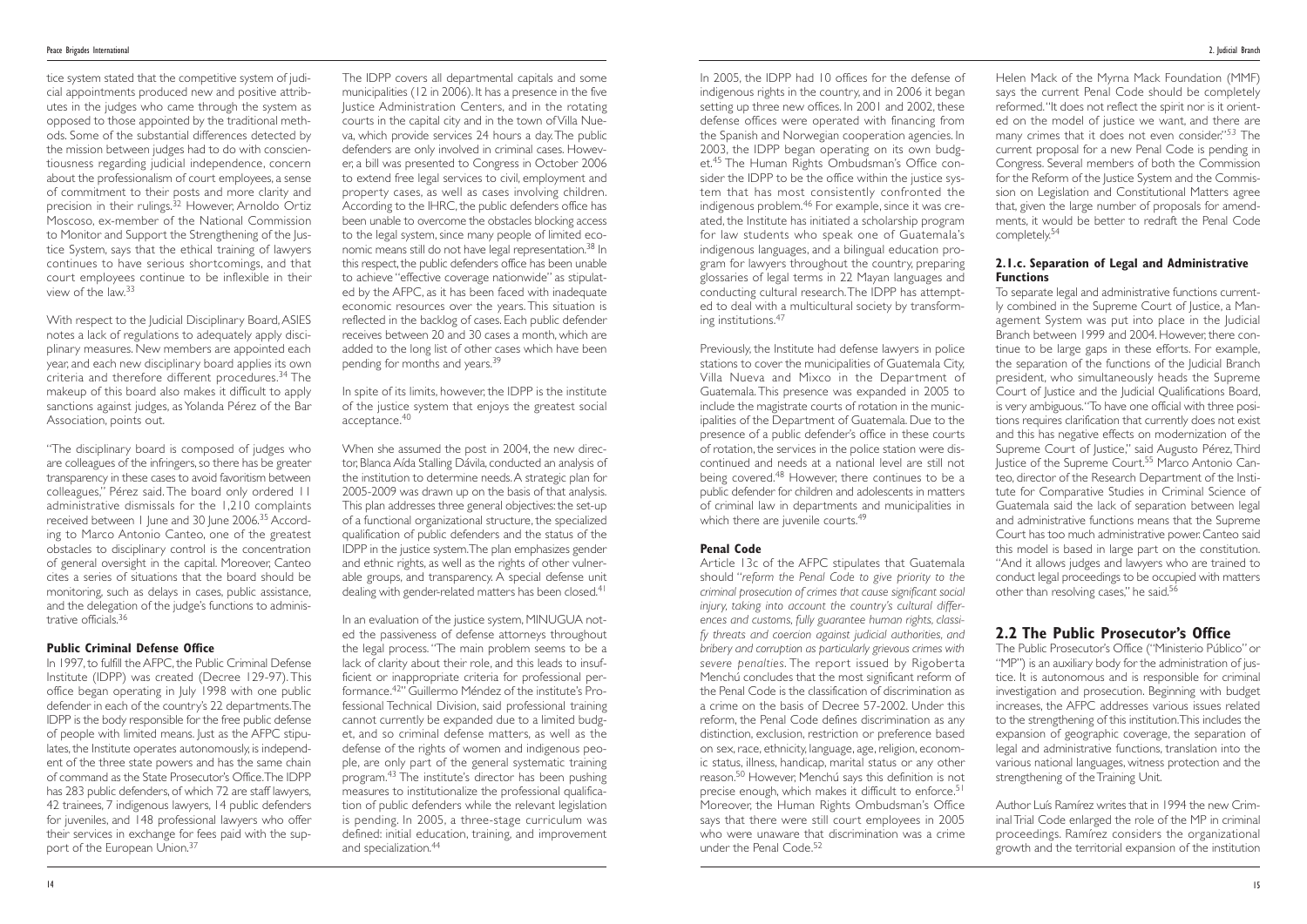tice system stated that the competitive system of judicial appointments produced new and positive attributes in the judges who came through the system as opposed to those appointed by the traditional methods. Some of the substantial differences detected by the mission between judges had to do with conscientiousness regarding judicial independence, concern about the professionalism of court employees, a sense of commitment to their posts and more clarity and precision in their rulings.[32] However, Arnoldo Ortiz Moscoso, ex-member of the National Commission to Monitor and Support the Strengthening of the Justice System, says that the ethical training of lawyers continues to have serious shortcomings, and that court employees continue to be inflexible in their view of the law.[33]

With respect to the Judicial Disciplinary Board, ASIES notes a lack of regulations to adequately apply disciplinary measures. New members are appointed each year, and each new disciplinary board applies its own criteria and therefore different procedures.[34] The makeup of this board also makes it difficult to apply sanctions against judges, as Yolanda Pérez of the Bar Association, points out.

"The disciplinary board is composed of judges who are colleagues of the infringers, so there has be greater transparency in these cases to avoid favoritism between colleagues," Pérez said. The board only ordered 11 administrative dismissals for the 1,210 complaints received between 1 June and 30 June 2006.[35] According to Marco Antonio Canteo, one of the greatest obstacles to disciplinary control is the concentration of general oversight in the capital. Moreover, Canteo cites a series of situations that the board should be monitoring, such as delays in cases, public assistance, and the delegation of the judge's functions to administrative officials.[36]

### Public Criminal Defense Office

In 1997, to fulfill the AFPC, the Public Criminal Defense Institute (IDPP) was created (Decree 129-97). This office began operating in July 1998 with one public defender in each of the country's 22 departments. The IDPP is the body responsible for the free public defense of people with limited means. Just as the AFPC stipulates, the Institute operates autonomously, is independent of the three state powers and has the same chain of command as the State Prosecutor's Office. The IDPP has 283 public defenders, of which 72 are staff lawyers, 42 trainees, 7 indigenous lawyers, 14 public defenders for juveniles, and 148 professional lawyers who offer their services in exchange for fees paid with the support of the European Union.[37]

The IDPP covers all departmental capitals and some municipalities (12 in 2006). It has a presence in the five Justice Administration Centers, and in the rotating courts in the capital city and in the town of Villa Nueva, which provide services 24 hours a day. The public defenders are only involved in criminal cases. However, a bill was presented to Congress in October 2006 to extend free legal services to civil, employment and property cases, as well as cases involving children. According to the IHRC, the public defenders office has been unable to overcome the obstacles blocking access to the legal system, since many people of limited economic means still do not have legal representation.[38] In this respect, the public defenders office has been unable to achieve "effective coverage nationwide" as stipulated by the AFPC, as it has been faced with inadequate economic resources over the years. This situation is reflected in the backlog of cases. Each public defender receives between 20 and 30 cases a month, which are added to the long list of other cases which have been pending for months and years.[39]

In spite of its limits, however, the IDPP is the institute of the justice system that enjoys the greatest social acceptance.[40]

When she assumed the post in 2004, the new director, Blanca Aída Stalling Dávila, conducted an analysis of the institution to determine needs. A strategic plan for 2005-2009 was drawn up on the basis of that analysis. This plan addresses three general objectives: the set-up of a functional organizational structure, the specialized qualification of public defenders and the status of the IDPP in the justice system. The plan emphasizes gender and ethnic rights, as well as the rights of other vulnerable groups, and transparency. A special defense unit dealing with gender-related matters has been closed.[41]

In an evaluation of the justice system, MINUGUA noted the passiveness of defense attorneys throughout the legal process. "The main problem seems to be a lack of clarity about their role, and this leads to insufficient or inappropriate criteria for professional performance.[42]" Guillermo Méndez of the institute's Professional Technical Division, said professional training cannot currently be expanded due to a limited budget, and so criminal defense matters, as well as the defense of the rights of women and indigenous people, are only part of the general systematic training program.[43] The institute's director has been pushing measures to institutionalize the professional qualification of public defenders while the relevant legislation is pending. In 2005, a three-stage curriculum was defined: initial education, training, and improvement and specialization.[44]

In 2005, the IDPP had 10 offices for the defense of indigenous rights in the country, and in 2006 it began setting up three new offices. In 2001 and 2002, these defense offices were operated with financing from the Spanish and Norwegian cooperation agencies. In 2003, the IDPP began operating on its own budget.[45] The Human Rights Ombudsman's Office consider the IDPP to be the office within the justice system that has most consistently confronted the indigenous problem.[46] For example, since it was created, the Institute has initiated a scholarship program for law students who speak one of Guatemala's indigenous languages, and a bilingual education program for lawyers throughout the country, preparing glossaries of legal terms in 22 Mayan languages and conducting cultural research. The IDPP has attempted to deal with a multicultural society by transforming institutions.[47]

Previously, the Institute had defense lawyers in police stations to cover the municipalities of Guatemala City, Villa Nueva and Mixco in the Department of Guatemala. This presence was expanded in 2005 to include the magistrate courts of rotation in the municipalities of the Department of Guatemala. Due to the presence of a public defender's office in these courts of rotation, the services in the police station were discontinued and needs at a national level are still not being covered.[48] However, there continues to be a public defender for children and adolescents in matters of criminal law in departments and municipalities in which there are juvenile courts.[49]

### Penal Code

Article 13c of the AFPC stipulates that Guatemala should "*reform the Penal Code to give priority to the criminal prosecution of crimes that cause significant social injury, taking into account the country's cultural differences and customs, fully guarantee human rights, classify threats and coercion against judicial authorities, and bribery and corruption as particularly grievous crimes with severe penalties*. The report issued by Rigoberta Menchú concludes that the most significant reform of the Penal Code is the classification of discrimination as a crime on the basis of Decree 57-2002. Under this reform, the Penal Code defines discrimination as any distinction, exclusion, restriction or preference based on sex, race, ethnicity, language, age, religion, economic status, illness, handicap, marital status or any other reason.[50] However, Menchú says this definition is not precise enough, which makes it difficult to enforce.[51] Moreover, the Human Rights Ombudsman's Office says that there were still court employees in 2005 who were unaware that discrimination was a crime under the Penal Code.[52]

Helen Mack of the Myrna Mack Foundation (MMF) says the current Penal Code should be completely reformed. "It does not reflect the spirit nor is it oriented on the model of justice we want, and there are many crimes that it does not even consider."[53] The current proposal for a new Penal Code is pending in Congress. Several members of both the Commission for the Reform of the Justice System and the Commission on Legislation and Constitutional Matters agree that, given the large number of proposals for amendments, it would be better to redraft the Penal Code completely.[54]

### 2.1.c. Separation of Legal and Administrative Functions

To separate legal and administrative functions currently combined in the Supreme Court of Justice, a Management System was put into place in the Judicial Branch between 1999 and 2004. However, there continue to be large gaps in these efforts. For example, the separation of the functions of the Judicial Branch president, who simultaneously heads the Supreme Court of Justice and the Judicial Qualifications Board, is very ambiguous. "To have one official with three positions requires clarification that currently does not exist and this has negative effects on modernization of the Supreme Court of Justice," said Augusto Pérez, Third Justice of the Supreme Court.[55] Marco Antonio Canteo, director of the Research Department of the Institute for Comparative Studies in Criminal Science of Guatemala said the lack of separation between legal and administrative functions means that the Supreme Court has too much administrative power. Canteo said this model is based in large part on the constitution. "And it allows judges and lawyers who are trained to conduct legal proceedings to be occupied with matters other than resolving cases," he said.[56]

## 2.2 The Public Prosecutor's Office

The Public Prosecutor's Office ("Ministerio Público" or "MP") is an auxiliary body for the administration of justice. It is autonomous and is responsible for criminal investigation and prosecution. Beginning with budget increases, the AFPC addresses various issues related to the strengthening of this institution. This includes the expansion of geographic coverage, the separation of legal and administrative functions, translation into the various national languages, witness protection and the strengthening of the Training Unit.

Author Luís Ramírez writes that in 1994 the new Criminal Trial Code enlarged the role of the MP in criminal proceedings. Ramírez considers the organizational growth and the territorial expansion of the institution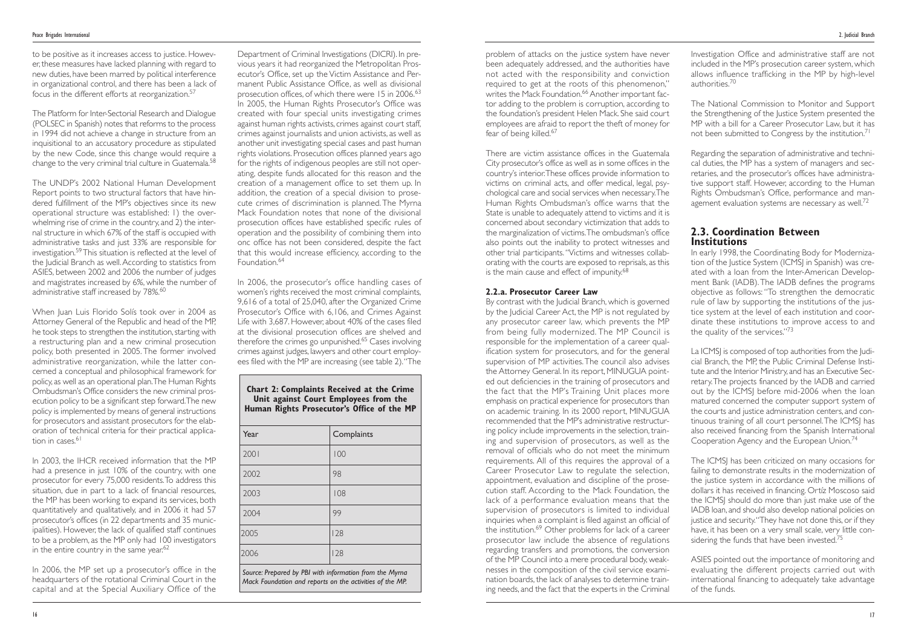to be positive as it increases access to justice. However, these measures have lacked planning with regard to new duties, have been marred by political interference in organizational control, and there has been a lack of focus in the different efforts at reorganization.[57]

The Platform for Inter-Sectorial Research and Dialogue (POLSEC in Spanish) notes that reforms to the process in 1994 did not achieve a change in structure from an inquisitional to an accusatory procedure as stipulated by the new Code, since this change would require a change to the very criminal trial culture in Guatemala.[58]

The UNDP's 2002 National Human Development Report points to two structural factors that have hindered fulfillment of the MP's objectives since its new operational structure was established: 1) the overwhelming rise of crime in the country, and 2) the internal structure in which 67% of the staff is occupied with administrative tasks and just 33% are responsible for investigation.[59] This situation is reflected at the level of the Judicial Branch as well. According to statistics from ASIES, between 2002 and 2006 the number of judges and magistrates increased by 6%, while the number of administrative staff increased by 78%.[60]

When Juan Luis Florido Solís took over in 2004 as Attorney General of the Republic and head of the MP, he took steps to strengthen the institution, starting with a restructuring plan and a new criminal prosecution policy, both presented in 2005. The former involved administrative reorganization, while the latter concerned a conceptual and philosophical framework for policy, as well as an operational plan. The Human Rights Ombudsman's Office considers the new criminal prosecution policy to be a significant step forward. The new policy is implemented by means of general instructions for prosecutors and assistant prosecutors for the elaboration of technical criteria for their practical application in cases.[61]

In 2003, the IHCR received information that the MP had a presence in just 10% of the country, with one prosecutor for every 75,000 residents. To address this situation, due in part to a lack of financial resources, the MP has been working to expand its services, both quantitatively and qualitatively, and in 2006 it had 57 prosecutor's offices (in 22 departments and 35 municipalities). However, the lack of qualified staff continues to be a problem, as the MP only had 100 investigators in the entire country in the same year.[62]

In 2006, the MP set up a prosecutor's office in the headquarters of the rotational Criminal Court in the capital and at the Special Auxiliary Office of the Department of Criminal Investigations (DICRI). In previous years it had reorganized the Metropolitan Prosecutor's Office, set up the Victim Assistance and Permanent Public Assistance Office, as well as divisional prosecution offices, of which there were 15 in 2006.[63] In 2005, the Human Rights Prosecutor's Office was created with four special units investigating crimes against human rights activists, crimes against court staff, crimes against journalists and union activists, as well as another unit investigating special cases and past human rights violations. Prosecution offices planned years ago for the rights of indigenous peoples are still not operating, despite funds allocated for this reason and the creation of a management office to set them up. In addition, the creation of a special division to prosecute crimes of discrimination is planned. The Myrna Mack Foundation notes that none of the divisional prosecution offices have established specific rules of operation and the possibility of combining them into onc office has not been considered, despite the fact that this would increase efficiency, according to the Foundation.[64]

In 2006, the prosecutor's office handling cases of women's rights received the most criminal complaints, 9,616 of a total of 25,040, after the Organized Crime Prosecutor's Office with 6,106, and Crimes Against Life with 3,687. However, about 40% of the cases filed at the divisional prosecution offices are shelved and therefore the crimes go unpunished.[65] Cases involving crimes against judges, lawyers and other court employees filed with the MP are increasing (see table 2). "The problem of attacks on the justice system have never been adequately addressed, and the authorities have not acted with the responsibility and conviction required to get at the roots of this phenomenon," writes the Mack Foundation.[66] Another important factor adding to the problem is corruption, according to the foundation's president Helen Mack. She said court employees are afraid to report the theft of money for fear of being killed.[67]

**Chart 2: Complaints Received at the Crime Unit against Court Employees from the Human Rights Prosecutor's Office of the MP**

| Year | Complaints |
|---|---|
| 2001 | 100 |
| 2002 | 98 |
| 2003 | 108 |
| 2004 | 99 |
| 2005 | 128 |
| 2006 | 128 |

*Source: Prepared by PBI with information from the Myrna Mack Foundation and reports on the activities of the MP.*

There are victim assistance offices in the Guatemala City prosecutor's office as well as in some offices in the country's interior. These offices provide information to victims on criminal acts, and offer medical, legal, psychological care and social services when necessary. The Human Rights Ombudsman's office warns that the State is unable to adequately attend to victims and it is concerned about secondary victimization that adds to the marginalization of victims. The ombudsman's office also points out the inability to protect witnesses and other trial participants. "Victims and witnesses collaborating with the courts are exposed to reprisals, as this is the main cause and effect of impunity.[68]

#### 2.2.a. Prosecutor Career Law

By contrast with the Judicial Branch, which is governed by the Judicial Career Act, the MP is not regulated by any prosecutor career law, which prevents the MP from being fully modernized. The MP Council is responsible for the implementation of a career qualification system for prosecutors, and for the general supervision of MP activities. The council also advises the Attorney General. In its report, MINUGUA pointed out deficiencies in the training of prosecutors and the fact that the MP's Training Unit places more emphasis on practical experience for prosecutors than on academic training. In its 2000 report, MINUGUA recommended that the MP's administrative restructuring policy include improvements in the selection, training and supervision of prosecutors, as well as the removal of officials who do not meet the minimum requirements. All of this requires the approval of a Career Prosecutor Law to regulate the selection, appointment, evaluation and discipline of the prosecution staff. According to the Mack Foundation, the lack of a performance evaluation means that the supervision of prosecutors is limited to individual inquiries when a complaint is filed against an official of the institution.[69] Other problems for lack of a career prosecutor law include the absence of regulations regarding transfers and promotions, the conversion of the MP Council into a mere procedural body, weaknesses in the composition of the civil service examination boards, the lack of analyses to determine training needs, and the fact that the experts in the Criminal Investigation Office and administrative staff are not included in the MP's prosecution career system, which allows influence trafficking in the MP by high-level authorities.[70]

The National Commission to Monitor and Support the Strengthening of the Justice System presented the MP with a bill for a Career Prosecutor Law, but it has not been submitted to Congress by the institution.[71]

Regarding the separation of administrative and technical duties, the MP has a system of managers and secretaries, and the prosecutor's offices have administrative support staff. However, according to the Human Rights Ombudsman's Office, performance and management evaluation systems are necessary as well.[72]

### 2.3. Coordination Between Institutions

In early 1998, the Coordinating Body for Modernization of the Justice System (ICMSJ in Spanish) was created with a loan from the Inter-American Development Bank (IADB). The IADB defines the programs objective as follows: "To strengthen the democratic rule of law by supporting the institutions of the justice system at the level of each institution and coordinate these institutions to improve access to and the quality of the services."[73]

La ICMSJ is composed of top authorities from the Judicial Branch, the MP, the Public Criminal Defense Institute and the Interior Ministry, and has an Executive Secretary. The projects financed by the IADB and carried out by the ICMSJ before mid-2006 when the loan matured concerned the computer support system of the courts and justice administration centers, and continuous training of all court personnel. The ICMSJ has also received financing from the Spanish International Cooperation Agency and the European Union.[74]

The ICMSJ has been criticized on many occasions for failing to demonstrate results in the modernization of the justice system in accordance with the millions of dollars it has received in financing. Ortíz Moscoso said the ICMSJ should do more than just make use of the IADB loan, and should also develop national policies on justice and security. "They have not done this, or if they have, it has been on a very small scale, very little considering the funds that have been invested.[75]

ASIES pointed out the importance of monitoring and evaluating the different projects carried out with international financing to adequately take advantage of the funds.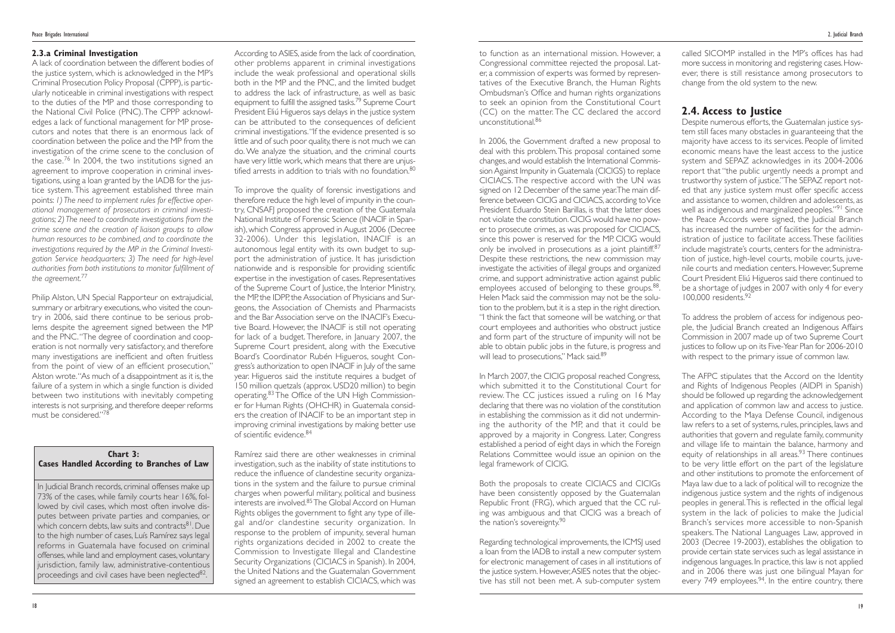### 2.3.a Criminal Investigation

A lack of coordination between the different bodies of the justice system, which is acknowledged in the MP's Criminal Prosecution Policy Proposal (CPPP), is particularly noticeable in criminal investigations with respect to the duties of the MP and those corresponding to the National Civil Police (PNC). The CPPP acknowledges a lack of functional management for MP prosecutors and notes that there is an enormous lack of coordination between the police and the MP from the investigation of the crime scene to the conclusion of the case.[76] In 2004, the two institutions signed an agreement to improve cooperation in criminal investigations, using a loan granted by the IADB for the justice system. This agreement established three main points: *1) The need to implement rules for effective operational management of prosecutors in criminal investigations; 2) The need to coordinate investigations from the crime scene and the creation of liaison groups to allow human resources to be combined, and to coordinate the investigations required by the MP in the Criminal Investigation Service headquarters; 3) The need for high-level authorities from both institutions to monitor fulfillment of the agreement.*[77]

Philip Alston, UN Special Rapporteur on extrajudicial, summary or arbitrary executions, who visited the country in 2006, said there continue to be serious problems despite the agreement signed between the MP and the PNC. "The degree of coordination and cooperation is not normally very satisfactory, and therefore many investigations are inefficient and often fruitless from the point of view of an efficient prosecution," Alston wrote. "As much of a disappointment as it is, the failure of a system in which a single function is divided between two institutions with inevitably competing interests is not surprising, and therefore deeper reforms must be considered."[78]

> **Chart 3: Cases Handled According to Branches of Law**
>
> In Judicial Branch records, criminal offenses make up 73% of the cases, while family courts hear 16%, followed by civil cases, which most often involve disputes between private parties and companies, or which concern debts, law suits and contracts[81]. Due to the high number of cases, Luís Ramírez says legal reforms in Guatemala have focused on criminal offenses, while land and employment cases, voluntary jurisdiction, family law, administrative-contentious proceedings and civil cases have been neglected[82].

According to ASIES, aside from the lack of coordination, other problems apparent in criminal investigations include the weak professional and operational skills both in the MP and the PNC, and the limited budget to address the lack of infrastructure, as well as basic equipment to fulfill the assigned tasks.[79] Supreme Court President Eliú Higueros says delays in the justice system can be attributed to the consequences of deficient criminal investigations. "If the evidence presented is so little and of such poor quality, there is not much we can do. We analyze the situation, and the criminal courts have very little work, which means that there are unjustified arrests in addition to trials with no foundation.[80]

To improve the quality of forensic investigations and therefore reduce the high level of impunity in the country, CNSAFJ proposed the creation of the Guatemala National Institute of Forensic Science (INACIF in Spanish), which Congress approved in August 2006 (Decree 32-2006). Under this legislation, INACIF is an autonomous legal entity with its own budget to support the administration of justice. It has jurisdiction nationwide and is responsible for providing scientific expertise in the investigation of cases. Representatives of the Supreme Court of Justice, the Interior Ministry, the MP, the IDPP, the Association of Physicians and Surgeons, the Association of Chemists and Pharmacists and the Bar Association serve on the INACIF's Executive Board. However, the INACIF is still not operating for lack of a budget. Therefore, in January 2007, the Supreme Court president, along with the Executive Board's Coordinator Rubén Higueros, sought Congress's authorization to open INACIF in July of the same year. Higueros said the institute requires a budget of 150 million quetzals (approx. USD20 million) to begin operating.[83] The Office of the UN High Commissioner for Human Rights (OHCHR) in Guatemala considers the creation of INACIF to be an important step in improving criminal investigations by making better use of scientific evidence.[84]

Ramírez said there are other weaknesses in criminal investigation, such as the inability of state institutions to reduce the influence of clandestine security organizations in the system and the failure to pursue criminal charges when powerful military, political and business interests are involved.[85] The Global Accord on Human Rights obliges the government to fight any type of illegal and/or clandestine security organization. In response to the problem of impunity, several human rights organizations decided in 2002 to create the Commission to Investigate Illegal and Clandestine Security Organizations (CICIACS in Spanish). In 2004, the United Nations and the Guatemalan Government signed an agreement to establish CICIACS, which was to function as an international mission. However, a Congressional committee rejected the proposal. Later, a commission of experts was formed by representatives of the Executive Branch, the Human Rights Ombudsman's Office and human rights organizations to seek an opinion from the Constitutional Court (CC) on the matter. The CC declared the accord unconstitutional.[86]

In 2006, the Government drafted a new proposal to deal with this problem. This proposal contained some changes, and would establish the International Commission Against Impunity in Guatemala (CICIG) to replace CICIACS. The respective accord with the UN was signed on 12 December of the same year. The main difference between CICIG and CICIACS, according to Vice President Eduardo Stein Barillas, is that the latter does not violate the constitution. CICIG would have no power to prosecute crimes, as was proposed for CICIACS, since this power is reserved for the MP. CICIG would only be involved in prosecutions as a joint plaintiff.[87] Despite these restrictions, the new commission may investigate the activities of illegal groups and organized crime, and support administrative action against public employees accused of belonging to these groups.[88]. Helen Mack said the commission may not be the solution to the problem, but it is a step in the right direction. "I think the fact that someone will be watching, or that court employees and authorities who obstruct justice and form part of the structure of impunity will not be able to obtain public jobs in the future, is progress and will lead to prosecutions," Mack said.[89]

In March 2007, the CICIG proposal reached Congress, which submitted it to the Constitutional Court for review. The CC justices issued a ruling on 16 May declaring that there was no violation of the constitution in establishing the commission as it did not undermining the authority of the MP, and that it could be approved by a majority in Congress. Later, Congress established a period of eight days in which the Foreign Relations Committee would issue an opinion on the legal framework of CICIG.

Both the proposals to create CICIACS and CICIGs have been consistently opposed by the Guatemalan Republic Front (FRG), which argued that the CC ruling was ambiguous and that CICIG was a breach of the nation's sovereignty.[90]

Regarding technological improvements, the ICMSJ used a loan from the IADB to install a new computer system for electronic management of cases in all institutions of the justice system. However, ASIES notes that the objective has still not been met. A sub-computer system called SICOMP installed in the MP's offices has had more success in monitoring and registering cases. However, there is still resistance among prosecutors to change from the old system to the new.

## 2.4. Access to Justice

Despite numerous efforts, the Guatemalan justice system still faces many obstacles in guaranteeing that the majority have access to its services. People of limited economic means have the least access to the justice system and SEPAZ acknowledges in its 2004-2006 report that "the public urgently needs a prompt and trustworthy system of justice." The SEPAZ report noted that any justice system must offer specific access and assistance to women, children and adolescents, as well as indigenous and marginalized peoples."[91] Since the Peace Accords were signed, the Judicial Branch has increased the number of facilities for the administration of justice to facilitate access. These facilities include magistrate's courts, centers for the administration of justice, high-level courts, mobile courts, juvenile courts and mediation centers. However, Supreme Court President Eliú Higueros said there continued to be a shortage of judges in 2007 with only 4 for every 100,000 residents.[92]

To address the problem of access for indigenous people, the Judicial Branch created an Indigenous Affairs Commission in 2007 made up of two Supreme Court justices to follow up on its Five-Year Plan for 2006-2010 with respect to the primary issue of common law.

The AFPC stipulates that the Accord on the Identity and Rights of Indigenous Peoples (AIDPI in Spanish) should be followed up regarding the acknowledgement and application of common law and access to justice. According to the Maya Defense Council, indigenous law refers to a set of systems, rules, principles, laws and authorities that govern and regulate family, community and village life to maintain the balance, harmony and equity of relationships in all areas.[93] There continues to be very little effort on the part of the legislature and other institutions to promote the enforcement of Maya law due to a lack of political will to recognize the indigenous justice system and the rights of indigenous peoples in general. This is reflected in the official legal system in the lack of policies to make the Judicial Branch's services more accessible to non-Spanish speakers. The National Languages Law, approved in 2003 (Decree 19-2003), establishes the obligation to provide certain state services such as legal assistance in indigenous languages. In practice, this law is not applied and in 2006 there was just one bilingual Mayan for every 749 employees.[94]. In the entire country, there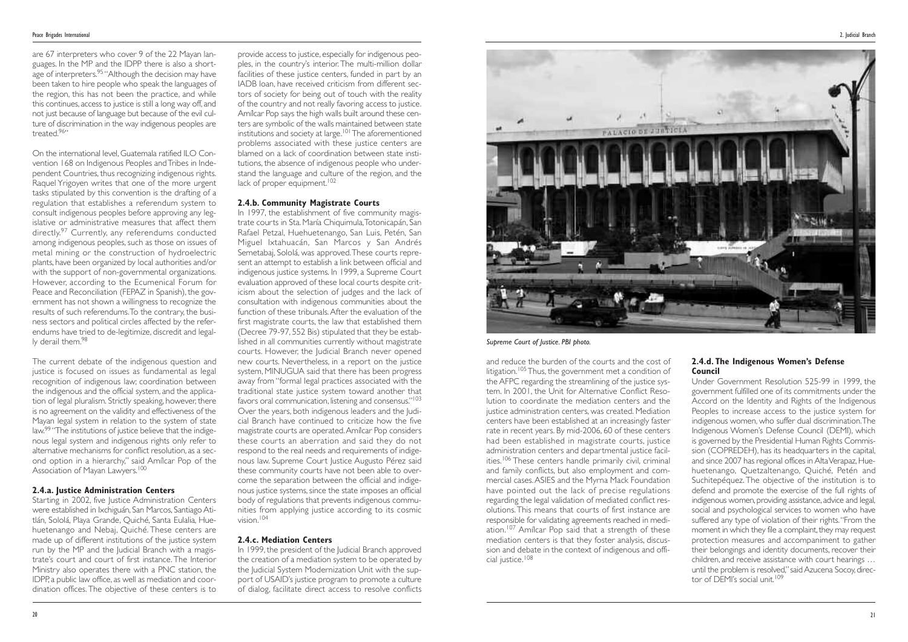are 67 interpreters who cover 9 of the 22 Mayan languages. In the MP and the IDPP there is also a shortage of interpreters.[95] "Although the decision may have been taken to hire people who speak the languages of the region, this has not been the practice, and while this continues, access to justice is still a long way off, and not just because of language but because of the evil culture of discrimination in the way indigenous peoples are treated.[96]"

On the international level, Guatemala ratified ILO Convention 168 on Indigenous Peoples and Tribes in Independent Countries, thus recognizing indigenous rights. Raquel Yrigoyen writes that one of the more urgent tasks stipulated by this convention is the drafting of a regulation that establishes a referendum system to consult indigenous peoples before approving any legislative or administrative measures that affect them directly.[97] Currently, any referendums conducted among indigenous peoples, such as those on issues of metal mining or the construction of hydroelectric plants, have been organized by local authorities and/or with the support of non-governmental organizations. However, according to the Ecumenical Forum for Peace and Reconciliation (FEPAZ in Spanish), the government has not shown a willingness to recognize the results of such referendums. To the contrary, the business sectors and political circles affected by the referendums have tried to de-legitimize, discredit and legally derail them.[98]

The current debate of the indigenous question and justice is focused on issues as fundamental as legal recognition of indigenous law; coordination between the indigenous and the official system, and the application of legal pluralism. Strictly speaking, however, there is no agreement on the validity and effectiveness of the Mayan legal system in relation to the system of state law.[99] "The institutions of justice believe that the indigenous legal system and indigenous rights only refer to alternative mechanisms for conflict resolution, as a second option in a hierarchy," said Amílcar Pop of the Association of Mayan Lawyers.[100]

### 2.4.a. Justice Administration Centers

Starting in 2002, five Justice Administration Centers were established in Ixchiguán, San Marcos, Santiago Atitlán, Sololá, Playa Grande, Quiché, Santa Eulalia, Huehuetenango and Nebaj, Quiché. These centers are made up of different institutions of the justice system run by the MP and the Judicial Branch with a magistrate's court and court of first instance. The Interior Ministry also operates there with a PNC station, the IDPP, a public law office, as well as mediation and coordination offices. The objective of these centers is to provide access to justice, especially for indigenous peoples, in the country's interior. The multi-million dollar facilities of these justice centers, funded in part by an IADB loan, have received criticism from different sectors of society for being out of touch with the reality of the country and not really favoring access to justice. Amílcar Pop says the high walls built around these centers are symbolic of the walls maintained between state institutions and society at large.[101] The aforementioned problems associated with these justice centers are blamed on a lack of coordination between state institutions, the absence of indigenous people who understand the language and culture of the region, and the lack of proper equipment.[102]

### 2.4.b. Community Magistrate Courts

In 1997, the establishment of five community magistrate courts in Sta. María Chiquimula, Totonicapán, San Rafael Petzal, Huehuetenango, San Luis, Petén, San Miguel Ixtahuacán, San Marcos y San Andrés Semetabaj, Sololá, was approved. These courts represent an attempt to establish a link between official and indigenous justice systems. In 1999, a Supreme Court evaluation approved of these local courts despite criticism about the selection of judges and the lack of consultation with indigenous communities about the function of these tribunals. After the evaluation of the first magistrate courts, the law that established them (Decree 79-97, 552 Bis) stipulated that they be established in all communities currently without magistrate courts. However, the Judicial Branch never opened new courts. Nevertheless, in a report on the justice system, MINUGUA said that there has been progress away from "formal legal practices associated with the traditional state justice system toward another that favors oral communication, listening and consensus."[103] Over the years, both indigenous leaders and the Judicial Branch have continued to criticize how the five magistrate courts are operated. Amílcar Pop considers these courts an aberration and said they do not respond to the real needs and requirements of indigenous law. Supreme Court Justice Augusto Pérez said these community courts have not been able to overcome the separation between the official and indigenous justice systems, since the state imposes an official body of regulations that prevents indigenous communities from applying justice according to its cosmic vision.[104]

### 2.4.c. Mediation Centers

In 1999, the president of the Judicial Branch approved the creation of a mediation system to be operated by the Judicial System Modernization Unit with the support of USAID's justice program to promote a culture of dialog, facilitate direct access to resolve conflicts and reduce the burden of the courts and the cost of litigation.[105] Thus, the government met a condition of the AFPC regarding the streamlining of the justice system. In 2001, the Unit for Alternative Conflict Resolution to coordinate the mediation centers and the justice administration centers, was created. Mediation centers have been established at an increasingly faster rate in recent years. By mid-2006, 60 of these centers had been established in magistrate courts, justice administration centers and departmental justice facilities.[106] These centers handle primarily civil, criminal and family conflicts, but also employment and commercial cases. ASIES and the Myrna Mack Foundation have pointed out the lack of precise regulations regarding the legal validation of mediated conflict resolutions. This means that courts of first instance are responsible for validating agreements reached in mediation.[107] Amílcar Pop said that a strength of these mediation centers is that they foster analysis, discussion and debate in the context of indigenous and official justice.[108]

*Supreme Court of Justice. PBI photo.*

### 2.4.d. The Indigenous Women's Defense Council

Under Government Resolution 525-99 in 1999, the government fulfilled one of its commitments under the Accord on the Identity and Rights of the Indigenous Peoples to increase access to the justice system for indigenous women, who suffer dual discrimination. The Indigenous Women's Defense Council (DEMI), which is governed by the Presidential Human Rights Commission (COPREDEH), has its headquarters in the capital, and since 2007 has regional offices in Alta Verapaz, Huehuetenango, Quetzaltenango, Quiché, Petén and Suchitepéquez. The objective of the institution is to defend and promote the exercise of the full rights of indigenous women, providing assistance, advice and legal, social and psychological services to women who have suffered any type of violation of their rights. "From the moment in which they file a complaint, they may request protection measures and accompaniment to gather their belongings and identity documents, recover their children, and receive assistance with court hearings … until the problem is resolved," said Azucena Socoy, director of DEMI's social unit.[109]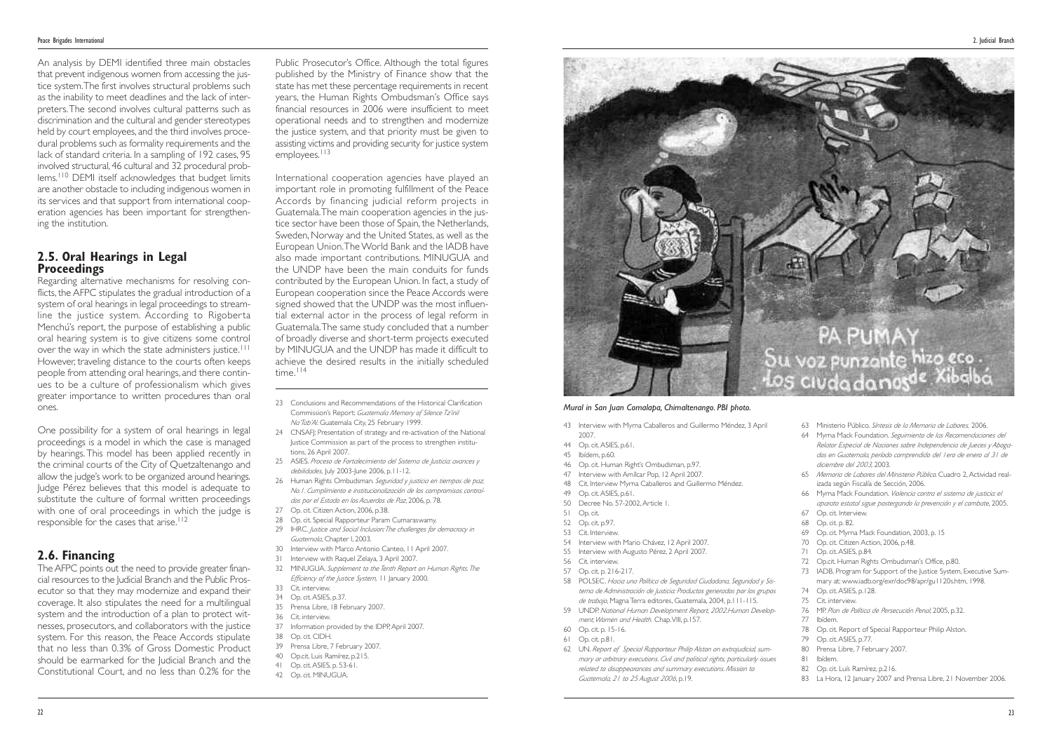An analysis by DEMI identified three main obstacles that prevent indigenous women from accessing the justice system. The first involves structural problems such as the inability to meet deadlines and the lack of interpreters. The second involves cultural patterns such as discrimination and the cultural and gender stereotypes held by court employees, and the third involves procedural problems such as formality requirements and the lack of standard criteria. In a sampling of 192 cases, 95 involved structural, 46 cultural and 32 procedural problems.[110] DEMI itself acknowledges that budget limits are another obstacle to including indigenous women in its services and that support from international cooperation agencies has been important for strengthening the institution.

## 2.5. Oral Hearings in Legal Proceedings

Regarding alternative mechanisms for resolving conflicts, the AFPC stipulates the gradual introduction of a system of oral hearings in legal proceedings to streamline the justice system. According to Rigoberta Menchú's report, the purpose of establishing a public oral hearing system is to give citizens some control over the way in which the state administers justice.[111] However, traveling distance to the courts often keeps people from attending oral hearings, and there continues to be a culture of professionalism which gives greater importance to written procedures than oral ones.

One possibility for a system of oral hearings in legal proceedings is a model in which the case is managed by hearings. This model has been applied recently in the criminal courts of the City of Quetzaltenango and allow the judge's work to be organized around hearings. Judge Pérez believes that this model is adequate to substitute the culture of formal written proceedings with one of oral proceedings in which the judge is responsible for the cases that arise.[112]

## 2.6. Financing

The AFPC points out the need to provide greater financial resources to the Judicial Branch and the Public Prosecutor so that they may modernize and expand their coverage. It also stipulates the need for a multilingual system and the introduction of a plan to protect witnesses, prosecutors, and collaborators with the justice system. For this reason, the Peace Accords stipulate that no less than 0.3% of Gross Domestic Product should be earmarked for the Judicial Branch and the Constitutional Court, and no less than 0.2% for the Public Prosecutor's Office. Although the total figures published by the Ministry of Finance show that the state has met these percentage requirements in recent years, the Human Rights Ombudsman's Office says financial resources in 2006 were insufficient to meet operational needs and to strengthen and modernize the justice system, and that priority must be given to assisting victims and providing security for justice system employees.[113]

International cooperation agencies have played an important role in promoting fulfillment of the Peace Accords by financing judicial reform projects in Guatemala. The main cooperation agencies in the justice sector have been those of Spain, the Netherlands, Sweden, Norway and the United States, as well as the European Union. The World Bank and the IADB have also made important contributions. MINUGUA and the UNDP have been the main conduits for funds contributed by the European Union. In fact, a study of European cooperation since the Peace Accords were signed showed that the UNDP was the most influential external actor in the process of legal reform in Guatemala. The same study concluded that a number of broadly diverse and short-term projects executed by MINUGUA and the UNDP has made it difficult to achieve the desired results in the initially scheduled time.[114]

*Mural in San Juan Comalapa, Chimaltenango. PBI photo.*

23 Conclusions and Recommendations of the Historical Clarification Commission's Report: *Guatemala Memory of Silence Tz'inil Na'Tab'Al.* Guatemala City, 25 February 1999.
24 CNSAFJ: Presentation of strategy and re-activation of the National Justice Commission as part of the process to strengthen institutions, 26 April 2007.
25 ASIES. *Proceso de Fortalecimiento del Sistema de Justicia: avances y debilidades,* July 2003-June 2006, p.11-12.
26 Human Rights Ombudsman. *Seguridad y justicia en tiempos de paz, No.1. Cumplimiento e institucionalización de los compromisos contraídos por el Estado en los Acuerdos de Paz*, 2006, p. 78.
27 Op. cit. Citizen Action, 2006, p.38.
28 Op. cit. Special Rapporteur Param Cumaraswamy.
29 IHRC. *Justice and Social Inclusion: The challenges for democracy in Guatemala*, Chapter I, 2003.
30 Interview with Marco Antonio Canteo, 11 April 2007.
31 Interview with Raquel Zelaya, 3 April 2007.
32 MINUGUA. *Supplement to the Tenth Report on Human Rights. The Efficiency of the Justice System,* 11 January 2000.
33 Cit. interview.
34 Op. cit. ASIES, p.37.
35 Prensa Libre, 18 February 2007.
36 Cit. interview.
37 Information provided by the IDPP, April 2007.
38 Op. cit. CIDH.
39 Prensa Libre, 7 February 2007.
40 Op.cit. Luis Ramírez, p.215.
41 Op. cit. ASIES, p. 53-61.
42 Op. cit. MINUGUA.
43 Interview with Myrna Caballeros and Guillermo Méndez, 3 April 2007.
44 Op. cit. ASIES, p.61.
45 Ibídem, p.60.
46 Op. cit. Human Right's Ombudsman, p.97.
47 Interview with Amílcar Pop, 12 April 2007.
48 Cit. Interview Myrna Caballeros and Guillermo Méndez.
49 Op. cit. ASIES, p.61.
50 Decree No. 57-2002, Article 1.
51 Op. cit.
52 Op. cit. p.97.
53 Cit. Interview.
54 Interview with Mario Chávez, 12 April 2007.
55 Interview with Augusto Pérez, 2 April 2007.
56 Cit. interview.
57 Op. cit. p. 216-217.
58 POLSEC. *Hacia una Política de Seguridad Ciudadana, Seguridad y Sistema de Administración de Justicia: Productos generados por los grupos de trabajo*, Magna Terra editores, Guatemala, 2004, p.111-115.
59 UNDP. *National Human Development Report, 2002.Human Development, Women and Health.* Chap.VIII, p.157.
60 Op. cit. p. 15-16.
61 Op. cit. p.81.
62 UN. *Report of Special Rapporteur Philip Alston on extrajudicial, summary or arbitrary executions. Civil and political rights, particularly issues related to disappearances and summary executions. Mission to Guatemala, 21 to 25 August 2006*, p.19.
63 Ministerio Público. *Síntesis de la Memoria de Labores,* 2006.
64 Myrna Mack Foundation. *Seguimiento de las Recomendaciones del Relator Especial de Naciones sobre Independencia de Jueces y Abogadas en Guatemala, período comprendido del 1ero de enero al 31 de diciembre del 2003,* 2003.
65 *Memoria de Labores del Ministerio Público.* Cuadro 2, Actividad realizada según Fiscalía de Sección, 2006.
66 Myrna Mack Foundation. *Violencia contra el sistema de justicia: el aparato estatal sigue postergando la prevención y el combate*, 2005.
67 Op. cit. Interview.
68 Op. cit. p. 82.
69 Op. cit. Myrna Mack Foundation, 2003, p. 15
70 Op. cit. Citizen Action, 2006, p.48.
71 Op. cit. ASIES, p.84.
72 Op.cit. Human Rights Ombudsman's Office, p.80.
73 IADB. Program for Support of the Justice System, Executive Summary at: www.iadb.org/exr/doc98/apr/gu1120s.htm, 1998.
74 Op. cit. ASIES, p.128.
75 Cit. interview.
76 MP. *Plan de Política de Persecución Penal*, 2005, p.32.
77 Ibídem.
78 Op. cit. Report of Special Rapporteur Philip Alston.
79 Op. cit. ASIES, p.77.
80 Prensa Libre, 7 February 2007.
81 Ibídem.
82 Op. cit. Luís Ramírez, p.216.
83 La Hora, 12 January 2007 and Prensa Libre, 21 November 2006.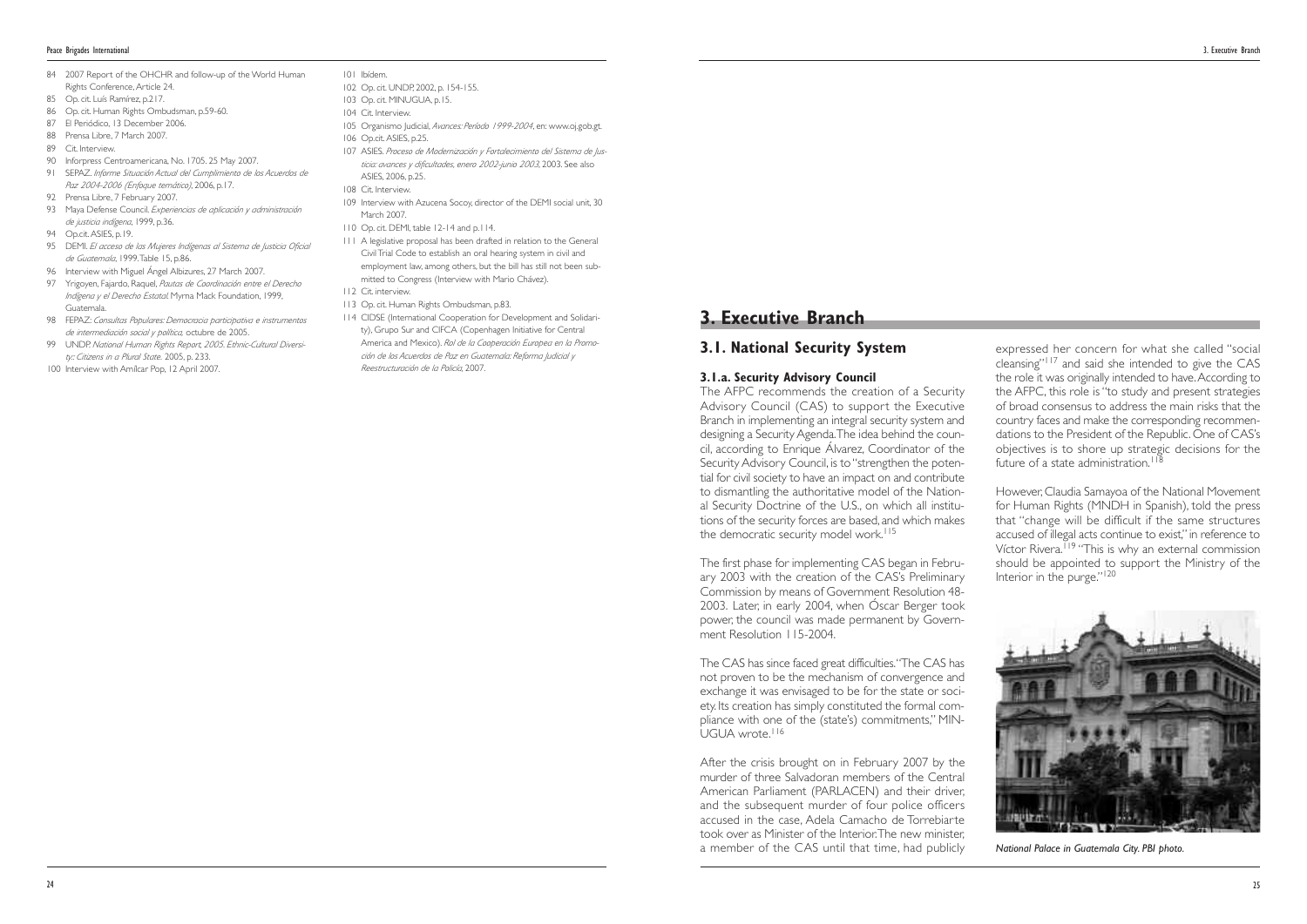84 2007 Report of the OHCHR and follow-up of the World Human Rights Conference, Article 24.
85 Op. cit. Luís Ramírez, p.217.
86 Op. cit. Human Rights Ombudsman, p.59-60.
87 El Periódico, 13 December 2006.
88 Prensa Libre, 7 March 2007.
89 Cit. Interview.
90 Inforpress Centroamericana, No. 1705. 25 May 2007.
91 SEPAZ. *Informe Situación Actual del Cumplimiento de los Acuerdos de Paz 2004-2006 (Enfoque temático)*, 2006, p.17.
92 Prensa Libre, 7 February 2007.
93 Maya Defense Council. *Experiencias de aplicación y administración de justicia indígena*, 1999, p.36.
94 Op.cit. ASIES, p.19.
95 DEMI. *El acceso de las Mujeres Indígenas al Sistema de Justicia Oficial de Guatemala*, 1999. Table 15, p.86.
96 Interview with Miguel Ángel Albizures, 27 March 2007.
97 Yrigoyen, Fajardo, Raquel, *Pautas de Coordinación entre el Derecho Indígena y el Derecho Estatal*. Myrna Mack Foundation, 1999, Guatemala.
98 FEPAZ: *Consultas Populares: Democracia participativa e instrumentos de intermediación social y política*, octubre de 2005.
99 UNDP. *National Human Rights Report, 2005. Ethnic-Cultural Diversity: Citizens in a Plural State.* 2005, p. 233.
100 Interview with Amílcar Pop, 12 April 2007.
101 Ibídem.
102 Op. cit. UNDP, 2002, p. 154-155.
103 Op. cit. MINUGUA, p.15.
104 Cit. Interview.
105 Organismo Judicial, *Avances: Período 1999-2004*, en: www.oj.gob.gt.
106 Op.cit. ASIES, p.25.
107 ASIES. *Proceso de Modernización y Fortalecimiento del Sistema de Justicia: avances y dificultades, enero 2002-junio 2003*, 2003. See also ASIES, 2006, p.25.
108 Cit. Interview.
109 Interview with Azucena Socoy, director of the DEMI social unit, 30 March 2007.
110 Op. cit. DEMI, table 12-14 and p.114.
111 A legislative proposal has been drafted in relation to the General Civil Trial Code to establish an oral hearing system in civil and employment law, among others, but the bill has still not been submitted to Congress (Interview with Mario Chávez).
112 Cit. interview.
113 Op. cit. Human Rights Ombudsman, p.83.
114 CIDSE (International Cooperation for Development and Solidarity), Grupo Sur and CIFCA (Copenhagen Initiative for Central America and Mexico). *Rol de la Cooperación Europea en la Promoción de los Acuerdos de Paz en Guatemala: Reforma Judicial y Reestructuración de la Policía*, 2007.

# 3. Executive Branch

## 3.1. National Security System

### 3.1.a. Security Advisory Council

The AFPC recommends the creation of a Security Advisory Council (CAS) to support the Executive Branch in implementing an integral security system and designing a Security Agenda. The idea behind the council, according to Enrique Álvarez, Coordinator of the Security Advisory Council, is to "strengthen the potential for civil society to have an impact on and contribute to dismantling the authoritative model of the National Security Doctrine of the U.S., on which all institutions of the security forces are based, and which makes the democratic security model work.[115]

The first phase for implementing CAS began in February 2003 with the creation of the CAS's Preliminary Commission by means of Government Resolution 48-2003. Later, in early 2004, when Óscar Berger took power, the council was made permanent by Government Resolution 115-2004.

The CAS has since faced great difficulties. "The CAS has not proven to be the mechanism of convergence and exchange it was envisaged to be for the state or society. Its creation has simply constituted the formal compliance with one of the (state's) commitments," MINUGUA wrote.[116]

After the crisis brought on in February 2007 by the murder of three Salvadoran members of the Central American Parliament (PARLACEN) and their driver, and the subsequent murder of four police officers accused in the case, Adela Camacho de Torrebiarte took over as Minister of the Interior. The new minister, a member of the CAS until that time, had publicly expressed her concern for what she called "social cleansing"[117] and said she intended to give the CAS the role it was originally intended to have. According to the AFPC, this role is "to study and present strategies of broad consensus to address the main risks that the country faces and make the corresponding recommendations to the President of the Republic. One of CAS's objectives is to shore up strategic decisions for the future of a state administration.[118]

However, Claudia Samayoa of the National Movement for Human Rights (MNDH in Spanish), told the press that "change will be difficult if the same structures accused of illegal acts continue to exist," in reference to Víctor Rivera.[119] "This is why an external commission should be appointed to support the Ministry of the Interior in the purge."[120]

*National Palace in Guatemala City. PBI photo.*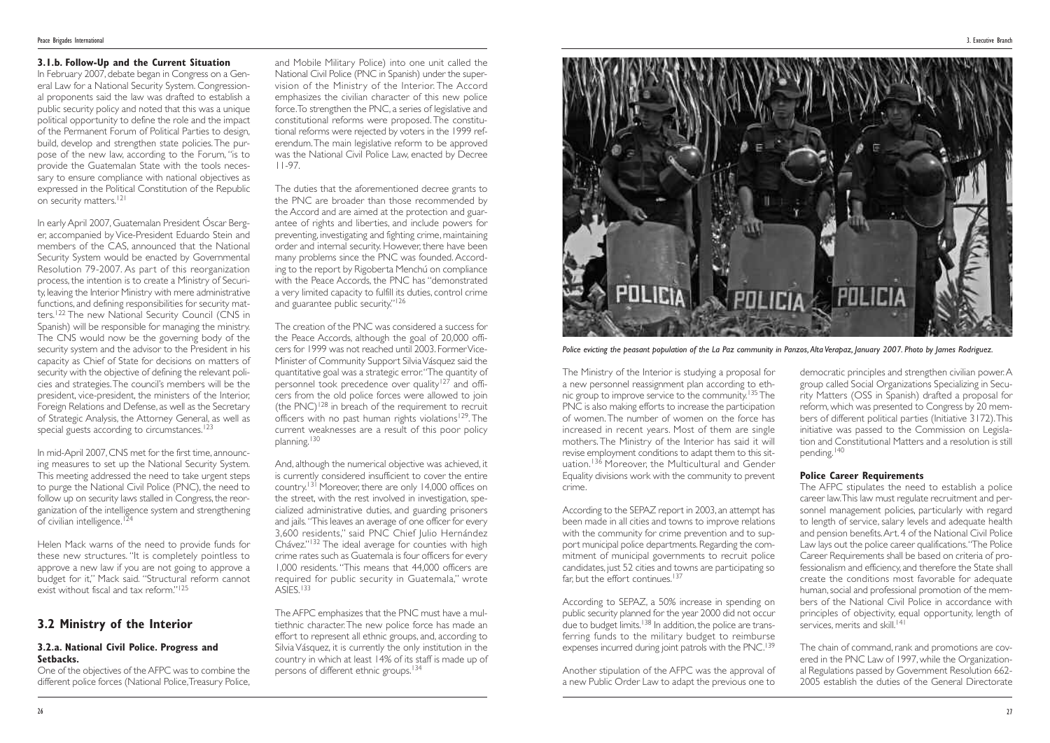### 3.1.b. Follow-Up and the Current Situation

In February 2007, debate began in Congress on a General Law for a National Security System. Congressional proponents said the law was drafted to establish a public security policy and noted that this was a unique political opportunity to define the role and the impact of the Permanent Forum of Political Parties to design, build, develop and strengthen state policies. The purpose of the new law, according to the Forum, "is to provide the Guatemalan State with the tools necessary to ensure compliance with national objectives as expressed in the Political Constitution of the Republic on security matters.[121]

In early April 2007, Guatemalan President Óscar Berger, accompanied by Vice-President Eduardo Stein and members of the CAS, announced that the National Security System would be enacted by Governmental Resolution 79-2007. As part of this reorganization process, the intention is to create a Ministry of Security, leaving the Interior Ministry with mere administrative functions, and defining responsibilities for security matters.[122] The new National Security Council (CNS in Spanish) will be responsible for managing the ministry. The CNS would now be the governing body of the security system and the advisor to the President in his capacity as Chief of State for decisions on matters of security with the objective of defining the relevant policies and strategies. The council's members will be the president, vice-president, the ministers of the Interior, Foreign Relations and Defense, as well as the Secretary of Strategic Analysis, the Attorney General, as well as special guests according to circumstances.[123]

In mid-April 2007, CNS met for the first time, announcing measures to set up the National Security System. This meeting addressed the need to take urgent steps to purge the National Civil Police (PNC), the need to follow up on security laws stalled in Congress, the reorganization of the intelligence system and strengthening of civilian intelligence.[124]

Helen Mack warns of the need to provide funds for these new structures. "It is completely pointless to approve a new law if you are not going to approve a budget for it," Mack said. "Structural reform cannot exist without fiscal and tax reform."[125]

## 3.2 Ministry of the Interior

### 3.2.a. National Civil Police. Progress and Setbacks.

One of the objectives of the AFPC was to combine the different police forces (National Police, Treasury Police, and Mobile Military Police) into one unit called the National Civil Police (PNC in Spanish) under the supervision of the Ministry of the Interior. The Accord emphasizes the civilian character of this new police force. To strengthen the PNC, a series of legislative and constitutional reforms were proposed. The constitutional reforms were rejected by voters in the 1999 referendum. The main legislative reform to be approved was the National Civil Police Law, enacted by Decree 11-97.

The duties that the aforementioned decree grants to the PNC are broader than those recommended by the Accord and are aimed at the protection and guarantee of rights and liberties, and include powers for preventing, investigating and fighting crime, maintaining order and internal security. However, there have been many problems since the PNC was founded. According to the report by Rigoberta Menchú on compliance with the Peace Accords, the PNC has "demonstrated a very limited capacity to fulfill its duties, control crime and guarantee public security."[126]

The creation of the PNC was considered a success for the Peace Accords, although the goal of 20,000 officers for 1999 was not reached until 2003. Former Vice-Minister of Community Support Silvia Vásquez said the quantitative goal was a strategic error. "The quantity of personnel took precedence over quality[127] and officers from the old police forces were allowed to join (the PNC)[128] in breach of the requirement to recruit officers with no past human rights violations[129]. The current weaknesses are a result of this poor policy planning.[130]

And, although the numerical objective was achieved, it is currently considered insufficient to cover the entire country.[131] Moreover, there are only 14,000 offices on the street, with the rest involved in investigation, specialized administrative duties, and guarding prisoners and jails. "This leaves an average of one officer for every 3,600 residents," said PNC Chief Julio Hernández Chávez."[132] The ideal average for counties with high crime rates such as Guatemala is four officers for every 1,000 residents. "This means that 44,000 officers are required for public security in Guatemala," wrote ASIES.[133]

The AFPC emphasizes that the PNC must have a multiethnic character. The new police force has made an effort to represent all ethnic groups, and, according to Silvia Vásquez, it is currently the only institution in the country in which at least 14% of its staff is made up of persons of different ethnic groups.[134]

*Police evicting the peasant population of the La Paz community in Panzos, Alta Verapaz, January 2007. Photo by James Rodriguez.*

The Ministry of the Interior is studying a proposal for a new personnel reassignment plan according to ethnic group to improve service to the community.[135] The PNC is also making efforts to increase the participation of women. The number of women on the force has increased in recent years. Most of them are single mothers. The Ministry of the Interior has said it will revise employment conditions to adapt them to this situation.[136] Moreover, the Multicultural and Gender Equality divisions work with the community to prevent crime.

According to the SEPAZ report in 2003, an attempt has been made in all cities and towns to improve relations with the community for crime prevention and to support municipal police departments. Regarding the commitment of municipal governments to recruit police candidates, just 52 cities and towns are participating so far, but the effort continues.[137]

According to SEPAZ, a 50% increase in spending on public security planned for the year 2000 did not occur due to budget limits.[138] In addition, the police are transferring funds to the military budget to reimburse expenses incurred during joint patrols with the PNC.[139]

Another stipulation of the AFPC was the approval of a new Public Order Law to adapt the previous one to democratic principles and strengthen civilian power. A group called Social Organizations Specializing in Security Matters (OSS in Spanish) drafted a proposal for reform, which was presented to Congress by 20 members of different political parties (Initiative 3172). This initiative was passed to the Commission on Legislation and Constitutional Matters and a resolution is still pending.[140]

#### Police Career Requirements

The AFPC stipulates the need to establish a police career law. This law must regulate recruitment and personnel management policies, particularly with regard to length of service, salary levels and adequate health and pension benefits. Art. 4 of the National Civil Police Law lays out the police career qualifications. "The Police Career Requirements shall be based on criteria of professionalism and efficiency, and therefore the State shall create the conditions most favorable for adequate human, social and professional promotion of the members of the National Civil Police in accordance with principles of objectivity, equal opportunity, length of services, merits and skill.[141]

The chain of command, rank and promotions are covered in the PNC Law of 1997, while the Organizational Regulations passed by Government Resolution 662-2005 establish the duties of the General Directorate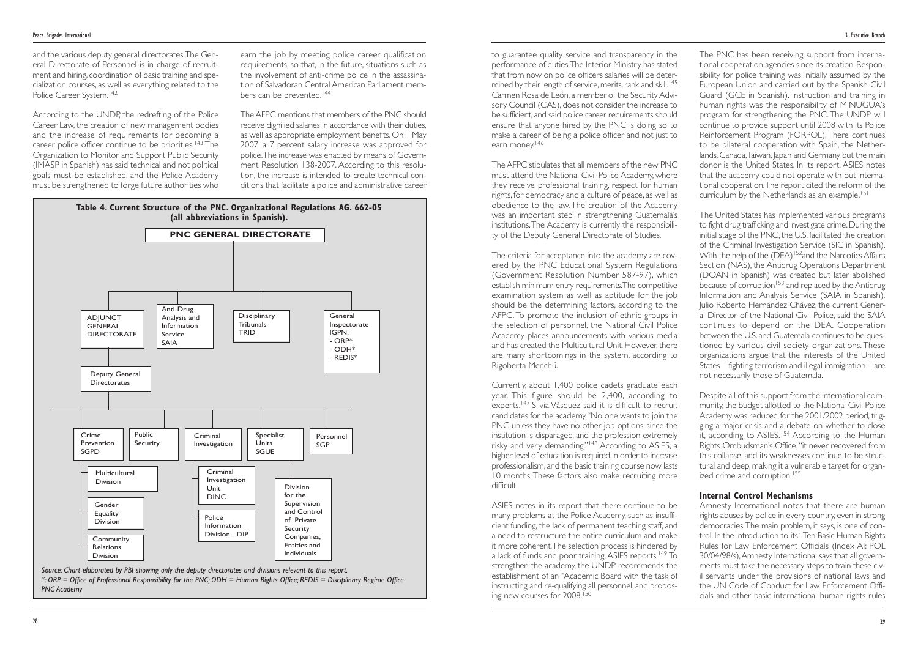and the various deputy general directorates. The General Directorate of Personnel is in charge of recruitment and hiring, coordination of basic training and specialization courses, as well as everything related to the Police Career System.[142]

According to the UNDP, the redrafting of the Police Career Law, the creation of new management bodies and the increase of requirements for becoming a career police officer continue to be priorities.[143] The Organization to Monitor and Support Public Security (IMASP in Spanish) has said technical and not political goals must be established, and the Police Academy must be strengthened to forge future authorities who earn the job by meeting police career qualification requirements, so that, in the future, situations such as the involvement of anti-crime police in the assassination of Salvadoran Central American Parliament members can be prevented.[144]

The AFPC mentions that members of the PNC should receive dignified salaries in accordance with their duties, as well as appropriate employment benefits. On 1 May 2007, a 7 percent salary increase was approved for police. The increase was enacted by means of Government Resolution 138-2007. According to this resolution, the increase is intended to create technical conditions that facilitate a police and administrative career to guarantee quality service and transparency in the performance of duties. The Interior Ministry has stated that from now on police officers salaries will be determined by their length of service, merits, rank and skill.[145] Carmen Rosa de León, a member of the Security Advisory Council (CAS), does not consider the increase to be sufficient, and said police career requirements should ensure that anyone hired by the PNC is doing so to make a career of being a police officer and not just to earn money.[146]

**Table 4. Current Structure of the PNC. Organizational Regulations AG. 662-05 (all abbreviations in Spanish).**

- **PNC GENERAL DIRECTORATE**
  - ADJUNCT GENERAL DIRECTORATE
    - Deputy General Directorates
      - Crime Prevention SGPD
        - Multicultural Division
        - Gender Equality Division
        - Community Relations Division
      - Public Security
      - Criminal Investigation
        - Criminal Investigation Unit DINC
        - Police Information Division - DIP
      - Specialist Units SGUE
        - Division for the Supervision and Control of Private Security Companies, Entities and Individuals
      - Personnel SGP
  - Anti-Drug Analysis and Information Service SAIA
  - Disciplinary Tribunals TRID
  - General Inspectorate IGPN:
    - ORP*
    - ODH*
    - REDIS*

*Source: Chart elaborated by PBI showing only the deputy directorates and divisions relevant to this report.*
*\*: ORP = Office of Professional Responsibility for the PNC; ODH = Human Rights Office; REDIS = Disciplinary Regime Office PNC Academy*

The AFPC stipulates that all members of the new PNC must attend the National Civil Police Academy, where they receive professional training, respect for human rights, for democracy and a culture of peace, as well as obedience to the law. The creation of the Academy was an important step in strengthening Guatemala's institutions. The Academy is currently the responsibility of the Deputy General Directorate of Studies.

The criteria for acceptance into the academy are covered by the PNC Educational System Regulations (Government Resolution Number 587-97), which establish minimum entry requirements. The competitive examination system as well as aptitude for the job should be the determining factors, according to the AFPC. To promote the inclusion of ethnic groups in the selection of personnel, the National Civil Police Academy places announcements with various media and has created the Multicultural Unit. However, there are many shortcomings in the system, according to Rigoberta Menchú.

Currently, about 1,400 police cadets graduate each year. This figure should be 2,400, according to experts.[147] Silvia Vásquez said it is difficult to recruit candidates for the academy. "No one wants to join the PNC unless they have no other job options, since the institution is disparaged, and the profession extremely risky and very demanding."[148] According to ASIES, a higher level of education is required in order to increase professionalism, and the basic training course now lasts 10 months. These factors also make recruiting more difficult.

ASIES notes in its report that there continue to be many problems at the Police Academy, such as insufficient funding, the lack of permanent teaching staff, and a need to restructure the entire curriculum and make it more coherent. The selection process is hindered by a lack of funds and poor training, ASIES reports.[149] To strengthen the academy, the UNDP recommends the establishment of an "Academic Board with the task of instructing and re-qualifying all personnel, and proposing new courses for 2008."[150]

The PNC has been receiving support from international cooperation agencies since its creation. Responsibility for police training was initially assumed by the European Union and carried out by the Spanish Civil Guard (GCE in Spanish). Instruction and training in human rights was the responsibility of MINUGUA's program for strengthening the PNC. The UNDP will continue to provide support until 2008 with its Police Reinforcement Program (FORPOL). There continues to be bilateral cooperation with Spain, the Netherlands, Canada, Taiwan, Japan and Germany, but the main donor is the United States. In its report, ASIES notes that the academy could not operate with out international cooperation. The report cited the reform of the curriculum by the Netherlands as an example.[151]

The United States has implemented various programs to fight drug trafficking and investigate crime. During the initial stage of the PNC, the U.S. facilitated the creation of the Criminal Investigation Service (SIC in Spanish). With the help of the (DEA)[152] and the Narcotics Affairs Section (NAS), the Antidrug Operations Department (DOAN in Spanish) was created but later abolished because of corruption[153] and replaced by the Antidrug Information and Analysis Service (SAIA in Spanish). Julio Roberto Hernández Chávez, the current General Director of the National Civil Police, said the SAIA continues to depend on the DEA. Cooperation between the U.S. and Guatemala continues to be questioned by various civil society organizations. These organizations argue that the interests of the United States – fighting terrorism and illegal immigration – are not necessarily those of Guatemala.

Despite all of this support from the international community, the budget allotted to the National Civil Police Academy was reduced for the 2001/2002 period, trigging a major crisis and a debate on whether to close it, according to ASIES.[154] According to the Human Rights Ombudsman's Office, "it never recovered from this collapse, and its weaknesses continue to be structural and deep, making it a vulnerable target for organized crime and corruption.[155]

### Internal Control Mechanisms

Amnesty International notes that there are human rights abuses by police in every country, even in strong democracies. The main problem, it says, is one of control. In the introduction to its "Ten Basic Human Rights Rules for Law Enforcement Officials (Index AI: POL 30/04/98/s), Amnesty International says that all governments must take the necessary steps to train these civil servants under the provisions of national laws and the UN Code of Conduct for Law Enforcement Officials and other basic international human rights rules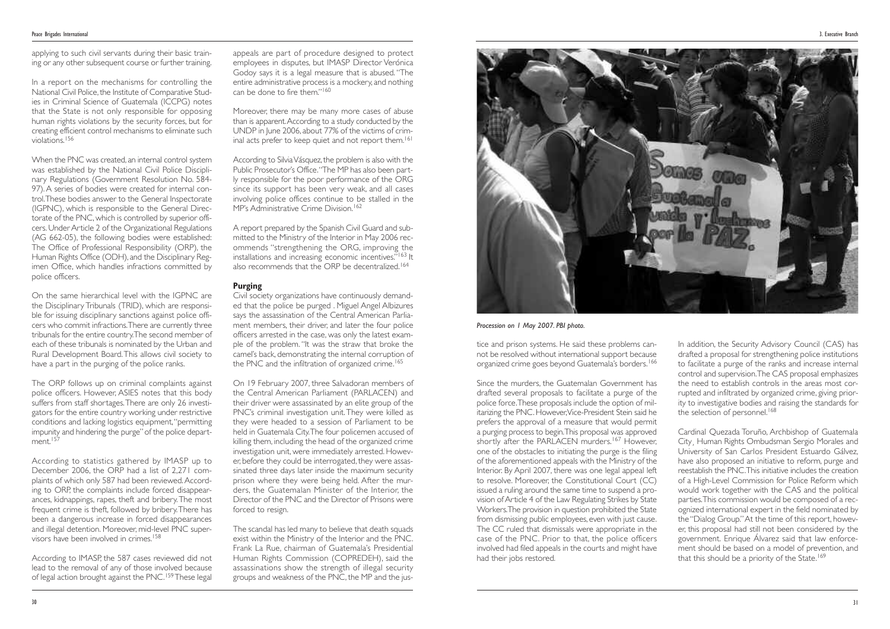applying to such civil servants during their basic training or any other subsequent course or further training.

In a report on the mechanisms for controlling the National Civil Police, the Institute of Comparative Studies in Criminal Science of Guatemala (ICCPG) notes that the State is not only responsible for opposing human rights violations by the security forces, but for creating efficient control mechanisms to eliminate such violations.[156]

When the PNC was created, an internal control system was established by the National Civil Police Disciplinary Regulations (Government Resolution No. 584-97). A series of bodies were created for internal control. These bodies answer to the General Inspectorate (IGPNC), which is responsible to the General Directorate of the PNC, which is controlled by superior officers. Under Article 2 of the Organizational Regulations (AG 662-05), the following bodies were established: The Office of Professional Responsibility (ORP), the Human Rights Office (ODH), and the Disciplinary Regimen Office, which handles infractions committed by police officers.

On the same hierarchical level with the IGPNC are the Disciplinary Tribunals (TRID), which are responsible for issuing disciplinary sanctions against police officers who commit infractions. There are currently three tribunals for the entire country. The second member of each of these tribunals is nominated by the Urban and Rural Development Board. This allows civil society to have a part in the purging of the police ranks.

The ORP follows up on criminal complaints against police officers. However, ASIES notes that this body suffers from staff shortages. There are only 26 investigators for the entire country working under restrictive conditions and lacking logistics equipment, "permitting impunity and hindering the purge" of the police department.[157]

According to statistics gathered by IMASP up to December 2006, the ORP had a list of 2,271 complaints of which only 587 had been reviewed. According to ORP, the complaints include forced disappearances, kidnappings, rapes, theft and bribery. The most frequent crime is theft, followed by bribery. There has been a dangerous increase in forced disappearances and illegal detention. Moreover, mid-level PNC supervisors have been involved in crimes.[158]

According to IMASP, the 587 cases reviewed did not lead to the removal of any of those involved because of legal action brought against the PNC.[159] These legal appeals are part of procedure designed to protect employees in disputes, but IMASP Director Verónica Godoy says it is a legal measure that is abused. "The entire administrative process is a mockery, and nothing can be done to fire them."[160]

Moreover, there may be many more cases of abuse than is apparent. According to a study conducted by the UNDP in June 2006, about 77% of the victims of criminal acts prefer to keep quiet and not report them.[161]

According to Silvia Vásquez, the problem is also with the Public Prosecutor's Office. "The MP has also been partly responsible for the poor performance of the ORG since its support has been very weak, and all cases involving police offices continue to be stalled in the MP's Administrative Crime Division.[162]

A report prepared by the Spanish Civil Guard and submitted to the Ministry of the Interior in May 2006 recommends "strengthening the ORG, improving the installations and increasing economic incentives."[163] It also recommends that the ORP be decentralized.[164]

## Purging

Civil society organizations have continuously demanded that the police be purged . Miguel Angel Albizures says the assassination of the Central American Parliament members, their driver, and later the four police officers arrested in the case, was only the latest example of the problem. "It was the straw that broke the camel's back, demonstrating the internal corruption of the PNC and the infiltration of organized crime.[165]

On 19 February 2007, three Salvadoran members of the Central American Parliament (PARLACEN) and their driver were assassinated by an elite group of the PNC's criminal investigation unit. They were killed as they were headed to a session of Parliament to be held in Guatemala City. The four policemen accused of killing them, including the head of the organized crime investigation unit, were immediately arrested. However, before they could be interrogated, they were assassinated three days later inside the maximum security prison where they were being held. After the murders, the Guatemalan Minister of the Interior, the Director of the PNC and the Director of Prisons were forced to resign.

The scandal has led many to believe that death squads exist within the Ministry of the Interior and the PNC. Frank La Rue, chairman of Guatemala's Presidential Human Rights Commission (COPREDEH), said the assassinations show the strength of illegal security groups and weakness of the PNC, the MP and the justice and prison systems. He said these problems cannot be resolved without international support because organized crime goes beyond Guatemala's borders.[166]

*Procession on 1 May 2007. PBI photo.*

Since the murders, the Guatemalan Government has drafted several proposals to facilitate a purge of the police force. These proposals include the option of militarizing the PNC. However, Vice-President Stein said he prefers the approval of a measure that would permit a purging process to begin. This proposal was approved shortly after the PARLACEN murders.[167] However, one of the obstacles to initiating the purge is the filing of the aforementioned appeals with the Ministry of the Interior. By April 2007, there was one legal appeal left to resolve. Moreover, the Constitutional Court (CC) issued a ruling around the same time to suspend a provision of Article 4 of the Law Regulating Strikes by State Workers. The provision in question prohibited the State from dismissing public employees, even with just cause. The CC ruled that dismissals were appropriate in the case of the PNC. Prior to that, the police officers involved had filed appeals in the courts and might have had their jobs restored.

In addition, the Security Advisory Council (CAS) has drafted a proposal for strengthening police institutions to facilitate a purge of the ranks and increase internal control and supervision. The CAS proposal emphasizes the need to establish controls in the areas most corrupted and infiltrated by organized crime, giving priority to investigative bodies and raising the standards for the selection of personnel.[168]

Cardinal Quezada Toruño, Archbishop of Guatemala City, Human Rights Ombudsman Sergio Morales and University of San Carlos President Estuardo Gálvez, have also proposed an initiative to reform, purge and reestablish the PNC. This initiative includes the creation of a High-Level Commission for Police Reform which would work together with the CAS and the political parties. This commission would be composed of a recognized international expert in the field nominated by the "Dialog Group." At the time of this report, however, this proposal had still not been considered by the government. Enrique Álvarez said that law enforcement should be based on a model of prevention, and that this should be a priority of the State.[169]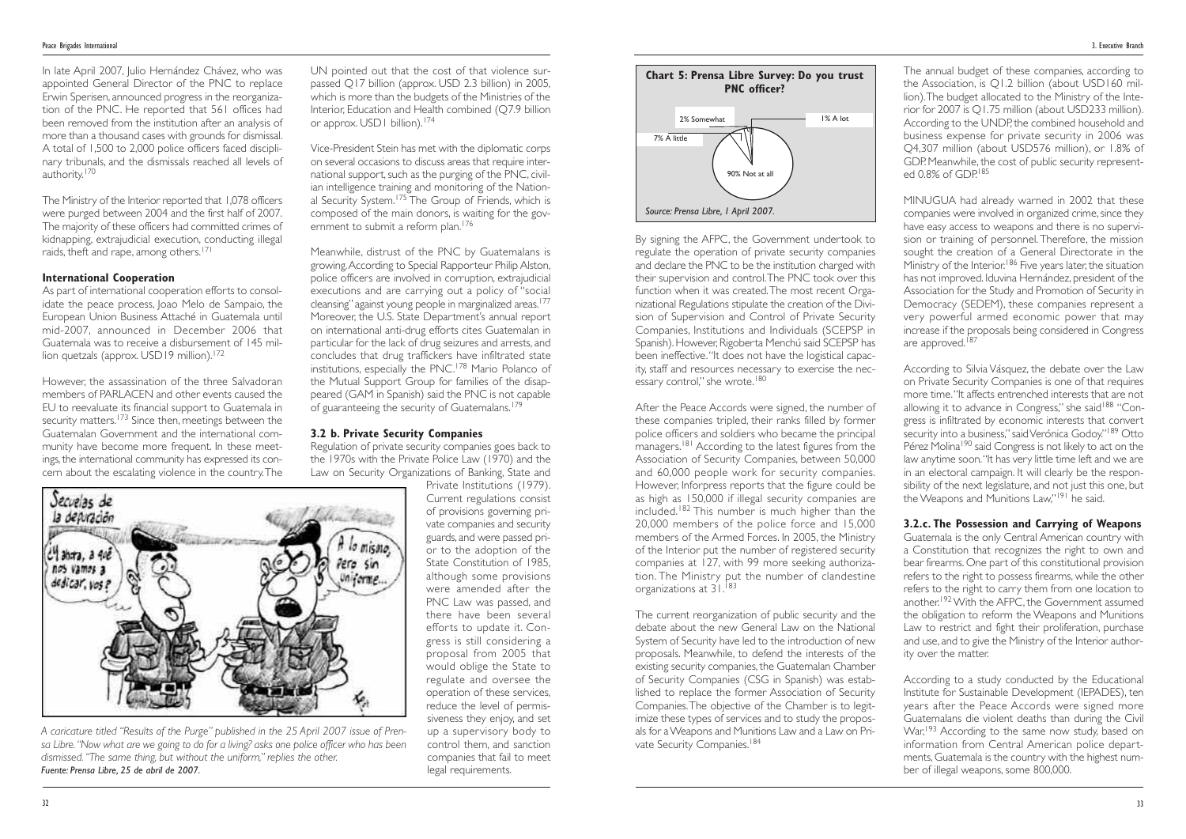In late April 2007, Julio Hernández Chávez, who was appointed General Director of the PNC to replace Erwin Sperisen, announced progress in the reorganization of the PNC. He reported that 561 offices had been removed from the institution after an analysis of more than a thousand cases with grounds for dismissal. A total of 1,500 to 2,000 police officers faced disciplinary tribunals, and the dismissals reached all levels of authority.[170]

The Ministry of the Interior reported that 1,078 officers were purged between 2004 and the first half of 2007. The majority of these officers had committed crimes of kidnapping, extrajudicial execution, conducting illegal raids, theft and rape, among others.[171]

### International Cooperation

As part of international cooperation efforts to consolidate the peace process, Joao Melo de Sampaio, the European Union Business Attaché in Guatemala until mid-2007, announced in December 2006 that Guatemala was to receive a disbursement of 145 million quetzals (approx. USD19 million).[172]

However, the assassination of the three Salvadoran members of PARLACEN and other events caused the EU to reevaluate its financial support to Guatemala in security matters.[173] Since then, meetings between the Guatemalan Government and the international community have become more frequent. In these meetings, the international community has expressed its concern about the escalating violence in the country. The UN pointed out that the cost of that violence surpassed Q17 billion (approx. USD 2.3 billion) in 2005, which is more than the budgets of the Ministries of the Interior, Education and Health combined (Q7.9 billion or approx. USD1 billion).[174]

Vice-President Stein has met with the diplomatic corps on several occasions to discuss areas that require international support, such as the purging of the PNC, civilian intelligence training and monitoring of the National Security System.[175] The Group of Friends, which is composed of the main donors, is waiting for the government to submit a reform plan.[176]

Meanwhile, distrust of the PNC by Guatemalans is growing. According to Special Rapporteur Philip Alston, police officers are involved in corruption, extrajudicial executions and are carrying out a policy of "social cleansing" against young people in marginalized areas.[177] Moreover, the U.S. State Department's annual report on international anti-drug efforts cites Guatemalan in particular for the lack of drug seizures and arrests, and concludes that drug traffickers have infiltrated state institutions, especially the PNC.[178] Mario Polanco of the Mutual Support Group for families of the disappeared (GAM in Spanish) said the PNC is not capable of guaranteeing the security of Guatemalans.[179]

### 3.2 b. Private Security Companies

Regulation of private security companies goes back to the 1970s with the Private Police Law (1970) and the Law on Security Organizations of Banking, State and Private Institutions (1979). Current regulations consist of provisions governing private companies and security guards, and were passed prior to the adoption of the State Constitution of 1985, although some provisions were amended after the PNC Law was passed, and there have been several efforts to update it. Congress is still considering a proposal from 2005 that would oblige the State to regulate and oversee the operation of these services, reduce the level of permissiveness they enjoy, and set up a supervisory body to control them, and sanction companies that fail to meet legal requirements.

*A caricature titled "Results of the Purge" published in the 25 April 2007 issue of Prensa Libre. "Now what are we going to do for a living? asks one police officer who has been dismissed. "The same thing, but without the uniform," replies the other.*
*Fuente: Prensa Libre, 25 de abril de 2007.*

**Chart 5: Prensa Libre Survey: Do you trust PNC officer?**

| Response | % |
|---|---|
| Not at all | 90% |
| A little | 7% |
| Somewhat | 2% |
| A lot | 1% |

*Source: Prensa Libre, 1 April 2007.*

By signing the AFPC, the Government undertook to regulate the operation of private security companies and declare the PNC to be the institution charged with their supervision and control. The PNC took over this function when it was created. The most recent Organizational Regulations stipulate the creation of the Division of Supervision and Control of Private Security Companies, Institutions and Individuals (SCEPSP in Spanish). However, Rigoberta Menchú said SCEPSP has been ineffective. "It does not have the logistical capacity, staff and resources necessary to exercise the necessary control," she wrote.[180]

After the Peace Accords were signed, the number of these companies tripled, their ranks filled by former police officers and soldiers who became the principal managers.[181] According to the latest figures from the Association of Security Companies, between 50,000 and 60,000 people work for security companies. However, Inforpress reports that the figure could be as high as 150,000 if illegal security companies are included.[182] This number is much higher than the 20,000 members of the police force and 15,000 members of the Armed Forces. In 2005, the Ministry of the Interior put the number of registered security companies at 127, with 99 more seeking authorization. The Ministry put the number of clandestine organizations at 31.[183]

The current reorganization of public security and the debate about the new General Law on the National System of Security have led to the introduction of new proposals. Meanwhile, to defend the interests of the existing security companies, the Guatemalan Chamber of Security Companies (CSG in Spanish) was established to replace the former Association of Security Companies. The objective of the Chamber is to legitimize these types of services and to study the proposals for a Weapons and Munitions Law and a Law on Private Security Companies.[184]

The annual budget of these companies, according to the Association, is Q1.2 billion (about USD160 million). The budget allocated to the Ministry of the Interior for 2007 is Q1.75 million (about USD233 million). According to the UNDP, the combined household and business expense for private security in 2006 was Q4,307 million (about USD576 million), or 1.8% of GDP. Meanwhile, the cost of public security represented 0.8% of GDP.[185]

MINUGUA had already warned in 2002 that these companies were involved in organized crime, since they have easy access to weapons and there is no supervision or training of personnel. Therefore, the mission sought the creation of a General Directorate in the Ministry of the Interior.[186] Five years later, the situation has not improved. Iduvina Hernández, president of the Association for the Study and Promotion of Security in Democracy (SEDEM), these companies represent a very powerful armed economic power that may increase if the proposals being considered in Congress are approved.[187]

According to Silvia Vásquez, the debate over the Law on Private Security Companies is one of that requires more time. "It affects entrenched interests that are not allowing it to advance in Congress," she said[188] "Congress is infiltrated by economic interests that convert security into a business," said Verónica Godoy."[189] Otto Pérez Molina[190] said Congress is not likely to act on the law anytime soon. "It has very little time left and we are in an electoral campaign. It will clearly be the responsibility of the next legislature, and not just this one, but the Weapons and Munitions Law,"[191] he said.

### 3.2.c. The Possession and Carrying of Weapons

Guatemala is the only Central American country with a Constitution that recognizes the right to own and bear firearms. One part of this constitutional provision refers to the right to possess firearms, while the other refers to the right to carry them from one location to another.[192] With the AFPC, the Government assumed the obligation to reform the Weapons and Munitions Law to restrict and fight their proliferation, purchase and use, and to give the Ministry of the Interior authority over the matter.

According to a study conducted by the Educational Institute for Sustainable Development (IEPADES), ten years after the Peace Accords were signed more Guatemalans die violent deaths than during the Civil War.[193] According to the same now study, based on information from Central American police departments, Guatemala is the country with the highest number of illegal weapons, some 800,000.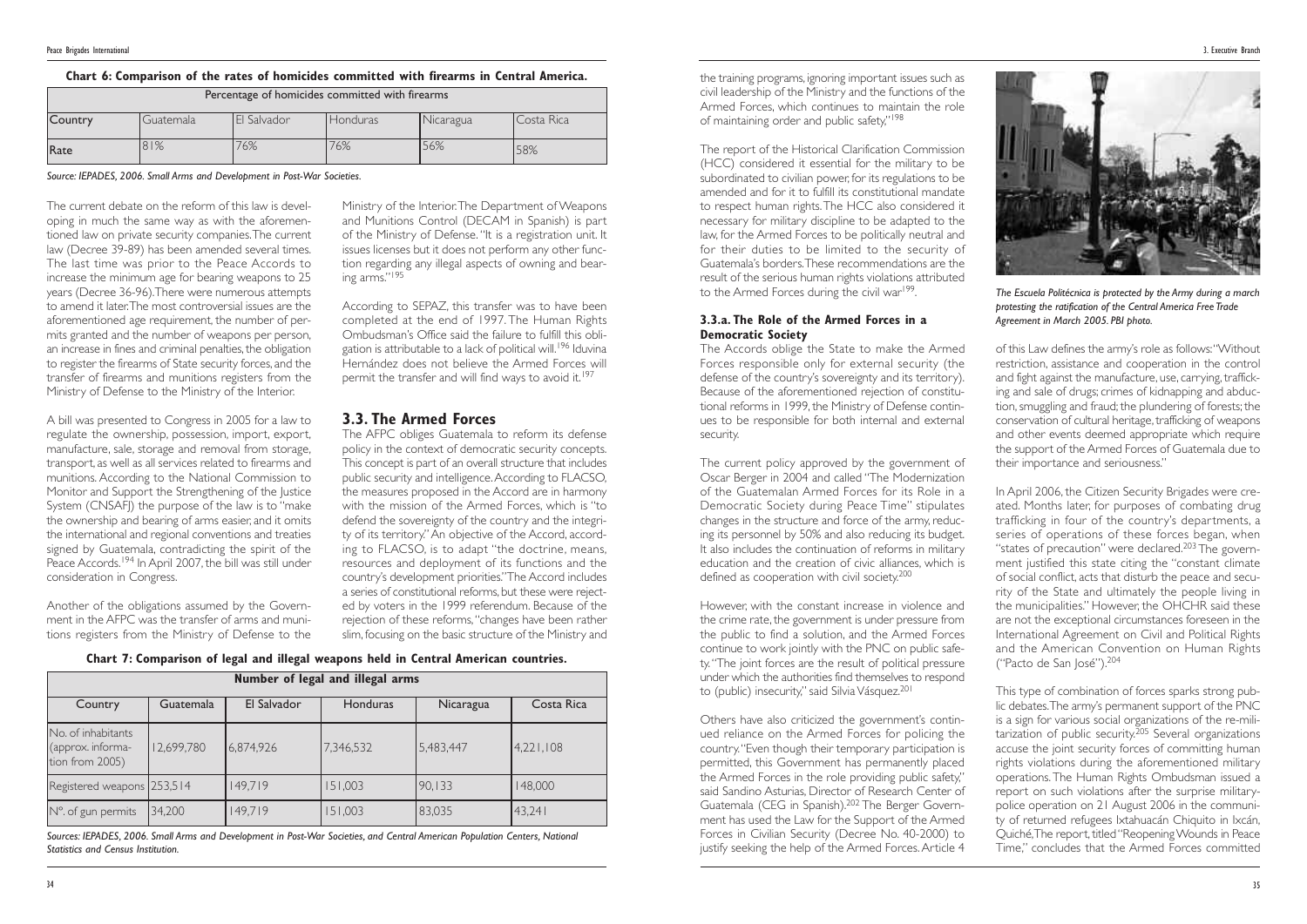**Chart 6: Comparison of the rates of homicides committed with firearms in Central America.**

| Percentage of homicides committed with firearms | | | | | |
|---|---|---|---|---|---|
| Country | Guatemala | El Salvador | Honduras | Nicaragua | Costa Rica |
| Rate | 81% | 76% | 76% | 56% | 58% |

*Source: IEPADES, 2006. Small Arms and Development in Post-War Societies.*

The current debate on the reform of this law is developing in much the same way as with the aforementioned law on private security companies. The current law (Decree 39-89) has been amended several times. The last time was prior to the Peace Accords to increase the minimum age for bearing weapons to 25 years (Decree 36-96). There were numerous attempts to amend it later. The most controversial issues are the aforementioned age requirement, the number of permits granted and the number of weapons per person, an increase in fines and criminal penalties, the obligation to register the firearms of State security forces, and the transfer of firearms and munitions registers from the Ministry of Defense to the Ministry of the Interior.

A bill was presented to Congress in 2005 for a law to regulate the ownership, possession, import, export, manufacture, sale, storage and removal from storage, transport, as well as all services related to firearms and munitions. According to the National Commission to Monitor and Support the Strengthening of the Justice System (CNSAFJ) the purpose of the law is to "make the ownership and bearing of arms easier, and it omits the international and regional conventions and treaties signed by Guatemala, contradicting the spirit of the Peace Accords."[194] In April 2007, the bill was still under consideration in Congress.

Another of the obligations assumed by the Government in the AFPC was the transfer of arms and munitions registers from the Ministry of Defense to the Ministry of the Interior. The Department of Weapons and Munitions Control (DECAM in Spanish) is part of the Ministry of Defense. "It is a registration unit. It issues licenses but it does not perform any other function regarding any illegal aspects of owning and bearing arms."[195]

According to SEPAZ, this transfer was to have been completed at the end of 1997. The Human Rights Ombudsman's Office said the failure to fulfill this obligation is attributable to a lack of political will.[196] Iduvina Hernández does not believe the Armed Forces will permit the transfer and will find ways to avoid it.[197]

## 3.3. The Armed Forces

The AFPC obliges Guatemala to reform its defense policy in the context of democratic security concepts. This concept is part of an overall structure that includes public security and intelligence. According to FLACSO, the measures proposed in the Accord are in harmony with the mission of the Armed Forces, which is "to defend the sovereignty of the country and the integrity of its territory." An objective of the Accord, according to FLACSO, is to adapt "the doctrine, means, resources and deployment of its functions and the country's development priorities." The Accord includes a series of constitutional reforms, but these were rejected by voters in the 1999 referendum. Because of the rejection of these reforms, "changes have been rather slim, focusing on the basic structure of the Ministry and the training programs, ignoring important issues such as civil leadership of the Ministry and the functions of the Armed Forces, which continues to maintain the role of maintaining order and public safety."[198]

**Chart 7: Comparison of legal and illegal weapons held in Central American countries.**

| Number of legal and illegal arms | | | | | |
|---|---|---|---|---|---|
| Country | Guatemala | El Salvador | Honduras | Nicaragua | Costa Rica |
| No. of inhabitants (approx. information from 2005) | 12,699,780 | 6,874,926 | 7,346,532 | 5,483,447 | 4,221,108 |
| Registered weapons | 253,514 | 149,719 | 151,003 | 90,133 | 148,000 |
| Nº. of gun permits | 34,200 | 149,719 | 151,003 | 83,035 | 43,241 |

*Sources: IEPADES, 2006. Small Arms and Development in Post-War Societies, and Central American Population Centers, National Statistics and Census Institution.*

The report of the Historical Clarification Commission (HCC) considered it essential for the military to be subordinated to civilian power, for its regulations to be amended and for it to fulfill its constitutional mandate to respect human rights. The HCC also considered it necessary for military discipline to be adapted to the law, for the Armed Forces to be politically neutral and for their duties to be limited to the security of Guatemala's borders. These recommendations are the result of the serious human rights violations attributed to the Armed Forces during the civil war[199].

### 3.3.a. The Role of the Armed Forces in a Democratic Society

The Accords oblige the State to make the Armed Forces responsible only for external security (the defense of the country's sovereignty and its territory). Because of the aforementioned rejection of constitutional reforms in 1999, the Ministry of Defense continues to be responsible for both internal and external security.

The current policy approved by the government of Oscar Berger in 2004 and called "The Modernization of the Guatemalan Armed Forces for its Role in a Democratic Society during Peace Time" stipulates changes in the structure and force of the army, reducing its personnel by 50% and also reducing its budget. It also includes the continuation of reforms in military education and the creation of civic alliances, which is defined as cooperation with civil society.[200]

However, with the constant increase in violence and the crime rate, the government is under pressure from the public to find a solution, and the Armed Forces continue to work jointly with the PNC on public safety. "The joint forces are the result of political pressure under which the authorities find themselves to respond to (public) insecurity," said Silvia Vásquez.[201]

Others have also criticized the government's continued reliance on the Armed Forces for policing the country. "Even though their temporary participation is permitted, this Government has permanently placed the Armed Forces in the role providing public safety," said Sandino Asturias, Director of Research Center of Guatemala (CEG in Spanish).[202] The Berger Government has used the Law for the Support of the Armed Forces in Civilian Security (Decree No. 40-2000) to justify seeking the help of the Armed Forces. Article 4 of this Law defines the army's role as follows: "Without restriction, assistance and cooperation in the control and fight against the manufacture, use, carrying, trafficking and sale of drugs; crimes of kidnapping and abduction, smuggling and fraud; the plundering of forests; the conservation of cultural heritage, trafficking of weapons and other events deemed appropriate which require the support of the Armed Forces of Guatemala due to their importance and seriousness."

*The Escuela Politécnica is protected by the Army during a march protesting the ratification of the Central America Free Trade Agreement in March 2005. PBI photo.*

In April 2006, the Citizen Security Brigades were created. Months later, for purposes of combating drug trafficking in four of the country's departments, a series of operations of these forces began, when "states of precaution" were declared.[203] The government justified this state citing the "constant climate of social conflict, acts that disturb the peace and security of the State and ultimately the people living in the municipalities." However, the OHCHR said these are not the exceptional circumstances foreseen in the International Agreement on Civil and Political Rights and the American Convention on Human Rights ("Pacto de San José").[204]

This type of combination of forces sparks strong public debates. The army's permanent support of the PNC is a sign for various social organizations of the re-militarization of public security.[205] Several organizations accuse the joint security forces of committing human rights violations during the aforementioned military operations. The Human Rights Ombudsman issued a report on such violations after the surprise military-police operation on 21 August 2006 in the community of returned refugees Ixtahuacán Chiquito in Ixcán, Quiché. The report, titled "Reopening Wounds in Peace Time," concludes that the Armed Forces committed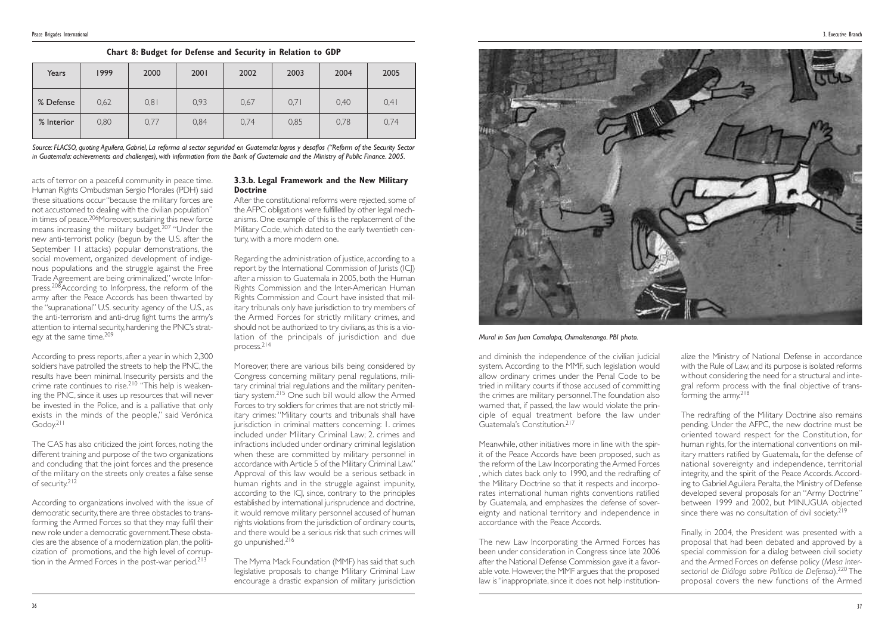**Chart 8: Budget for Defense and Security in Relation to GDP**

| Years | 1999 | 2000 | 2001 | 2002 | 2003 | 2004 | 2005 |
|---|---|---|---|---|---|---|---|
| % Defense | 0,62 | 0,81 | 0,93 | 0,67 | 0,71 | 0,40 | 0,41 |
| % Interior | 0,80 | 0,77 | 0,84 | 0,74 | 0,85 | 0,78 | 0,74 |

*Source: FLACSO, quoting Aguilera, Gabriel, La reforma al sector seguridad en Guatemala: logros y desafíos ("Reform of the Security Sector in Guatemala: achievements and challenges), with information from the Bank of Guatemala and the Ministry of Public Finance. 2005.*

acts of terror on a peaceful community in peace time. Human Rights Ombudsman Sergio Morales (PDH) said these situations occur "because the military forces are not accustomed to dealing with the civilian population" in times of peace.[206] Moreover, sustaining this new force means increasing the military budget.[207] "Under the new anti-terrorist policy (begun by the U.S. after the September 11 attacks) popular demonstrations, the social movement, organized development of indigenous populations and the struggle against the Free Trade Agreement are being criminalized," wrote Inforpress.[208] According to Inforpress, the reform of the army after the Peace Accords has been thwarted by the "supranational" U.S. security agency of the U.S., as the anti-terrorism and anti-drug fight turns the army's attention to internal security, hardening the PNC's strategy at the same time.[209]

According to press reports, after a year in which 2,300 soldiers have patrolled the streets to help the PNC, the results have been minimal. Insecurity persists and the crime rate continues to rise.[210] "This help is weakening the PNC, since it uses up resources that will never be invested in the Police, and is a palliative that only exists in the minds of the people," said Verónica Godoy.[211]

The CAS has also criticized the joint forces, noting the different training and purpose of the two organizations and concluding that the joint forces and the presence of the military on the streets only creates a false sense of security.[212]

According to organizations involved with the issue of democratic security, there are three obstacles to transforming the Armed Forces so that they may fulfil their new role under a democratic government. These obstacles are the absence of a modernization plan, the politicization of promotions, and the high level of corruption in the Armed Forces in the post-war period.[213]

### 3.3.b. Legal Framework and the New Military Doctrine

After the constitutional reforms were rejected, some of the AFPC obligations were fulfilled by other legal mechanisms. One example of this is the replacement of the Military Code, which dated to the early twentieth century, with a more modern one.

Regarding the administration of justice, according to a report by the International Commission of Jurists (ICJ) after a mission to Guatemala in 2005, both the Human Rights Commission and the Inter-American Human Rights Commission and Court have insisted that military tribunals only have jurisdiction to try members of the Armed Forces for strictly military crimes, and should not be authorized to try civilians, as this is a violation of the principals of jurisdiction and due process.[214]

Moreover, there are various bills being considered by Congress concerning military penal regulations, military criminal trial regulations and the military penitentiary system.[215] One such bill would allow the Armed Forces to try soldiers for crimes that are not strictly military crimes: "Military courts and tribunals shall have jurisdiction in criminal matters concerning: 1. crimes included under Military Criminal Law; 2. crimes and infractions included under ordinary criminal legislation when these are committed by military personnel in accordance with Article 5 of the Military Criminal Law." Approval of this law would be a serious setback in human rights and in the struggle against impunity, according to the ICJ, since, contrary to the principles established by international jurisprudence and doctrine, it would remove military personnel accused of human rights violations from the jurisdiction of ordinary courts, and there would be a serious risk that such crimes will go unpunished.[216]

The Myrna Mack Foundation (MMF) has said that such legislative proposals to change Military Criminal Law encourage a drastic expansion of military jurisdiction and diminish the independence of the civilian judicial system. According to the MMF, such legislation would allow ordinary crimes under the Penal Code to be tried in military courts if those accused of committing the crimes are military personnel. The foundation also warned that, if passed, the law would violate the principle of equal treatment before the law under Guatemala's Constitution.[217]

Meanwhile, other initiatives more in line with the spirit of the Peace Accords have been proposed, such as the reform of the Law Incorporating the Armed Forces, which dates back only to 1990, and the redrafting of the Military Doctrine so that it respects and incorporates international human rights conventions ratified by Guatemala, and emphasizes the defense of sovereignty and national territory and independence in accordance with the Peace Accords.

The new Law Incorporating the Armed Forces has been under consideration in Congress since late 2006 after the National Defense Commission gave it a favorable vote. However, the MMF argues that the proposed law is "inappropriate, since it does not help institutionalize the Ministry of National Defense in accordance with the Rule of Law, and its purpose is isolated reforms without considering the need for a structural and integral reform process with the final objective of transforming the army.[218]

The redrafting of the Military Doctrine also remains pending. Under the AFPC, the new doctrine must be oriented toward respect for the Constitution, for human rights, for the international conventions on military matters ratified by Guatemala, for the defense of national sovereignty and independence, territorial integrity, and the spirit of the Peace Accords. According to Gabriel Aguilera Peralta, the Ministry of Defense developed several proposals for an "Army Doctrine" between 1999 and 2002, but MINUGUA objected since there was no consultation of civil society.[219]

Finally, in 2004, the President was presented with a proposal that had been debated and approved by a special commission for a dialog between civil society and the Armed Forces on defense policy (*Mesa Intersectorial de Diálogo sobre Política de Defensa*).[220] The proposal covers the new functions of the Armed

*Mural in San Juan Comalapa, Chimaltenango. PBI photo.*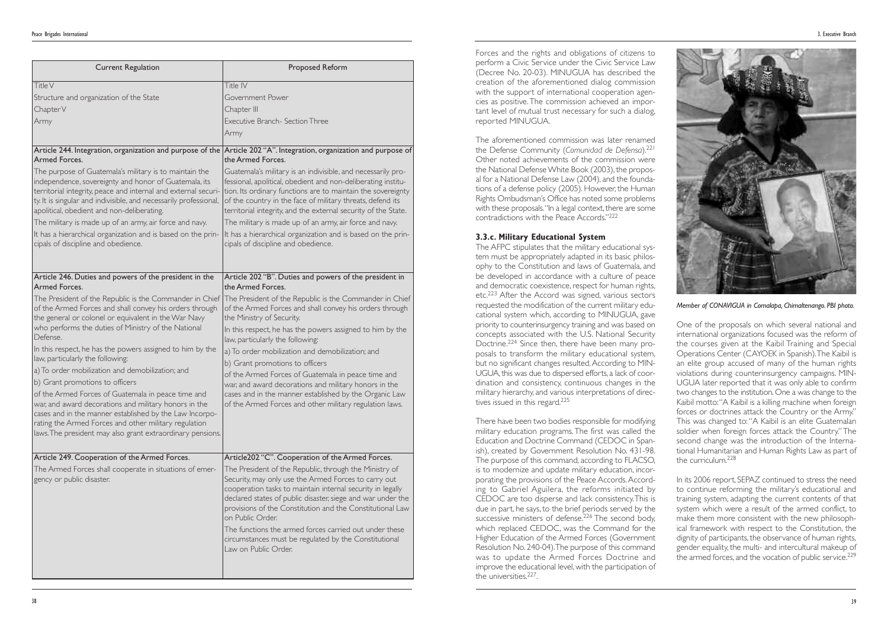| Current Regulation | Proposed Reform |
| --- | --- |
| Title V<br>Structure and organization of the State<br>Chapter V<br>Army | Title IV<br>Government Power<br>Chapter III<br>Executive Branch- Section Three<br>Army |
| Article 244. Integration, organization and purpose of the Armed Forces.<br>The purpose of Guatemala's military is to maintain the independence, sovereignty and honor of Guatemala, its territorial integrity, peace and internal and external security. It is singular and indivisible, and necessarily professional, apolitical, obedient and non-deliberating.<br>The military is made up of an army, air force and navy.<br>It has a hierarchical organization and is based on the principals of discipline and obedience. | Article 202 "A". Integration, organization and purpose of the Armed Forces.<br>Guatemala's military is an indivisible, and necessarily professional, apolitical, obedient and non-deliberating institution. Its ordinary functions are to maintain the sovereignty of the country in the face of military threats, defend its territorial integrity, and the external security of the State.<br>The military is made up of an army, air force and navy.<br>It has a hierarchical organization and is based on the principals of discipline and obedience. |
| Article 246. Duties and powers of the president in the Armed Forces.<br>The President of the Republic is the Commander in Chief of the Armed Forces and shall convey his orders through the general or colonel or equivalent in the War Navy who performs the duties of Ministry of the National Defense.<br>In this respect, he has the powers assigned to him by the law, particularly the following:<br>a) To order mobilization and demobilization; and<br>b) Grant promotions to officers<br>of the Armed Forces of Guatemala in peace time and war, and award decorations and military honors in the cases and in the manner established by the Law Incorporating the Armed Forces and other military regulation laws. The president may also grant extraordinary pensions. | Article 202 "B". Duties and powers of the president in the Armed Forces.<br>The President of the Republic is the Commander in Chief of the Armed Forces and shall convey his orders through the Ministry of Security.<br>In this respect, he has the powers assigned to him by the law, particularly the following:<br>a) To order mobilization and demobilization; and<br>b) Grant promotions to officers<br>of the Armed Forces of Guatemala in peace time and war, and award decorations and military honors in the cases and in the manner established by the Organic Law of the Armed Forces and other military regulation laws. |
| Article 249. Cooperation of the Armed Forces.<br>The Armed Forces shall cooperate in situations of emergency or public disaster. | Article202 "C". Cooperation of the Armed Forces.<br>The President of the Republic, through the Ministry of Security, may only use the Armed Forces to carry out cooperation tasks to maintain internal security in legally declared states of public disaster, siege and war under the provisions of the Constitution and the Constitutional Law on Public Order.<br>The functions the armed forces carried out under these circumstances must be regulated by the Constitutional Law on Public Order. |

Forces and the rights and obligations of citizens to perform a Civic Service under the Civic Service Law (Decree No. 20-03). MINUGUA has described the creation of the aforementioned dialog commission with the support of international cooperation agencies as positive. The commission achieved an important level of mutual trust necessary for such a dialog, reported MINUGUA.

The aforementioned commission was later renamed the Defense Community (*Comunidad de Defensa*).[221] Other noted achievements of the commission were the National Defense White Book (2003), the proposal for a National Defense Law (2004), and the foundations of a defense policy (2005). However, the Human Rights Ombudsman's Office has noted some problems with these proposals. "In a legal context, there are some contradictions with the Peace Accords."[222]

### 3.3.c. Military Educational System

The AFPC stipulates that the military educational system must be appropriately adapted in its basic philosophy to the Constitution and laws of Guatemala, and be developed in accordance with a culture of peace and democratic coexistence, respect for human rights, etc.[223] After the Accord was signed, various sectors requested the modification of the current military educational system which, according to MINUGUA, gave priority to counterinsurgency training and was based on concepts associated with the U.S. National Security Doctrine.[224] Since then, there have been many proposals to transform the military educational system, but no significant changes resulted. According to MINUGUA, this was due to dispersed efforts, a lack of coordination and consistency, continuous changes in the military hierarchy, and various interpretations of directives issued in this regard.[225]

There have been two bodies responsible for modifying military education programs. The first was called the Education and Doctrine Command (CEDOC in Spanish), created by Government Resolution No. 431-98. The purpose of this command, according to FLACSO, is to modernize and update military education, incorporating the provisions of the Peace Accords. According to Gabriel Aguilera, the reforms initiated by CEDOC are too disperse and lack consistency. This is due in part, he says, to the brief periods served by the successive ministers of defense.[226] The second body, which replaced CEDOC, was the Command for the Higher Education of the Armed Forces (Government Resolution No. 240-04). The purpose of this command was to update the Armed Forces Doctrine and improve the educational level, with the participation of the universities.[227].

*Member of CONAVIGUA in Comalapa, Chimaltenango. PBI photo.*

One of the proposals on which several national and international organizations focused was the reform of the courses given at the Kaibil Training and Special Operations Center (CAYOEK in Spanish). The Kaibil is an elite group accused of many of the human rights violations during counterinsurgency campaigns. MINUGUA later reported that it was only able to confirm two changes to the institution. One was change to the Kaibil motto: "A Kaibil is a killing machine when foreign forces or doctrines attack the Country or the Army." This was changed to: "A Kaibil is an elite Guatemalan soldier when foreign forces attack the Country." The second change was the introduction of the International Humanitarian and Human Rights Law as part of the curriculum.[228]

In its 2006 report, SEPAZ continued to stress the need to continue reforming the military's educational and training system, adapting the current contents of that system which were a result of the armed conflict, to make them more consistent with the new philosophical framework with respect to the Constitution, the dignity of participants, the observance of human rights, gender equality, the multi- and intercultural makeup of the armed forces, and the vocation of public service.[229]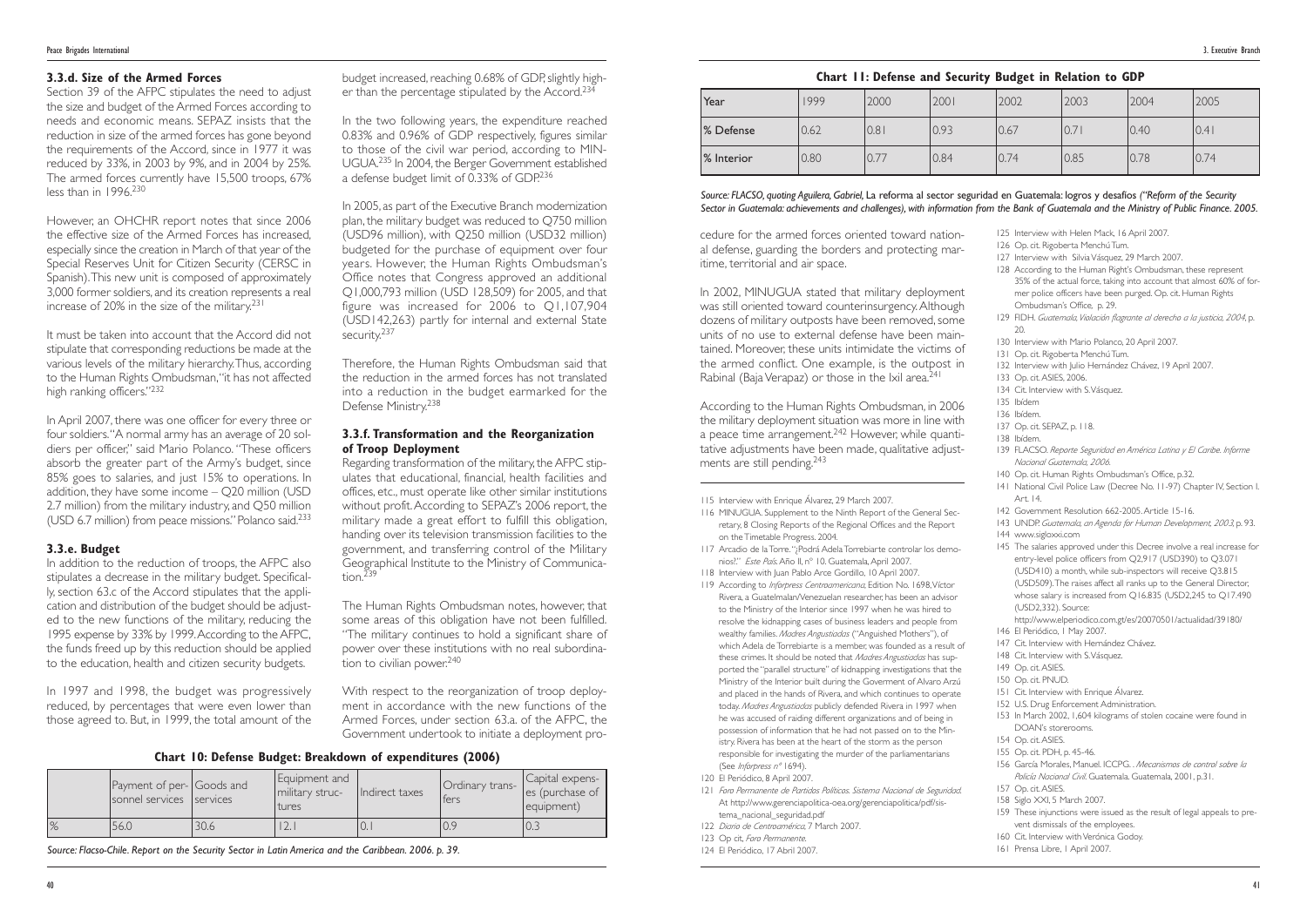### 3.3.d. Size of the Armed Forces

Section 39 of the AFPC stipulates the need to adjust the size and budget of the Armed Forces according to needs and economic means. SEPAZ insists that the reduction in size of the armed forces has gone beyond the requirements of the Accord, since in 1977 it was reduced by 33%, in 2003 by 9%, and in 2004 by 25%. The armed forces currently have 15,500 troops, 67% less than in 1996.[230]

However, an OHCHR report notes that since 2006 the effective size of the Armed Forces has increased, especially since the creation in March of that year of the Special Reserves Unit for Citizen Security (CERSC in Spanish). This new unit is composed of approximately 3,000 former soldiers, and its creation represents a real increase of 20% in the size of the military.[231]

It must be taken into account that the Accord did not stipulate that corresponding reductions be made at the various levels of the military hierarchy. Thus, according to the Human Rights Ombudsman, "it has not affected high ranking officers."[232]

In April 2007, there was one officer for every three or four soldiers. "A normal army has an average of 20 soldiers per officer," said Mario Polanco. "These officers absorb the greater part of the Army's budget, since 85% goes to salaries, and just 15% to operations. In addition, they have some income – Q20 million (USD 2.7 million) from the military industry, and Q50 million (USD 6.7 million) from peace missions." Polanco said.[233]

### 3.3.e. Budget

In addition to the reduction of troops, the AFPC also stipulates a decrease in the military budget. Specifically, section 63.c of the Accord stipulates that the application and distribution of the budget should be adjusted to the new functions of the military, reducing the 1995 expense by 33% by 1999. According to the AFPC, the funds freed up by this reduction should be applied to the education, health and citizen security budgets.

In 1997 and 1998, the budget was progressively reduced, by percentages that were even lower than those agreed to. But, in 1999, the total amount of the budget increased, reaching 0.68% of GDP, slightly higher than the percentage stipulated by the Accord.[234]

In the two following years, the expenditure reached 0.83% and 0.96% of GDP respectively, figures similar to those of the civil war period, according to MINUGUA.[235] In 2004, the Berger Government established a defense budget limit of 0.33% of GDP.[236]

In 2005, as part of the Executive Branch modernization plan, the military budget was reduced to Q750 million (USD96 million), with Q250 million (USD32 million) budgeted for the purchase of equipment over four years. However, the Human Rights Ombudsman's Office notes that Congress approved an additional Q1,000,793 million (USD 128,509) for 2005, and that figure was increased for 2006 to Q1,107,904 (USD142,263) partly for internal and external State security.[237]

Therefore, the Human Rights Ombudsman said that the reduction in the armed forces has not translated into a reduction in the budget earmarked for the Defense Ministry.[238]

### 3.3.f. Transformation and the Reorganization of Troop Deployment

Regarding transformation of the military, the AFPC stipulates that educational, financial, health facilities and offices, etc., must operate like other similar institutions without profit. According to SEPAZ's 2006 report, the military made a great effort to fulfill this obligation, handing over its television transmission facilities to the government, and transferring control of the Military Geographical Institute to the Ministry of Communication.[239]

The Human Rights Ombudsman notes, however, that some areas of this obligation have not been fulfilled. "The military continues to hold a significant share of power over these institutions with no real subordination to civilian power.[240]

With respect to the reorganization of troop deployment in accordance with the new functions of the Armed Forces, under section 63.a. of the AFPC, the Government undertook to initiate a deployment procedure for the armed forces oriented toward national defense, guarding the borders and protecting maritime, territorial and air space.

In 2002, MINUGUA stated that military deployment was still oriented toward counterinsurgency. Although dozens of military outposts have been removed, some units of no use to external defense have been maintained. Moreover, these units intimidate the victims of the armed conflict. One example, is the outpost in Rabinal (Baja Verapaz) or those in the Ixil area.[241]

According to the Human Rights Ombudsman, in 2006 the military deployment situation was more in line with a peace time arrangement.[242] However, while quantitative adjustments have been made, qualitative adjustments are still pending.[243]

**Chart 10: Defense Budget: Breakdown of expenditures (2006)**

| | Payment of personnel services | Goods and services | Equipment and military structures | Indirect taxes | Ordinary transfers | Capital expenses (purchase of equipment) |
|---|---|---|---|---|---|---|
| % | 56.0 | 30.6 | 12.1 | 0.1 | 0.9 | 0.3 |

*Source: Flacso-Chile. Report on the Security Sector in Latin America and the Caribbean. 2006. p. 39.*

**Chart 11: Defense and Security Budget in Relation to GDP**

| Year | 1999 | 2000 | 2001 | 2002 | 2003 | 2004 | 2005 |
|---|---|---|---|---|---|---|---|
| % Defense | 0.62 | 0.81 | 0.93 | 0.67 | 0.71 | 0.40 | 0.41 |
| % Interior | 0.80 | 0.77 | 0.84 | 0.74 | 0.85 | 0.78 | 0.74 |

*Source: FLACSO, quoting Aguilera, Gabriel,* La reforma al sector seguridad en Guatemala: logros y desafíos *("Reform of the Security Sector in Guatemala: achievements and challenges), with information from the Bank of Guatemala and the Ministry of Public Finance. 2005.*

---

115 Interview with Enrique Álvarez, 29 March 2007.

116 MINUGUA. Supplement to the Ninth Report of the General Secretary, 8 Closing Reports of the Regional Offices and the Report on the Timetable Progress. 2004.

117 Arcadio de la Torre. "¿Podrá Adela Torrebiarte controlar los demonios?." *Este País*. Año II, nº 10. Guatemala, April 2007.

118 Interview with Juan Pablo Arce Gordillo, 10 April 2007.

119 According to *Inforpress Centroamericana*, Edition No. 1698, Víctor Rivera, a Guatelmalan/Venezuelan researcher, has been an advisor to the Ministry of the Interior since 1997 when he was hired to resolve the kidnapping cases of business leaders and people from wealthy families. *Madres Angustiadas* ("Anguished Mothers"), of which Adela de Torrebiarte is a member, was founded as a result of these crimes. It should be noted that *Madres Angustiadas* has supported the "parallel structure" of kidnapping investigations that the Ministry of the Interior built during the Goverment of Alvaro Arzú and placed in the hands of Rivera, and which continues to operate today. *Madres Angustiadas* publicly defended Rivera in 1997 when he was accused of raiding different organizations and of being in possession of information that he had not passed on to the Ministry. Rivera has been at the heart of the storm as the person responsible for investigating the murder of the parliamentarians (See *Inforpress nº* 1694).

120 El Periódico, 8 April 2007.

121 *Foro Permanente de Partidos Políticos. Sistema Nacional de Seguridad.* At http://www.gerenciapolitica-oea.org/gerenciapolitica/pdf/sistema_nacional_seguridad.pdf

122 *Diario de Centroamérica*, 7 March 2007.

123 Op cit, *Foro Permanente*.

124 El Periódico, 17 Abril 2007.

125 Interview with Helen Mack, 16 April 2007.

126 Op. cit. Rigoberta Menchú Tum.

127 Interview with Silvia Vásquez, 29 March 2007.

128 According to the Human Right's Ombudsman, these represent 35% of the actual force, taking into account that almost 60% of former police officers have been purged. Op. cit. Human Rights Ombudsman's Office, p. 29.

129 FIDH. *Guatemala, Violación flagrante al derecho a la justicia, 2004*, p. 20.

130 Interview with Mario Polanco, 20 April 2007.

131 Op. cit. Rigoberta Menchú Tum.

132 Interview with Julio Hernández Chávez, 19 April 2007.

133 Op. cit. ASIES, 2006.

134 Cit. Interview with S. Vásquez.

135 Ibidem

136 Ibídem.

137 Op. cit. SEPAZ, p. 118.

138 Ibídem.

139 FLACSO. *Reporte Seguridad en América Latina y El Caribe. Informe Nacional Guatemala, 2006.*

140 Op. cit. Human Rights Ombudsman's Office, p.32.

141 National Civil Police Law (Decree No. 11-97) Chapter IV, Section I. Art. 14.

142 Government Resolution 662-2005. Article 15-16.

143 UNDP. *Guatemala, an Agenda for Human Development, 2003*, p. 93.

144 www.sigloxxi.com

145 The salaries approved under this Decree involve a real increase for entry-level police officers from Q2,917 (USD390) to Q3.071 (USD410) a month, while sub-inspectors will receive Q3.815 (USD509). The raises affect all ranks up to the General Director, whose salary is increased from Q16.835 (USD2,245 to Q17.490 (USD2,332). Source: http://www.elperiodico.com.gt/es/20070501/actualidad/39180/

146 El Periódico, 1 May 2007.

147 Cit. Interview with Hernández Chávez.

148 Cit. Interview with S. Vásquez.

149 Op. cit. ASIES.

150 Op. cit. PNUD.

151 Cit. Interview with Enrique Álvarez.

152 U.S. Drug Enforcement Administration.

153 In March 2002, 1,604 kilograms of stolen cocaine were found in DOAN's storerooms.

154 Op. cit. ASIES.

155 Op. cit. PDH, p. 45-46.

156 García Morales, Manuel. ICCPG. . *Mecanismos de control sobre la Policía Nacional Civil*. Guatemala. Guatemala, 2001, p.31.

157 Op. cit. ASIES.

158 Siglo XXI, 5 March 2007.

159 These injunctions were issued as the result of legal appeals to prevent dismissals of the employees.

160 Cit. Interview with Verónica Godoy.

161 Prensa Libre, 1 April 2007.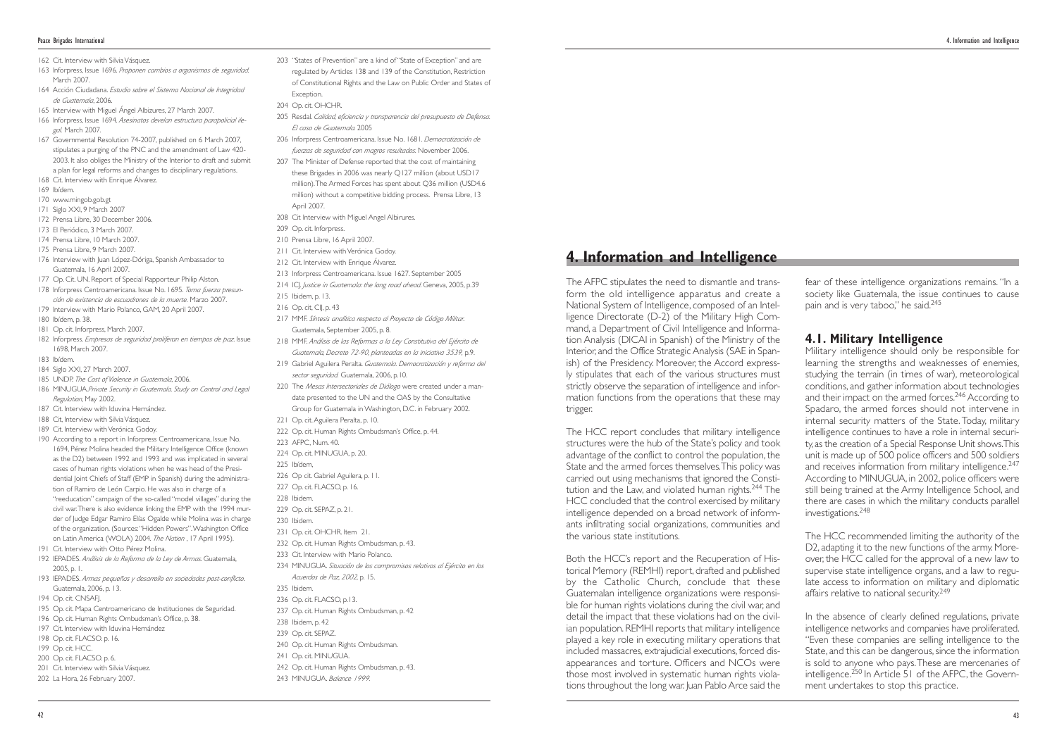162 Cit. Interview with Silvia Vásquez.
163 Inforpress, Issue 1696. *Proponen cambios a organismos de seguridad.* March 2007.
164 Acción Ciudadana. *Estudio sobre el Sistema Nacional de Integridad de Guatemala*, 2006.
165 Interview with Miguel Ángel Albizures, 27 March 2007.
166 Inforpress, Issue 1694. *Asesinatos develan estructura parapolicial ilegal.* March 2007.
167 Governmental Resolution 74-2007, published on 6 March 2007, stipulates a purging of the PNC and the amendment of Law 420-2003. It also obliges the Ministry of the Interior to draft and submit a plan for legal reforms and changes to disciplinary regulations.
168 Cit. Interview with Enrique Álvarez.
169 Ibídem.
170 www.mingob.gob.gt
171 Siglo XXI, 9 March 2007
172 Prensa Libre, 30 December 2006.
173 El Periódico, 3 March 2007.
174 Prensa Libre, 10 March 2007.
175 Prensa Libre, 9 March 2007.
176 Interview with Juan López-Dóriga, Spanish Ambassador to Guatemala, 16 April 2007.
177 Op. Cit. UN. Report of Special Rapporteur Philip Alston.
178 Inforpress Centroamericana. Issue No. 1695. *Toma fuerza presunción de existencia de escuadrones de la muerte.* Marzo 2007.
179 Interview with Mario Polanco, GAM, 20 April 2007.
180 Ibídem, p. 38.
181 Op. cit. Inforpress, March 2007.
182 Inforpress. *Empresas de seguridad proliferan en tiempos de paz.* Issue 1698, March 2007.
183 Ibídem.
184 Siglo XXI, 27 March 2007.
185 UNDP. *The Cost of Violence in Guatemala*, 2006.
186 MINUGUA. *Private Security in Guatemala. Study on Control and Legal Regulation*, May 2002.
187 Cit. Interview with Iduvina Hernández.
188 Cit. Interview with Silvia Vásquez.
189 Cit. Interview with Verónica Godoy.
190 According to a report in Inforpress Centroamericana, Issue No. 1694, Pérez Molina headed the Military Intelligence Office (known as the D2) between 1992 and 1993 and was implicated in several cases of human rights violations when he was head of the Presidential Joint Chiefs of Staff (EMP in Spanish) during the administration of Ramiro de León Carpio. He was also in charge of a "reeducation" campaign of the so-called "model villages" during the civil war. There is also evidence linking the EMP with the 1994 murder of Judge Edgar Ramiro Elías Ogalde while Molina was in charge of the organization. (Sources: "Hidden Powers". Washington Office on Latin America (WOLA) 2004. *The Nation* , 17 April 1995).
191 Cit. Interview with Otto Pérez Molina.
192 IEPADES. *Análisis de la Reforma de la Ley de Armas.* Guatemala, 2005, p. 1.
193 IEPADES. *Armas pequeñas y desarrollo en sociedades post-conflicto.* Guatemala, 2006, p. 13.
194 Op. cit. CNSAFJ.
195 Op. cit. Mapa Centroamericano de Instituciones de Seguridad.
196 Op. cit. Human Rights Ombudsman's Office, p. 38.
197 Cit. Interview with Iduvina Hernández
198 Op. cit. FLACSO. p. 16.
199 Op. cit. HCC.
200 Op. cit. FLACSO. p. 6.
201 Cit. Interview with Silvia Vásquez.
202 La Hora, 26 February 2007.
203 "States of Prevention" are a kind of "State of Exception" and are regulated by Articles 138 and 139 of the Constitution, Restriction of Constitutional Rights and the Law on Public Order and States of Exception.
204 Op. cit. OHCHR.
205 Resdal. *Calidad, eficiencia y transparencia del presupuesto de Defensa. El caso de Guatemala.* 2005
206 Inforpress Centroamericana. Issue No. 1681. *Democratización de fuerzas de seguridad con magros resultados.* November 2006.
207 The Minister of Defense reported that the cost of maintaining these Brigades in 2006 was nearly Q127 million (about USD17 million). The Armed Forces has spent about Q36 million (USD4.6 million) without a competitive bidding process. Prensa Libre, 13 April 2007.
208 Cit Interview with Miguel Angel Albirures.
209 Op. cit. Inforpress.
210 Prensa Libre, 16 April 2007.
211 Cit. Interview with Verónica Godoy.
212 Cit. Interview with Enrique Álvarez.
213 Inforpress Centroamericana. Issue 1627. September 2005
214 ICJ, *Justice in Guatemala: the long road ahead.* Geneva, 2005, p.39
215 Ibidem, p. 13.
216 Op. cit, CIJ, p. 43
217 MMF. *Síntesis analítica respecto al Proyecto de Código Militar.* Guatemala, September 2005, p. 8.
218 MMF. *Análisis de las Reformas a la Ley Constitutiva del Ejército de Guatemala, Decreto 72-90, planteadas en la iniciativa 3539*, p.9.
219 Gabriel Aguilera Peralta. *Guatemala. Democratización y reforma del sector seguridad.* Guatemala, 2006, p.10.
220 The *Mesas Intersectoriales de Diálogo* were created under a mandate presented to the UN and the OAS by the Consultative Group for Guatemala in Washington, D.C. in February 2002.
221 Op. cit. Aguilera Peralta, p. 10.
222 Op. cit. Human Rights Ombudsman's Office, p. 44.
223 AFPC, Num. 40.
224 Op. cit. MINUGUA, p. 20.
225 Ibídem,
226 Op cit. Gabriel Aguilera, p. 11.
227 Op. cit. FLACSO, p. 16.
228 Ibidem.
229 Op. cit. SEPAZ, p. 21.
230 Ibidem.
231 Op. cit. OHCHR. Item 21.
232 Op. cit. Human Rights Ombudsman, p. 43.
233 Cit. Interview with Mario Polanco.
234 MINUGUA. *Situación de los compromisos relativos al Ejército en los Acuerdos de Paz, 2002*, p. 15.
235 Ibidem.
236 Op. cit. FLACSO, p.13.
237 Op. cit. Human Rights Ombudsman, p. 42
238 Ibidem, p. 42
239 Op. cit. SEPAZ.
240 Op. cit. Human Rights Ombudsman.
241 Op. cit. MINUGUA.
242 Op. cit. Human Rights Ombudsman, p. 43.
243 MINUGUA. *Balance 1999.*

# 4. Information and Intelligence

The AFPC stipulates the need to dismantle and transform the old intelligence apparatus and create a National System of Intelligence, composed of an Intelligence Directorate (D-2) of the Military High Command, a Department of Civil Intelligence and Information Analysis (DICAI in Spanish) of the Ministry of the Interior, and the Office Strategic Analysis (SAE in Spanish) of the Presidency. Moreover, the Accord expressly stipulates that each of the various structures must strictly observe the separation of intelligence and information functions from the operations that these may trigger.

The HCC report concludes that military intelligence structures were the hub of the State's policy and took advantage of the conflict to control the population, the State and the armed forces themselves. This policy was carried out using mechanisms that ignored the Constitution and the Law, and violated human rights.[244] The HCC concluded that the control exercised by military intelligence depended on a broad network of informants infiltrating social organizations, communities and the various state institutions.

Both the HCC's report and the Recuperation of Historical Memory (REMHI) report, drafted and published by the Catholic Church, conclude that these Guatemalan intelligence organizations were responsible for human rights violations during the civil war, and detail the impact that these violations had on the civilian population. REMHI reports that military intelligence played a key role in executing military operations that included massacres, extrajudicial executions, forced disappearances and torture. Officers and NCOs were those most involved in systematic human rights violations throughout the long war. Juan Pablo Arce said the fear of these intelligence organizations remains. "In a society like Guatemala, the issue continues to cause pain and is very taboo," he said.[245]

## 4.1. Military Intelligence

Military intelligence should only be responsible for learning the strengths and weaknesses of enemies, studying the terrain (in times of war), meteorological conditions, and gather information about technologies and their impact on the armed forces.[246] According to Spadaro, the armed forces should not intervene in internal security matters of the State. Today, military intelligence continues to have a role in internal security, as the creation of a Special Response Unit shows. This unit is made up of 500 police officers and 500 soldiers and receives information from military intelligence.[247] According to MINUGUA, in 2002, police officers were still being trained at the Army Intelligence School, and there are cases in which the military conducts parallel investigations.[248]

The HCC recommended limiting the authority of the D2, adapting it to the new functions of the army. Moreover, the HCC called for the approval of a new law to supervise state intelligence organs, and a law to regulate access to information on military and diplomatic affairs relative to national security.[249]

In the absence of clearly defined regulations, private intelligence networks and companies have proliferated. "Even these companies are selling intelligence to the State, and this can be dangerous, since the information is sold to anyone who pays. These are mercenaries of intelligence.[250] In Article 51 of the AFPC, the Government undertakes to stop this practice.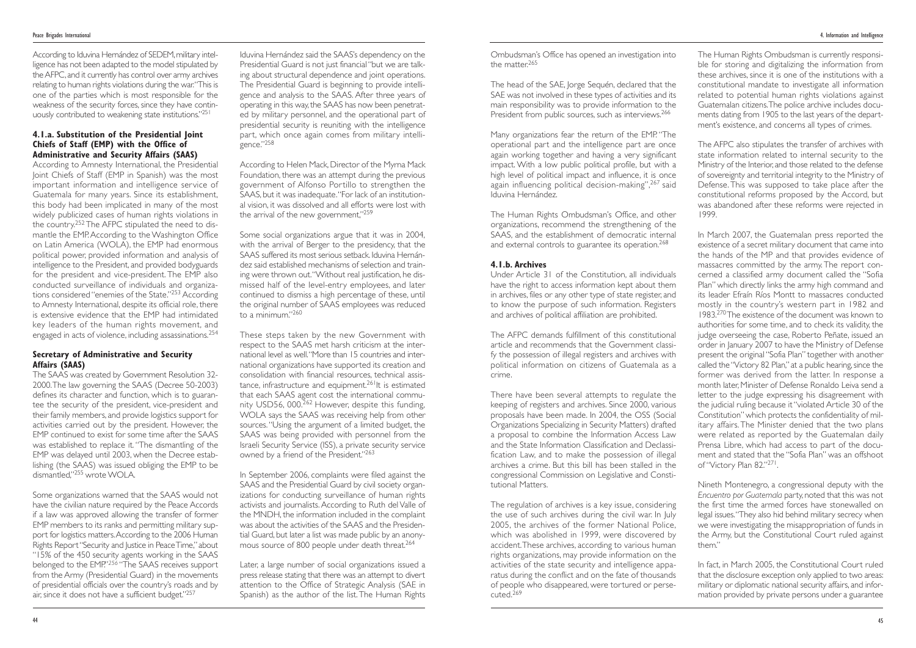According to Iduvina Hernández of SEDEM, military intelligence has not been adapted to the model stipulated by the AFPC, and it currently has control over army archives relating to human rights violations during the war: "This is one of the parties which is most responsible for the weakness of the security forces, since they have continuously contributed to weakening state institutions."[251]

### 4.1.a. Substitution of the Presidential Joint Chiefs of Staff (EMP) with the Office of Administrative and Security Affairs (SAAS)

According to Amnesty International, the Presidential Joint Chiefs of Staff (EMP in Spanish) was the most important information and intelligence service of Guatemala for many years. Since its establishment, this body had been implicated in many of the most widely publicized cases of human rights violations in the country.[252] The AFPC stipulated the need to dismantle the EMP. According to the Washington Office on Latin America (WOLA), the EMP had enormous political power, provided information and analysis of intelligence to the President, and provided bodyguards for the president and vice-president. The EMP also conducted surveillance of individuals and organizations considered "enemies of the State."[253] According to Amnesty International, despite its official role, there is extensive evidence that the EMP had intimidated key leaders of the human rights movement, and engaged in acts of violence, including assassinations.[254]

### Secretary of Administrative and Security Affairs (SAAS)

The SAAS was created by Government Resolution 32-2000. The law governing the SAAS (Decree 50-2003) defines its character and function, which is to guarantee the security of the president, vice-president and their family members, and provide logistics support for activities carried out by the president. However, the EMP continued to exist for some time after the SAAS was established to replace it. "The dismantling of the EMP was delayed until 2003, when the Decree establishing (the SAAS) was issued obliging the EMP to be dismantled,"[255] wrote WOLA.

Some organizations warned that the SAAS would not have the civilian nature required by the Peace Accords if a law was approved allowing the transfer of former EMP members to its ranks and permitting military support for logistics matters. According to the 2006 Human Rights Report "Security and Justice in Peace Time," about "15% of the 450 security agents working in the SAAS belonged to the EMP."[256] "The SAAS receives support from the Army (Presidential Guard) in the movements of presidential officials over the country's roads and by air, since it does not have a sufficient budget."[257]

Iduvina Hernández said the SAAS's dependency on the Presidential Guard is not just financial "but we are talking about structural dependence and joint operations. The Presidential Guard is beginning to provide intelligence and analysis to the SAAS. After three years of operating in this way, the SAAS has now been penetrated by military personnel, and the operational part of presidential security is reuniting with the intelligence part, which once again comes from military intelligence."[258]

According to Helen Mack, Director of the Myrna Mack Foundation, there was an attempt during the previous government of Alfonso Portillo to strengthen the SAAS, but it was inadequate. "For lack of an institutional vision, it was dissolved and all efforts were lost with the arrival of the new government."[259]

Some social organizations argue that it was in 2004, with the arrival of Berger to the presidency, that the SAAS suffered its most serious setback. Iduvina Hernández said established mechanisms of selection and training were thrown out. "Without real justification, he dismissed half of the level-entry employees, and later continued to dismiss a high percentage of these, until the original number of SAAS employees was reduced to a minimum."[260]

These steps taken by the new Government with respect to the SAAS met harsh criticism at the international level as well. "More than 15 countries and international organizations have supported its creation and consolidation with financial resources, technical assistance, infrastructure and equipment."[261] It is estimated that each SAAS agent cost the international community USD56, 000.[262] However, despite this funding, WOLA says the SAAS was receiving help from other sources. "Using the argument of a limited budget, the SAAS was being provided with personnel from the Israeli Security Service (ISS), a private security service owned by a friend of the President."[263]

In September 2006, complaints were filed against the SAAS and the Presidential Guard by civil society organizations for conducting surveillance of human rights activists and journalists. According to Ruth del Valle of the MNDH, the information included in the complaint was about the activities of the SAAS and the Presidential Guard, but later a list was made public by an anonymous source of 800 people under death threat.[264]

Later, a large number of social organizations issued a press release stating that there was an attempt to divert attention to the Office of Strategic Analysis (SAE in Spanish) as the author of the list. The Human Rights Ombudsman's Office has opened an investigation into the matter.[265]

The head of the SAE, Jorge Sequén, declared that the SAE was not involved in these types of activities and its main responsibility was to provide information to the President from public sources, such as interviews.[266]

Many organizations fear the return of the EMP. "The operational part and the intelligence part are once again working together and having a very significant impact. With a low public political profile, but with a high level of political impact and influence, it is once again influencing political decision-making",[267] said Iduvina Hernández.

The Human Rights Ombudsman's Office, and other organizations, recommend the strengthening of the SAAS, and the establishment of democratic internal and external controls to guarantee its operation.[268]

### 4.1.b. Archives

Under Article 31 of the Constitution, all individuals have the right to access information kept about them in archives, files or any other type of state register, and to know the purpose of such information. Registers and archives of political affiliation are prohibited.

The AFPC demands fulfillment of this constitutional article and recommends that the Government classify the possession of illegal registers and archives with political information on citizens of Guatemala as a crime.

There have been several attempts to regulate the keeping of registers and archives. Since 2000, various proposals have been made. In 2004, the OSS (Social Organizations Specializing in Security Matters) drafted a proposal to combine the Information Access Law and the State Information Classification and Declassification Law, and to make the possession of illegal archives a crime. But this bill has been stalled in the congressional Commission on Legislative and Constitutional Matters.

The regulation of archives is a key issue, considering the use of such archives during the civil war. In July 2005, the archives of the former National Police, which was abolished in 1999, were discovered by accident. These archives, according to various human rights organizations, may provide information on the activities of the state security and intelligence apparatus during the conflict and on the fate of thousands of people who disappeared, were tortured or persecuted.[269]

The Human Rights Ombudsman is currently responsible for storing and digitalizing the information from these archives, since it is one of the institutions with a constitutional mandate to investigate all information related to potential human rights violations against Guatemalan citizens. The police archive includes documents dating from 1905 to the last years of the department's existence, and concerns all types of crimes.

The AFPC also stipulates the transfer of archives with state information related to internal security to the Ministry of the Interior, and those related to the defense of sovereignty and territorial integrity to the Ministry of Defense. This was supposed to take place after the constitutional reforms proposed by the Accord, but was abandoned after these reforms were rejected in 1999.

In March 2007, the Guatemalan press reported the existence of a secret military document that came into the hands of the MP and that provides evidence of massacres committed by the army. The report concerned a classified army document called the "Sofia Plan" which directly links the army high command and its leader Efraín Ríos Montt to massacres conducted mostly in the country's western part in 1982 and 1983.[270] The existence of the document was known to authorities for some time, and to check its validity, the judge overseeing the case, Roberto Peñate, issued an order in January 2007 to have the Ministry of Defense present the original "Sofia Plan" together with another called the "Victory 82 Plan," at a public hearing, since the former was derived from the latter. In response a month later, Minister of Defense Ronaldo Leiva send a letter to the judge expressing his disagreement with the judicial ruling because it "violated Article 30 of the Constitution" which protects the confidentiality of military affairs. The Minister denied that the two plans were related as reported by the Guatemalan daily Prensa Libre, which had access to part of the document and stated that the "Sofia Plan" was an offshoot of "Victory Plan 82."[271].

Nineth Montenegro, a congressional deputy with the *Encuentro por Guatemala* party, noted that this was not the first time the armed forces have stonewalled on legal issues. "They also hid behind military secrecy when we were investigating the misappropriation of funds in the Army, but the Constitutional Court ruled against them."

In fact, in March 2005, the Constitutional Court ruled that the disclosure exception only applied to two areas: military or diplomatic national security affairs, and information provided by private persons under a guarantee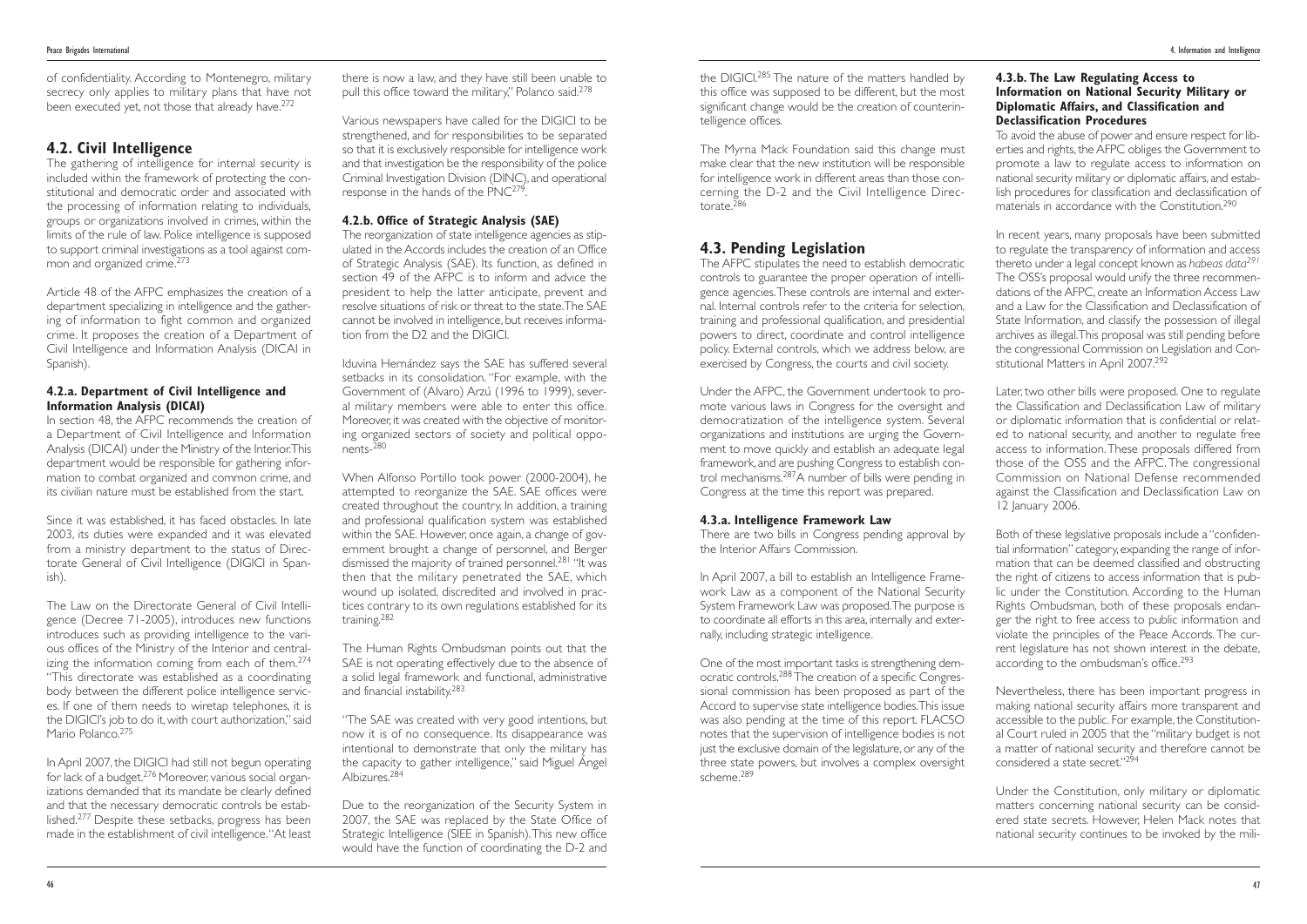of confidentiality. According to Montenegro, military secrecy only applies to military plans that have not been executed yet, not those that already have.[272]

## 4.2. Civil Intelligence

The gathering of intelligence for internal security is included within the framework of protecting the constitutional and democratic order and associated with the processing of information relating to individuals, groups or organizations involved in crimes, within the limits of the rule of law. Police intelligence is supposed to support criminal investigations as a tool against common and organized crime.[273]

Article 48 of the AFPC emphasizes the creation of a department specializing in intelligence and the gathering of information to fight common and organized crime. It proposes the creation of a Department of Civil Intelligence and Information Analysis (DICAI in Spanish).

### 4.2.a. Department of Civil Intelligence and Information Analysis (DICAI)

In section 48, the AFPC recommends the creation of a Department of Civil Intelligence and Information Analysis (DICAI) under the Ministry of the Interior. This department would be responsible for gathering information to combat organized and common crime, and its civilian nature must be established from the start.

Since it was established, it has faced obstacles. In late 2003, its duties were expanded and it was elevated from a ministry department to the status of Directorate General of Civil Intelligence (DIGICI in Spanish).

The Law on the Directorate General of Civil Intelligence (Decree 71-2005), introduces new functions such as providing intelligence to the various offices of the Ministry of the Interior and centralizing the information coming from each of them.[274] "This directorate was established as a coordinating body between the different police intelligence services. If one of them needs to wiretap telephones, it is the DIGICI's job to do it, with court authorization," said Mario Polanco.[275]

In April 2007, the DIGICI had still not begun operating for lack of a budget.[276] Moreover, various social organizations demanded that its mandate be clearly defined and that the necessary democratic controls be established.[277] Despite these setbacks, progress has been made in the establishment of civil intelligence. "At least there is now a law, and they have still been unable to pull this office toward the military," Polanco said.[278]

Various newspapers have called for the DIGICI to be strengthened, and for responsibilities to be separated so that it is exclusively responsible for intelligence work and that investigation be the responsibility of the police Criminal Investigation Division (DINC), and operational response in the hands of the PNC[279].

### 4.2.b. Office of Strategic Analysis (SAE)

The reorganization of state intelligence agencies as stipulated in the Accords includes the creation of an Office of Strategic Analysis (SAE). Its function, as defined in section 49 of the AFPC is to inform and advice the president to help the latter anticipate, prevent and resolve situations of risk or threat to the state. The SAE cannot be involved in intelligence, but receives information from the D2 and the DIGICI.

Iduvina Hernández says the SAE has suffered several setbacks in its consolidation. "For example, with the Government of (Alvaro) Arzú (1996 to 1999), several military members were able to enter this office. Moreover, it was created with the objective of monitoring organized sectors of society and political opponents".[280]

When Alfonso Portillo took power (2000-2004), he attempted to reorganize the SAE. SAE offices were created throughout the country. In addition, a training and professional qualification system was established within the SAE. However, once again, a change of government brought a change of personnel, and Berger dismissed the majority of trained personnel.[281] "It was then that the military penetrated the SAE, which wound up isolated, discredited and involved in practices contrary to its own regulations established for its training.[282]

The Human Rights Ombudsman points out that the SAE is not operating effectively due to the absence of a solid legal framework and functional, administrative and financial instability.[283]

"The SAE was created with very good intentions, but now it is of no consequence. Its disappearance was intentional to demonstrate that only the military has the capacity to gather intelligence," said Miguel Ángel Albizures.[284]

Due to the reorganization of the Security System in 2007, the SAE was replaced by the State Office of Strategic Intelligence (SIEE in Spanish). This new office would have the function of coordinating the D-2 and the DIGICI.[285] The nature of the matters handled by this office was supposed to be different, but the most significant change would be the creation of counterintelligence offices.

The Myrna Mack Foundation said this change must make clear that the new institution will be responsible for intelligence work in different areas than those concerning the D-2 and the Civil Intelligence Directorate.[286]

## 4.3. Pending Legislation

The AFPC stipulates the need to establish democratic controls to guarantee the proper operation of intelligence agencies. These controls are internal and external. Internal controls refer to the criteria for selection, training and professional qualification, and presidential powers to direct, coordinate and control intelligence policy. External controls, which we address below, are exercised by Congress, the courts and civil society.

Under the AFPC, the Government undertook to promote various laws in Congress for the oversight and democratization of the intelligence system. Several organizations and institutions are urging the Government to move quickly and establish an adequate legal framework, and are pushing Congress to establish control mechanisms.[287] A number of bills were pending in Congress at the time this report was prepared.

### 4.3.a. Intelligence Framework Law

There are two bills in Congress pending approval by the Interior Affairs Commission.

In April 2007, a bill to establish an Intelligence Framework Law as a component of the National Security System Framework Law was proposed. The purpose is to coordinate all efforts in this area, internally and externally, including strategic intelligence.

One of the most important tasks is strengthening democratic controls.[288] The creation of a specific Congressional commission has been proposed as part of the Accord to supervise state intelligence bodies. This issue was also pending at the time of this report. FLACSO notes that the supervision of intelligence bodies is not just the exclusive domain of the legislature, or any of the three state powers, but involves a complex oversight scheme.[289]

### 4.3.b. The Law Regulating Access to Information on National Security Military or Diplomatic Affairs, and Classification and Declassification Procedures

To avoid the abuse of power and ensure respect for liberties and rights, the AFPC obliges the Government to promote a law to regulate access to information on national security military or diplomatic affairs, and establish procedures for classification and declassification of materials in accordance with the Constitution.[290]

In recent years, many proposals have been submitted to regulate the transparency of information and access thereto under a legal concept known as *habeas data*[291]. The OSS's proposal would unify the three recommendations of the AFPC, create an Information Access Law and a Law for the Classification and Declassification of State Information, and classify the possession of illegal archives as illegal. This proposal was still pending before the congressional Commission on Legislation and Constitutional Matters in April 2007.[292]

Later, two other bills were proposed. One to regulate the Classification and Declassification Law of military or diplomatic information that is confidential or related to national security, and another to regulate free access to information. These proposals differed from those of the OSS and the AFPC. The congressional Commission on National Defense recommended against the Classification and Declassification Law on 12 January 2006.

Both of these legislative proposals include a "confidential information" category, expanding the range of information that can be deemed classified and obstructing the right of citizens to access information that is public under the Constitution. According to the Human Rights Ombudsman, both of these proposals endanger the right to free access to public information and violate the principles of the Peace Accords. The current legislature has not shown interest in the debate, according to the ombudsman's office.[293]

Nevertheless, there has been important progress in making national security affairs more transparent and accessible to the public. For example, the Constitutional Court ruled in 2005 that the "military budget is not a matter of national security and therefore cannot be considered a state secret."[294]

Under the Constitution, only military or diplomatic matters concerning national security can be considered state secrets. However, Helen Mack notes that national security continues to be invoked by the mili-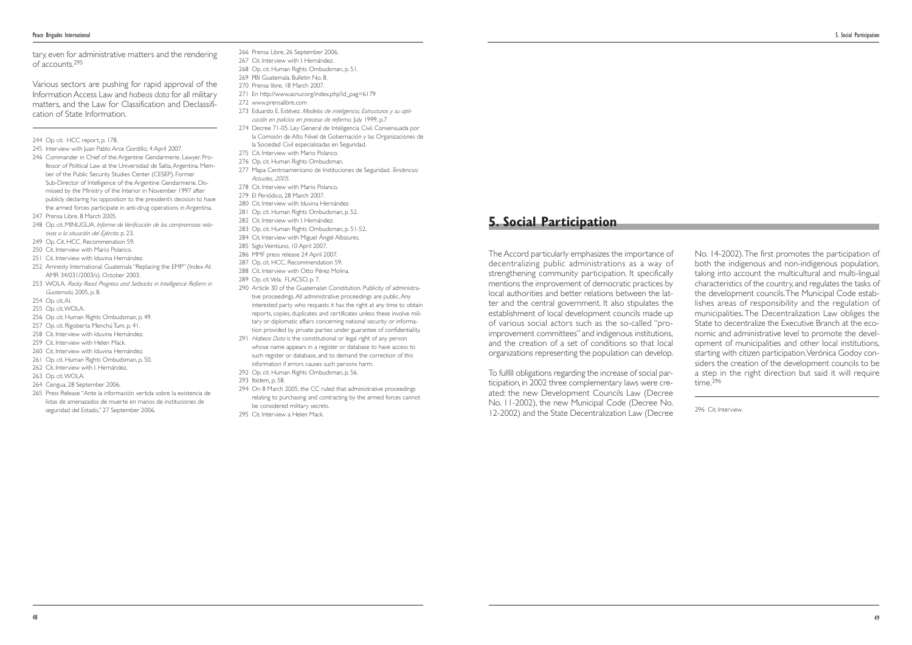tary, even for administrative matters and the rendering of accounts.[295]

Various sectors are pushing for rapid approval of the Information Access Law and *habeas data* for all military matters, and the Law for Classification and Declassification of State Information.

244 Op. cit. HCC report, p. 178.
245 Interview with Juan Pablo Arce Gordillo, 4 April 2007.
246 Commander in Chief of the Argentine Gendarmerie. Lawyer. Professor of Political Law at the Universidad de Salta, Argentina. Member of the Public Security Studies Center (CESEP). Former Sub-Director of Intelligence of the Argentine Gendarmerie. Dismissed by the Ministry of the Interior in November 1997 after publicly declaring his opposition to the president's decision to have the armed forces participate in anti-drug operations in Argentina.
247 Prensa Libre, 8 March 2005.
248 Op. cit. MINUGUA. *Informe de Verificación de los compromisos relativos a la situación del Ejército.* p. 23.
249 Op. Cit. HCC. Recommenation 59.
250 Cit. Interview with Mario Polanco.
251 Cit. Interview with Iduvina Hernández.
252 Amnesty International. Guatemala "Replacing the EMP" (Index AI: AMR 34/031/2003/s). October 2003.
253 WOLA. *Rocky Road. Progress and Setbacks in Intelligence Reform in Guatemala*, 2005, p. 8.
254 Op. cit, AI.
255 Op. cit, WOLA.
256 Op. cit. Human Rights Ombudsman, p. 49.
257 Op. cit. Rigoberta Menchú Tum, p. 41.
258 Cit. Interview with Iduvina Hernández.
259 Cit. Interview with Helen Mack.
260 Cit. Interview with Iduvina Hernández.
261 Op. cit. Human Rights Ombudsman, p. 50.
262 Cit. Interview with I. Hernández.
263 Op. cit. WOLA.
264 Cerigua, 28 September 2006.
265 Press Release "Ante la información vertida sobre la existencia de listas de amenazados de muerte en manos de instituciones de seguridad del Estado," 27 September 2006.
266 Prensa Libre, 26 September 2006.
267 Cit. Interview with I. Hernández.
268 Op. cit. Human Rights Ombudsman, p. 51.
269 PBI Guatemala. Bulletin No. 8.
270 Prensa libre, 18 March 2007.
271 En http://www.acnur.org/index.php?id_pag=6179
272 www.prensalibre.com
273 Eduardo E. Estévez. *Modelos de inteligencia, Estructuras y su aplicación en policías en proceso de reforma.* July 1999, p.7
274 Decree 71-05. Ley General de Inteligencia Civil. Consensuada por la Comisión de Alto Nivel de Gobernación y las Organizaciones de la Sociedad Civil especializadas en Seguridad.
275 Cit. Interview with Mario Polanco.
276 Op. cit. Human Rights Ombudsman.
277 Mapa Centroamericano de Instituciones de Seguridad. *Tendencias Actuales, 2005.*
278 Cit. Interview with Mario Polanco.
279 El Periódico, 28 March 2007.
280 Cit. Interview with Iduvina Hernández.
281 Op. cit. Human Rights Ombudsman, p. 52.
282 Cit. Interview with I. Hernández.
283 Op. cit. Human Rights Ombudsman, p. 51-52.
284 Cit. Interview with Miguel Ángel Albizures.
285 Siglo Veintiuno, 10 April 2007.
286 MMF press release 24 April 2007.
287 Op. cit. HCC. Recommendation 59.
288 Cit. Interview with Otto Pérez Molina.
289 Op. cit. Vela. FLACSO, p. 7.
290 Article 30 of the Guatemalan Constitution. Publicity of administrative proceedings. All administrative proceedings are public. Any interested party who requests it has the right at any time to obtain reports, copies, duplicates and certificates unless these involve military or diplomatic affairs concerning national security or information provided by private parties under guarantee of confidentiality.
291 *Habeas Data* is the constitutional or legal right of any person whose name appears in a register or database to have access to such register or database, and to demand the correction of this information if errors causes such persons harm.
292 Op. cit. Human Rights Ombudsman, p. 56.
293 Ibídem, p. 58.
294 On 8 March 2005, the CC ruled that administrative proceedings relating to purchasing and contracting by the armed forces cannot be considered military secrets.
295 Cit. Interview a Helen Mack.

## 5. Social Participation

The Accord particularly emphasizes the importance of decentralizing public administrations as a way of strengthening community participation. It specifically mentions the improvement of democratic practices by local authorities and better relations between the latter and the central government. It also stipulates the establishment of local development councils made up of various social actors such as the so-called "pro-improvement committees" and indigenous institutions, and the creation of a set of conditions so that local organizations representing the population can develop.

To fulfill obligations regarding the increase of social participation, in 2002 three complementary laws were created: the new Development Councils Law (Decree No. 11-2002), the new Municipal Code (Decree No. 12-2002) and the State Decentralization Law (Decree No. 14-2002). The first promotes the participation of both the indigenous and non-indigenous population, taking into account the multicultural and multi-lingual characteristics of the country, and regulates the tasks of the development councils. The Municipal Code establishes areas of responsibility and the regulation of municipalities. The Decentralization Law obliges the State to decentralize the Executive Branch at the economic and administrative level to promote the development of municipalities and other local institutions, starting with citizen participation. Verónica Godoy considers the creation of the development councils to be a step in the right direction but said it will require time.[296]

296 Cit. Interview.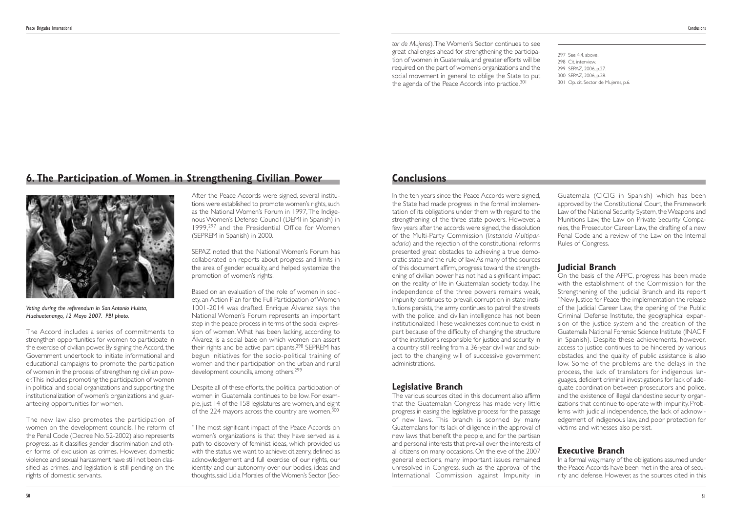## 6. The Participation of Women in Strengthening Civilian Power

*Voting during the referendum in San Antonio Huista, Huehuetenango, 12 Mayo 2007. PBI photo.*

The Accord includes a series of commitments to strengthen opportunities for women to participate in the exercise of civilian power. By signing the Accord, the Government undertook to initiate informational and educational campaigns to promote the participation of women in the process of strengthening civilian power. This includes promoting the participation of women in political and social organizations and supporting the institutionalization of women's organizations and guaranteeing opportunities for women.

The new law also promotes the participation of women on the development councils. The reform of the Penal Code (Decree No. 52-2002) also represents progress, as it classifies gender discrimination and other forms of exclusion as crimes. However, domestic violence and sexual harassment have still not been classified as crimes, and legislation is still pending on the rights of domestic servants.

After the Peace Accords were signed, several institutions were established to promote women's rights, such as the National Women's Forum in 1997, The Indigenous Women's Defense Council (DEMI in Spanish) in 1999,[297] and the Presidential Office for Women (SEPREM in Spanish) in 2000.

SEPAZ noted that the National Women's Forum has collaborated on reports about progress and limits in the area of gender equality, and helped systemize the promotion of women's rights.

Based on an evaluation of the role of women in society, an Action Plan for the Full Participation of Women 1001-2014 was drafted. Enrique Álvarez says the National Women's Forum represents an important step in the peace process in terms of the social expression of women. What has been lacking, according to Álvarez, is a social base on which women can assert their rights and be active participants.[298] SEPREM has begun initiatives for the socio-political training of women and their participation on the urban and rural development councils, among others.[299]

Despite all of these efforts, the political participation of women in Guatemala continues to be low. For example, just 14 of the 158 legislatures are women, and eight of the 224 mayors across the country are women.[300]

"The most significant impact of the Peace Accords on women's organizations is that they have served as a path to discovery of feminist ideas, which provided us with the status we want to achieve: citizenry, defined as acknowledgement and full exercise of our rights, our identity and our autonomy over our bodies, ideas and thoughts, said Lidia Morales of the Women's Sector (*Sector de Mujeres*). The Women's Sector continues to see great challenges ahead for strengthening the participation of women in Guatemala, and greater efforts will be required on the part of women's organizations and the social movement in general to oblige the State to put the agenda of the Peace Accords into practice.[301]

297 See 4.4. above.
298 Cit. interview.
299 SEPAZ, 2006, p.27.
300 SEPAZ, 2006, p.28.
301 Op. cit. Sector de Mujeres, p.6.

## Conclusions

In the ten years since the Peace Accords were signed, the State had made progress in the formal implementation of its obligations under them with regard to the strengthening of the three state powers. However, a few years after the accords were signed, the dissolution of the Multi-Party Commission (*Instancia Multipartidaria*) and the rejection of the constitutional reforms presented great obstacles to achieving a true democratic state and the rule of law. As many of the sources of this document affirm, progress toward the strengthening of civilian power has not had a significant impact on the reality of life in Guatemalan society today. The independence of the three powers remains weak, impunity continues to prevail, corruption in state institutions persists, the army continues to patrol the streets with the police, and civilian intelligence has not been institutionalized. These weaknesses continue to exist in part because of the difficulty of changing the structure of the institutions responsible for justice and security in a country still reeling from a 36-year civil war and subject to the changing will of successive government administrations.

### Legislative Branch

The various sources cited in this document also affirm that the Guatemalan Congress has made very little progress in easing the legislative process for the passage of new laws. This branch is scorned by many Guatemalans for its lack of diligence in the approval of new laws that benefit the people, and for the partisan and personal interests that prevail over the interests of all citizens on many occasions. On the eve of the 2007 general elections, many important issues remained unresolved in Congress, such as the approval of the International Commission against Impunity in Guatemala (CICIG in Spanish) which has been approved by the Constitutional Court, the Framework Law of the National Security System, the Weapons and Munitions Law, the Law on Private Security Companies, the Prosecutor Career Law, the drafting of a new Penal Code and a review of the Law on the Internal Rules of Congress.

### Judicial Branch

On the basis of the AFPC, progress has been made with the establishment of the Commission for the Strengthening of the Judicial Branch and its report "New Justice for Peace, the implementation the release of the Judicial Career Law, the opening of the Public Criminal Defense Institute, the geographical expansion of the justice system and the creation of the Guatemala National Forensic Science Institute (INACIF in Spanish). Despite these achievements, however, access to justice continues to be hindered by various obstacles, and the quality of public assistance is also low. Some of the problems are the delays in the process, the lack of translators for indigenous languages, deficient criminal investigations for lack of adequate coordination between prosecutors and police, and the existence of illegal clandestine security organizations that continue to operate with impunity. Problems with judicial independence, the lack of acknowledgement of indigenous law, and poor protection for victims and witnesses also persist.

### Executive Branch

In a formal way, many of the obligations assumed under the Peace Accords have been met in the area of security and defense. However, as the sources cited in this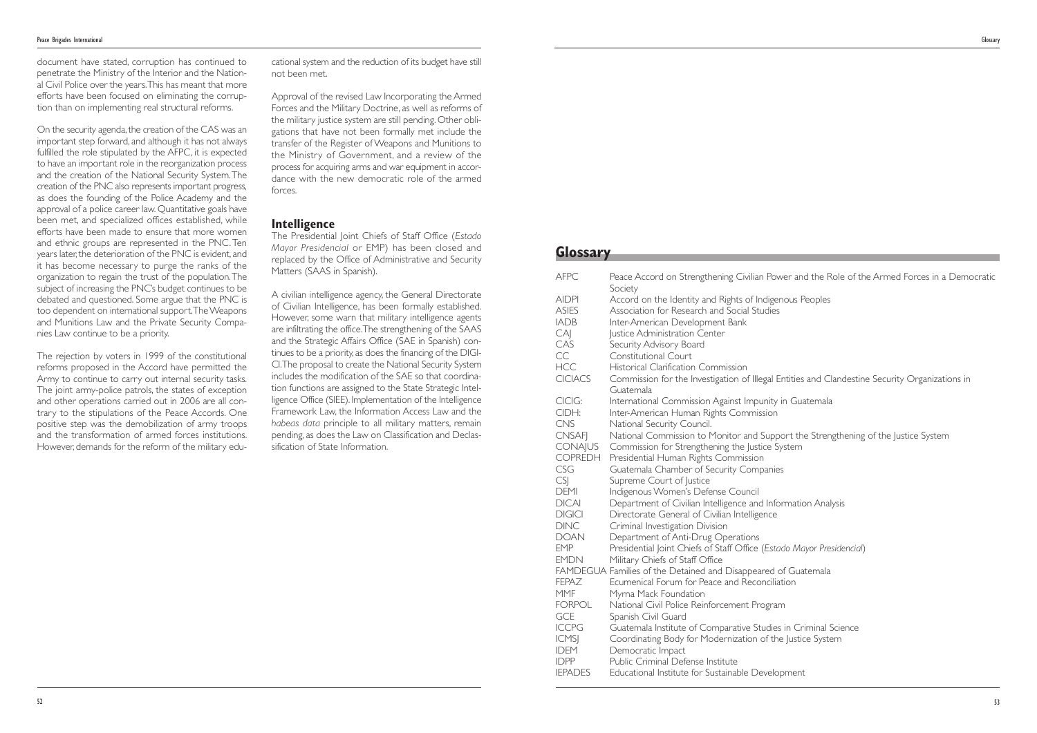document have stated, corruption has continued to penetrate the Ministry of the Interior and the National Civil Police over the years. This has meant that more efforts have been focused on eliminating the corruption than on implementing real structural reforms.

On the security agenda, the creation of the CAS was an important step forward, and although it has not always fulfilled the role stipulated by the AFPC, it is expected to have an important role in the reorganization process and the creation of the National Security System. The creation of the PNC also represents important progress, as does the founding of the Police Academy and the approval of a police career law. Quantitative goals have been met, and specialized offices established, while efforts have been made to ensure that more women and ethnic groups are represented in the PNC. Ten years later, the deterioration of the PNC is evident, and it has become necessary to purge the ranks of the organization to regain the trust of the population. The subject of increasing the PNC's budget continues to be debated and questioned. Some argue that the PNC is too dependent on international support. The Weapons and Munitions Law and the Private Security Companies Law continue to be a priority.

The rejection by voters in 1999 of the constitutional reforms proposed in the Accord have permitted the Army to continue to carry out internal security tasks. The joint army-police patrols, the states of exception and other operations carried out in 2006 are all contrary to the stipulations of the Peace Accords. One positive step was the demobilization of army troops and the transformation of armed forces institutions. However, demands for the reform of the military educational system and the reduction of its budget have still not been met.

Approval of the revised Law Incorporating the Armed Forces and the Military Doctrine, as well as reforms of the military justice system are still pending. Other obligations that have not been formally met include the transfer of the Register of Weapons and Munitions to the Ministry of Government, and a review of the process for acquiring arms and war equipment in accordance with the new democratic role of the armed forces.

## Intelligence

The Presidential Joint Chiefs of Staff Office (*Estado Mayor Presidencial* or EMP) has been closed and replaced by the Office of Administrative and Security Matters (SAAS in Spanish).

A civilian intelligence agency, the General Directorate of Civilian Intelligence, has been formally established. However, some warn that military intelligence agents are infiltrating the office. The strengthening of the SAAS and the Strategic Affairs Office (SAE in Spanish) continues to be a priority, as does the financing of the DIGICI. The proposal to create the National Security System includes the modification of the SAE so that coordination functions are assigned to the State Strategic Intelligence Office (SIEE). Implementation of the Intelligence Framework Law, the Information Access Law and the *habeas data* principle to all military matters, remain pending, as does the Law on Classification and Declassification of State Information.

# Glossary

| | |
|---|---|
| AFPC | Peace Accord on Strengthening Civilian Power and the Role of the Armed Forces in a Democratic Society |
| AIDPI | Accord on the Identity and Rights of Indigenous Peoples |
| ASIES | Association for Research and Social Studies |
| IADB | Inter-American Development Bank |
| CAJ | Justice Administration Center |
| CAS | Security Advisory Board |
| CC | Constitutional Court |
| HCC | Historical Clarification Commission |
| CICIACS | Commission for the Investigation of Illegal Entities and Clandestine Security Organizations in Guatemala |
| CICIG: | International Commission Against Impunity in Guatemala |
| CIDH: | Inter-American Human Rights Commission |
| CNS | National Security Council. |
| CNSAFJ | National Commission to Monitor and Support the Strengthening of the Justice System |
| CONAJUS | Commission for Strengthening the Justice System |
| COPREDH | Presidential Human Rights Commission |
| CSG | Guatemala Chamber of Security Companies |
| CSJ | Supreme Court of Justice |
| DEMI | Indigenous Women's Defense Council |
| DICAI | Department of Civilian Intelligence and Information Analysis |
| DIGICI | Directorate General of Civilian Intelligence |
| DINC | Criminal Investigation Division |
| DOAN | Department of Anti-Drug Operations |
| EMP | Presidential Joint Chiefs of Staff Office (*Estado Mayor Presidencial*) |
| EMDN | Military Chiefs of Staff Office |
| FAMDEGUA | Families of the Detained and Disappeared of Guatemala |
| FEPAZ | Ecumenical Forum for Peace and Reconciliation |
| MMF | Myrna Mack Foundation |
| FORPOL | National Civil Police Reinforcement Program |
| GCE | Spanish Civil Guard |
| ICCPG | Guatemala Institute of Comparative Studies in Criminal Science |
| ICMSJ | Coordinating Body for Modernization of the Justice System |
| IDEM | Democratic Impact |
| IDPP | Public Criminal Defense Institute |
| IEPADES | Educational Institute for Sustainable Development |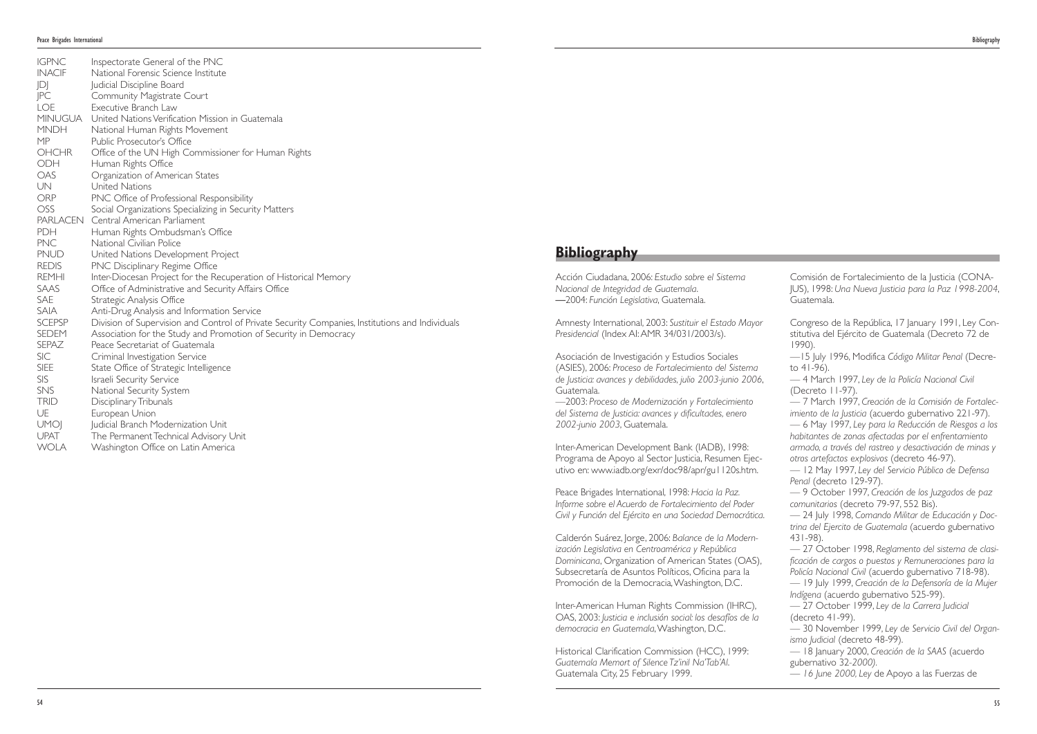| | |
|---|---|
| IGPNC | Inspectorate General of the PNC |
| INACIF | National Forensic Science Institute |
| JDJ | Judicial Discipline Board |
| JPC | Community Magistrate Court |
| LOE | Executive Branch Law |
| MINUGUA | United Nations Verification Mission in Guatemala |
| MNDH | National Human Rights Movement |
| MP | Public Prosecutor's Office |
| OHCHR | Office of the UN High Commissioner for Human Rights |
| ODH | Human Rights Office |
| OAS | Organization of American States |
| UN | United Nations |
| ORP | PNC Office of Professional Responsibility |
| OSS | Social Organizations Specializing in Security Matters |
| PARLACEN | Central American Parliament |
| PDH | Human Rights Ombudsman's Office |
| PNC | National Civilian Police |
| PNUD | United Nations Development Project |
| REDIS | PNC Disciplinary Regime Office |
| REMHI | Inter-Diocesan Project for the Recuperation of Historical Memory |
| SAAS | Office of Administrative and Security Affairs Office |
| SAE | Strategic Analysis Office |
| SAIA | Anti-Drug Analysis and Information Service |
| SCEPSP | Division of Supervision and Control of Private Security Companies, Institutions and Individuals |
| SEDEM | Association for the Study and Promotion of Security in Democracy |
| SEPAZ | Peace Secretariat of Guatemala |
| SIC | Criminal Investigation Service |
| SIEE | State Office of Strategic Intelligence |
| SIS | Israeli Security Service |
| SNS | National Security System |
| TRID | Disciplinary Tribunals |
| UE | European Union |
| UMOJ | Judicial Branch Modernization Unit |
| UPAT | The Permanent Technical Advisory Unit |
| WOLA | Washington Office on Latin America |

## Bibliography

Acción Ciudadana, 2006: *Estudio sobre el Sistema Nacional de Integridad de Guatemala*.
—2004: *Función Legislativa*, Guatemala.

Amnesty International, 2003: *Sustituir el Estado Mayor Presidencial* (Index AI: AMR 34/031/2003/s).

Asociación de Investigación y Estudios Sociales (ASIES), 2006: *Proceso de Fortalecimiento del Sistema de Justicia: avances y debilidades, julio 2003-junio 2006*, Guatemala.
—2003: *Proceso de Modernización y Fortalecimiento del Sistema de Justicia: avances y dificultades, enero 2002-junio 2003*, Guatemala.

Inter-American Development Bank (IADB), 1998: Programa de Apoyo al Sector Justicia, Resumen Ejecutivo en: www.iadb.org/exr/doc98/apr/gu1120s.htm.

Peace Brigades International, 1998: *Hacia la Paz. Informe sobre el Acuerdo de Fortalecimiento del Poder Civil y Función del Ejército en una Sociedad Democrática.*

Calderón Suárez, Jorge, 2006: *Balance de la Modernización Legislativa en Centroamérica y República Dominicana*, Organization of American States (OAS), Subsecretaría de Asuntos Políticos, Oficina para la Promoción de la Democracia, Washington, D.C.

Inter-American Human Rights Commission (IHRC), OAS, 2003: *Justicia e inclusión social: los desafíos de la democracia en Guatemala*, Washington, D.C.

Historical Clarification Commission (HCC), 1999: *Guatemala Memort of Silence Tz'inil Na'Tab'Al*. Guatemala City, 25 February 1999.

Comisión de Fortalecimiento de la Justicia (CONAJUS), 1998: *Una Nueva Justicia para la Paz 1998-2004*, Guatemala.

Congreso de la República, 17 January 1991, Ley Constitutiva del Ejército de Guatemala (Decreto 72 de 1990).
—15 July 1996, Modifica *Código Militar Penal* (Decreto 41-96).
— 4 March 1997, *Ley de la Policía Nacional Civil* (Decreto 11-97).
— 7 March 1997, *Creación de la Comisión de Fortalecimiento de la Justicia* (acuerdo gubernativo 221-97).
— 6 May 1997, *Ley para la Reducción de Riesgos a los habitantes de zonas afectadas por el enfrentamiento armado, a través del rastreo y desactivación de minas y otros artefactos explosivos* (decreto 46-97).
— 12 May 1997, *Ley del Servicio Público de Defensa Penal* (decreto 129-97).
— 9 October 1997, *Creación de los Juzgados de paz comunitarios* (decreto 79-97, 552 Bis).
— 24 July 1998, *Comando Militar de Educación y Doctrina del Ejercito de Guatemala* (acuerdo gubernativo 431-98).
— 27 October 1998, *Reglamento del sistema de clasificación de cargos o puestos y Remuneraciones para la Policía Nacional Civil* (acuerdo gubernativo 718-98).
— 19 July 1999, *Creación de la Defensoría de la Mujer Indígena* (acuerdo gubernativo 525-99).
— 27 October 1999, *Ley de la Carrera Judicial* (decreto 41-99).
— 30 November 1999, *Ley de Servicio Civil del Organismo Judicial* (decreto 48-99).
— 18 January 2000, *Creación de la SAAS* (acuerdo gubernativo 32-*2000).*
— *16 June 2000, Ley* de Apoyo a las Fuerzas de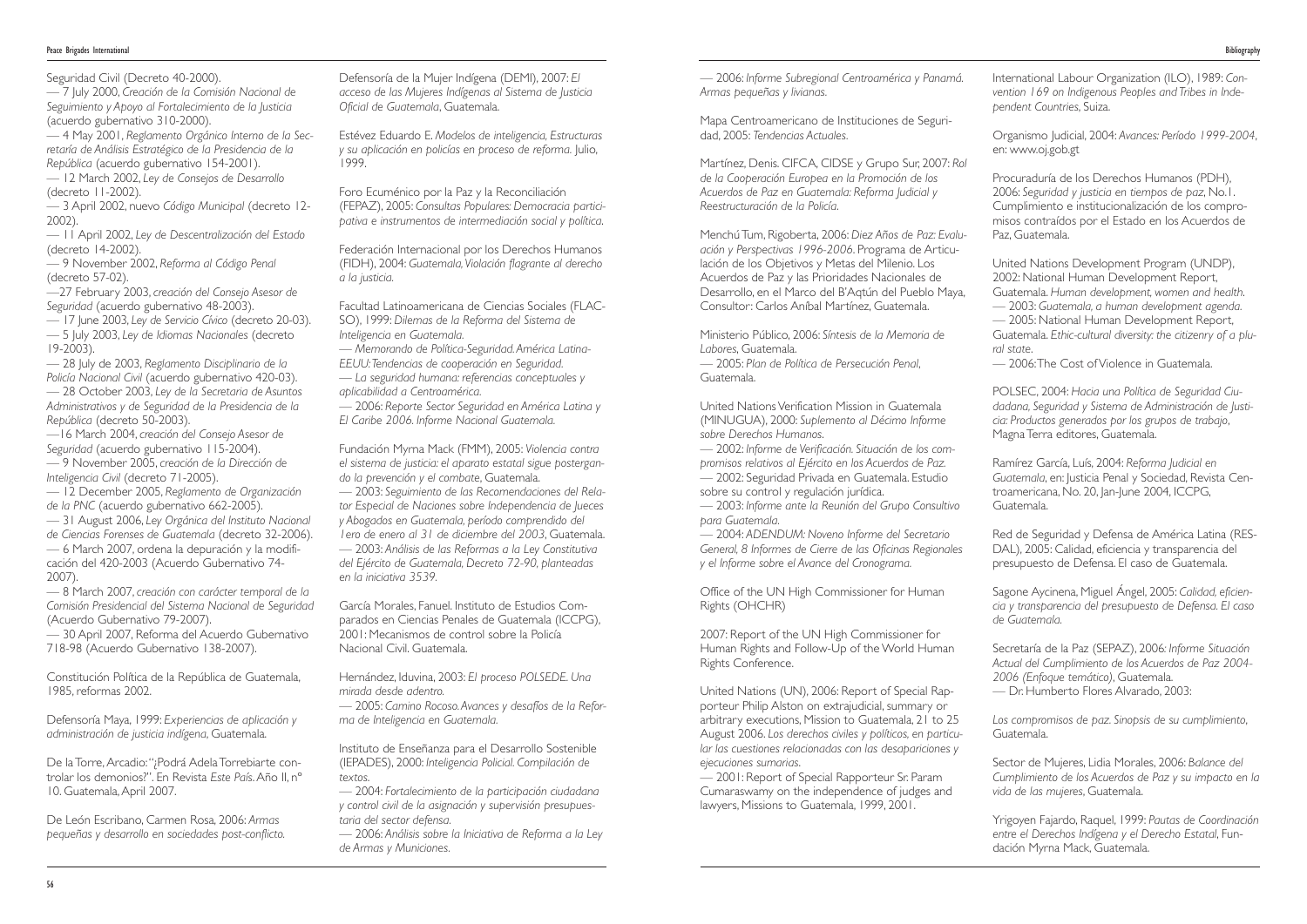Seguridad Civil (Decreto 40-2000).

— 7 July 2000, *Creación de la Comisión Nacional de Seguimiento y Apoyo al Fortalecimiento de la Justicia* (acuerdo gubernativo 310-2000).

— 4 May 2001, *Reglamento Orgónico Interno de la Secretaría de Análisis Estratégico de la Presidencia de la República* (acuerdo gubernativo 154-2001).

— 12 March 2002, *Ley de Consejos de Desarrollo* (decreto 11-2002).

— 3 April 2002, nuevo *Código Municipal* (decreto 12-2002).

— 11 April 2002, *Ley de Descentralización del Estado* (decreto 14-2002).

— 9 November 2002, *Reforma al Código Penal* (decreto 57-02).

—27 February 2003, *creación del Consejo Asesor de Seguridad* (acuerdo gubernativo 48-2003).

— 17 June 2003, *Ley de Servicio Cívico* (decreto 20-03).

— 5 July 2003, *Ley de Idiomas Nacionales* (decreto 19-2003).

— 28 July de 2003, *Reglamento Disciplinario de la Policía Nacional Civil* (acuerdo gubernativo 420-03).

— 28 October 2003, *Ley de la Secretaria de Asuntos Administrativos y de Seguridad de la Presidencia de la República* (decreto 50-2003).

—16 March 2004, *creación del Consejo Asesor de Seguridad* (acuerdo gubernativo 115-2004).

— 9 November 2005, *creación de la Dirección de Inteligencia Civil* (decreto 71-2005).

— 12 December 2005, *Reglamento de Organización de la PNC* (acuerdo gubernativo 662-2005).

— 31 August 2006, *Ley Orgánica del Instituto Nacional de Ciencias Forenses de Guatemala* (decreto 32-2006).

— 6 March 2007, ordena la depuración y la modificación del 420-2003 (Acuerdo Gubernativo 74-2007).

— 8 March 2007, *creación con carácter temporal de la Comisión Presidencial del Sistema Nacional de Seguridad* (Acuerdo Gubernativo 79-2007).

— 30 April 2007, Reforma del Acuerdo Gubernativo 718-98 (Acuerdo Gubernativo 138-2007).

Constitución Política de la República de Guatemala, 1985, reformas 2002.

Defensoría Maya, 1999: *Experiencias de aplicación y administración de justicia indígena*, Guatemala.

De la Torre, Arcadio: "¿Podrá Adela Torrebiarte controlar los demonios?". En Revista *Este País*. Año II, nº 10. Guatemala, April 2007.

De León Escribano, Carmen Rosa, 2006: *Armas pequeñas y desarrollo en sociedades post-conflicto.*

Defensoría de la Mujer Indígena (DEMI), 2007: *El acceso de las Mujeres Indígenas al Sistema de Justicia Oficial de Guatemala*, Guatemala.

Estévez Eduardo E. *Modelos de inteligencia, Estructuras y su aplicación en policías en proceso de reforma.* Julio, 1999.

Foro Ecuménico por la Paz y la Reconciliación (FEPAZ), 2005: *Consultas Populares: Democracia participativa e instrumentos de intermediación social y política.*

Federación Internacional por los Derechos Humanos (FIDH), 2004: *Guatemala, Violación flagrante al derecho a la justicia.*

Facultad Latinoamericana de Ciencias Sociales (FLACSO), 1999: *Dilemas de la Reforma del Sistema de Inteligencia en Guatemala.*

— *Memorando de Política-Seguridad. América Latina-EEUU: Tendencias de cooperación en Seguridad.*

— *La seguridad humana: referencias conceptuales y aplicabilidad a Centroamérica.*

— 2006: *Reporte Sector Seguridad en América Latina y El Caribe 2006. Informe Nacional Guatemala.*

Fundación Myrna Mack (FMM), 2005: *Violencia contra el sistema de justicia: el aparato estatal sigue postergando la prevención y el combate*, Guatemala.

— 2003: *Seguimiento de las Recomendaciones del Relator Especial de Naciones sobre Independencia de Jueces y Abogados en Guatemala, período comprendido del 1ero de enero al 31 de diciembre del 2003*, Guatemala.

— 2003: *Análisis de las Reformas a la Ley Constitutiva del Ejército de Guatemala, Decreto 72-90, planteadas en la iniciativa 3539.*

García Morales, Fanuel. Instituto de Estudios Comparados en Ciencias Penales de Guatemala (ICCPG), 2001: Mecanismos de control sobre la Policía Nacional Civil. Guatemala.

Hernández, Iduvina, 2003: *El proceso POLSEDE. Una mirada desde adentro.*

— 2005: *Camino Rocoso. Avances y desafíos de la Reforma de Inteligencia en Guatemala.*

Instituto de Enseñanza para el Desarrollo Sostenible (IEPADES), 2000: *Inteligencia Policial. Compilación de textos.*

— 2004: *Fortalecimiento de la participación ciudadana y control civil de la asignación y supervisión presupuestaria del sector defensa.*

— 2006: *Análisis sobre la Iniciativa de Reforma a la Ley de Armas y Municiones.*

— 2006: *Informe Subregional Centroamérica y Panamá. Armas pequeñas y livianas.*

Mapa Centroamericano de Instituciones de Seguridad, 2005: *Tendencias Actuales.*

Martínez, Denis. CIFCA, CIDSE y Grupo Sur, 2007: *Rol de la Cooperación Europea en la Promoción de los Acuerdos de Paz en Guatemala: Reforma Judicial y Reestructuración de la Policía.*

Menchú Tum, Rigoberta, 2006: *Diez Años de Paz: Evaluación y Perspectivas 1996-2006*. Programa de Articulación de los Objetivos y Metas del Milenio. Los Acuerdos de Paz y las Prioridades Nacionales de Desarrollo, en el Marco del B'Aqtún del Pueblo Maya, Consultor: Carlos Aníbal Martínez, Guatemala.

Ministerio Público, 2006: *Síntesis de la Memoria de Labores*, Guatemala.

— 2005: *Plan de Política de Persecución Penal*, Guatemala.

United Nations Verification Mission in Guatemala (MINUGUA), 2000: *Suplemento al Décimo Informe sobre Derechos Humanos.*

— 2002: *Informe de Verificación. Situación de los compromisos relativos al Ejército en los Acuerdos de Paz.*

— 2002: Seguridad Privada en Guatemala. Estudio sobre su control y regulación jurídica.

— 2003: *Informe ante la Reunión del Grupo Consultivo para Guatemala.*

— 2004: *ADENDUM: Noveno Informe del Secretario General, 8 Informes de Cierre de las Oficinas Regionales y el Informe sobre el Avance del Cronograma.*

Office of the UN High Commissioner for Human Rights (OHCHR)

2007: Report of the UN High Commissioner for Human Rights and Follow-Up of the World Human Rights Conference.

United Nations (UN), 2006: Report of Special Rapporteur Philip Alston on extrajudicial, summary or arbitrary executions, Mission to Guatemala, 21 to 25 August 2006. *Los derechos civiles y políticos, en particular las cuestiones relacionadas con las desapariciones y ejecuciones sumarias.*

— 2001: Report of Special Rapporteur Sr. Param Cumaraswamy on the independence of judges and lawyers, Missions to Guatemala, 1999, 2001.

International Labour Organization (ILO), 1989: *Convention 169 on Indigenous Peoples and Tribes in Independent Countries*, Suiza.

Organismo Judicial, 2004: *Avances: Período 1999-2004*, en: www.oj.gob.gt

Procuraduría de los Derechos Humanos (PDH), 2006: *Seguridad y justicia en tiempos de paz*, No.1. Cumplimiento e institucionalización de los compromisos contraídos por el Estado en los Acuerdos de Paz, Guatemala.

United Nations Development Program (UNDP), 2002: National Human Development Report, Guatemala. *Human development, women and health.*

— 2003: *Guatemala, a human development agenda.*

— 2005: National Human Development Report, Guatemala. *Ethic-cultural diversity: the citizenry of a plural state.*

— 2006: The Cost of Violence in Guatemala.

POLSEC, 2004: *Hacia una Política de Seguridad Ciudadana, Seguridad y Sistema de Administración de Justicia: Productos generados por los grupos de trabajo*, Magna Terra editores, Guatemala.

Ramírez García, Luís, 2004: *Reforma Judicial en Guatemala*, en: Justicia Penal y Sociedad, Revista Centroamericana, No. 20, Jan-June 2004, ICCPG, Guatemala.

Red de Seguridad y Defensa de América Latina (RESDAL), 2005: Calidad, eficiencia y transparencia del presupuesto de Defensa. El caso de Guatemala.

Sagone Aycinena, Miguel Ángel, 2005: *Calidad, eficiencia y transparencia del presupuesto de Defensa. El caso de Guatemala.*

Secretaría de la Paz (SEPAZ), 2006: *Informe Situación Actual del Cumplimiento de los Acuerdos de Paz 2004-2006 (Enfoque temático)*, Guatemala.

— Dr. Humberto Flores Alvarado, 2003:

*Los compromisos de paz. Sinopsis de su cumplimiento*, Guatemala.

Sector de Mujeres, Lidia Morales, 2006: *Balance del Cumplimiento de los Acuerdos de Paz y su impacto en la vida de las mujeres*, Guatemala.

Yrigoyen Fajardo, Raquel, 1999: *Pautas de Coordinación entre el Derechos Indígena y el Derecho Estatal*, Fundación Myrna Mack, Guatemala.